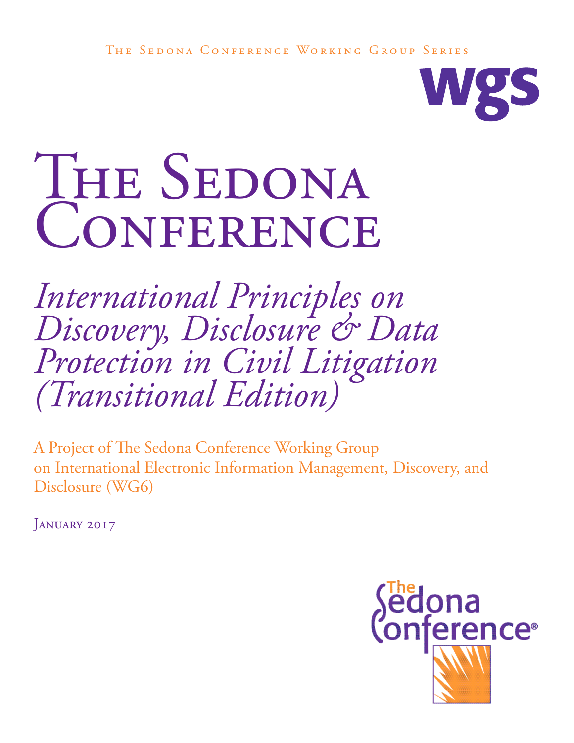The Sedona Conference Working Group Series

wgs

# The Sedona Conference

## *International Principles on Discovery, Disclosure & Data Protection in Civil Litigation (Transitional Edition)*

A Project of The Sedona Conference Working Group on International Electronic Information Management, Discovery, and Disclosure (WG6)

January 2017

The Sedona Conference®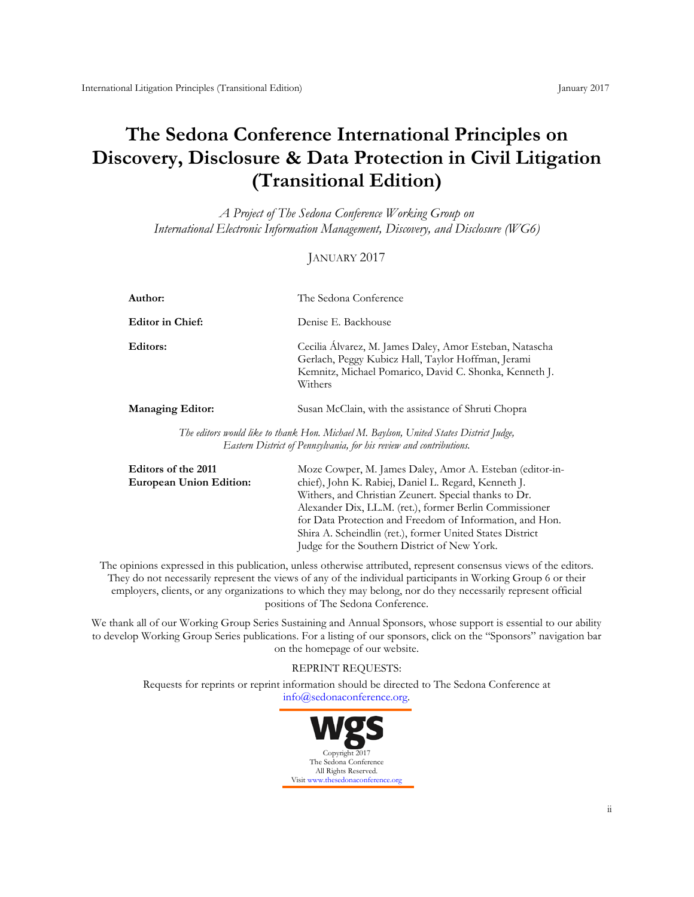# The Sedona Conference International Principles on Discovery, Disclosure & Data Protection in Civil Litigation (Transitional Edition)

*A Project of The Sedona Conference Working Group on International Electronic Information Management, Discovery, and Disclosure (WG6)*

JANUARY 2017

| | |
|---|---|
| **Author:** | The Sedona Conference |
| **Editor in Chief:** | Denise E. Backhouse |
| **Editors:** | Cecilia Álvarez, M. James Daley, Amor Esteban, Natascha Gerlach, Peggy Kubicz Hall, Taylor Hoffman, Jerami Kemnitz, Michael Pomarico, David C. Shonka, Kenneth J. Withers |
| **Managing Editor:** | Susan McClain, with the assistance of Shruti Chopra |

*The editors would like to thank Hon. Michael M. Baylson, United States District Judge, Eastern District of Pennsylvania, for his review and contributions.*

| | |
|---|---|
| **Editors of the 2011 European Union Edition:** | Moze Cowper, M. James Daley, Amor A. Esteban (editor-in-chief), John K. Rabiej, Daniel L. Regard, Kenneth J. Withers, and Christian Zeunert. Special thanks to Dr. Alexander Dix, LL.M. (ret.), former Berlin Commissioner for Data Protection and Freedom of Information, and Hon. Shira A. Scheindlin (ret.), former United States District Judge for the Southern District of New York. |

The opinions expressed in this publication, unless otherwise attributed, represent consensus views of the editors. They do not necessarily represent the views of any of the individual participants in Working Group 6 or their employers, clients, or any organizations to which they may belong, nor do they necessarily represent official positions of The Sedona Conference.

We thank all of our Working Group Series Sustaining and Annual Sponsors, whose support is essential to our ability to develop Working Group Series publications. For a listing of our sponsors, click on the "Sponsors" navigation bar on the homepage of our website.

REPRINT REQUESTS:

Requests for reprints or reprint information should be directed to The Sedona Conference at info@sedonaconference.org.

wgs

Copyright 2017
The Sedona Conference
All Rights Reserved.
Visit www.thesedonaconference.org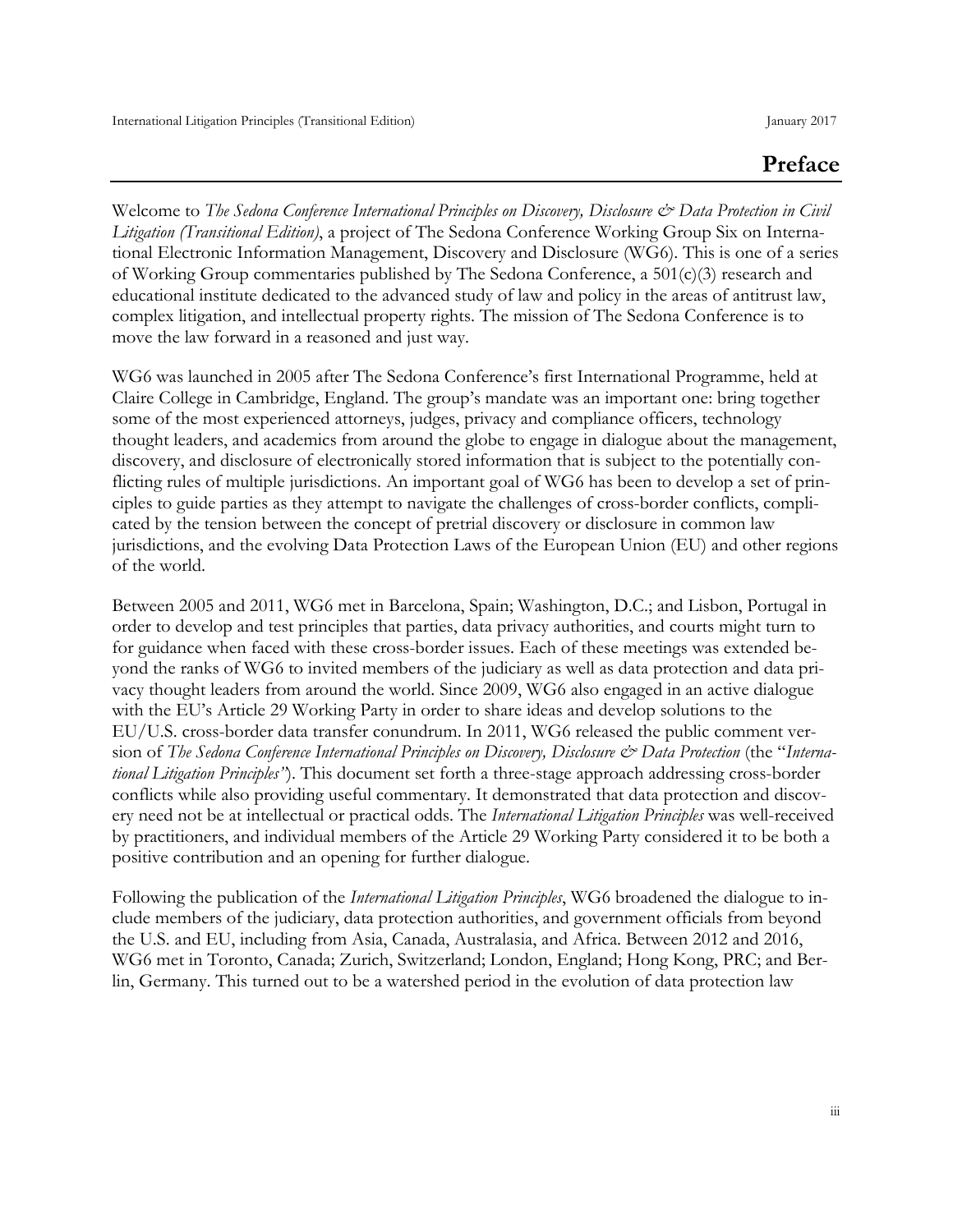# Preface

Welcome to *The Sedona Conference International Principles on Discovery, Disclosure & Data Protection in Civil Litigation (Transitional Edition)*, a project of The Sedona Conference Working Group Six on International Electronic Information Management, Discovery and Disclosure (WG6). This is one of a series of Working Group commentaries published by The Sedona Conference, a 501(c)(3) research and educational institute dedicated to the advanced study of law and policy in the areas of antitrust law, complex litigation, and intellectual property rights. The mission of The Sedona Conference is to move the law forward in a reasoned and just way.

WG6 was launched in 2005 after The Sedona Conference's first International Programme, held at Claire College in Cambridge, England. The group's mandate was an important one: bring together some of the most experienced attorneys, judges, privacy and compliance officers, technology thought leaders, and academics from around the globe to engage in dialogue about the management, discovery, and disclosure of electronically stored information that is subject to the potentially conflicting rules of multiple jurisdictions. An important goal of WG6 has been to develop a set of principles to guide parties as they attempt to navigate the challenges of cross-border conflicts, complicated by the tension between the concept of pretrial discovery or disclosure in common law jurisdictions, and the evolving Data Protection Laws of the European Union (EU) and other regions of the world.

Between 2005 and 2011, WG6 met in Barcelona, Spain; Washington, D.C.; and Lisbon, Portugal in order to develop and test principles that parties, data privacy authorities, and courts might turn to for guidance when faced with these cross-border issues. Each of these meetings was extended beyond the ranks of WG6 to invited members of the judiciary as well as data protection and data privacy thought leaders from around the world. Since 2009, WG6 also engaged in an active dialogue with the EU's Article 29 Working Party in order to share ideas and develop solutions to the EU/U.S. cross-border data transfer conundrum. In 2011, WG6 released the public comment version of *The Sedona Conference International Principles on Discovery, Disclosure & Data Protection* (the "*International Litigation Principles*"). This document set forth a three-stage approach addressing cross-border conflicts while also providing useful commentary. It demonstrated that data protection and discovery need not be at intellectual or practical odds. The *International Litigation Principles* was well-received by practitioners, and individual members of the Article 29 Working Party considered it to be both a positive contribution and an opening for further dialogue.

Following the publication of the *International Litigation Principles*, WG6 broadened the dialogue to include members of the judiciary, data protection authorities, and government officials from beyond the U.S. and EU, including from Asia, Canada, Australasia, and Africa. Between 2012 and 2016, WG6 met in Toronto, Canada; Zurich, Switzerland; London, England; Hong Kong, PRC; and Berlin, Germany. This turned out to be a watershed period in the evolution of data protection law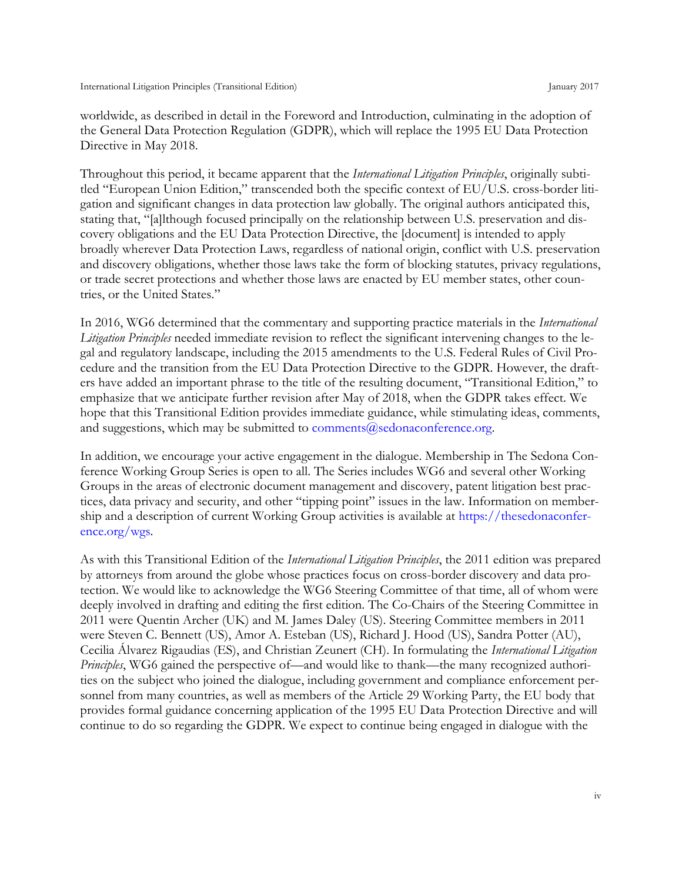worldwide, as described in detail in the Foreword and Introduction, culminating in the adoption of the General Data Protection Regulation (GDPR), which will replace the 1995 EU Data Protection Directive in May 2018.

Throughout this period, it became apparent that the *International Litigation Principles*, originally subtitled "European Union Edition," transcended both the specific context of EU/U.S. cross-border litigation and significant changes in data protection law globally. The original authors anticipated this, stating that, "[a]lthough focused principally on the relationship between U.S. preservation and discovery obligations and the EU Data Protection Directive, the [document] is intended to apply broadly wherever Data Protection Laws, regardless of national origin, conflict with U.S. preservation and discovery obligations, whether those laws take the form of blocking statutes, privacy regulations, or trade secret protections and whether those laws are enacted by EU member states, other countries, or the United States."

In 2016, WG6 determined that the commentary and supporting practice materials in the *International Litigation Principles* needed immediate revision to reflect the significant intervening changes to the legal and regulatory landscape, including the 2015 amendments to the U.S. Federal Rules of Civil Procedure and the transition from the EU Data Protection Directive to the GDPR. However, the drafters have added an important phrase to the title of the resulting document, "Transitional Edition," to emphasize that we anticipate further revision after May of 2018, when the GDPR takes effect. We hope that this Transitional Edition provides immediate guidance, while stimulating ideas, comments, and suggestions, which may be submitted to comments@sedonaconference.org.

In addition, we encourage your active engagement in the dialogue. Membership in The Sedona Conference Working Group Series is open to all. The Series includes WG6 and several other Working Groups in the areas of electronic document management and discovery, patent litigation best practices, data privacy and security, and other "tipping point" issues in the law. Information on membership and a description of current Working Group activities is available at https://thesedonaconference.org/wgs.

As with this Transitional Edition of the *International Litigation Principles*, the 2011 edition was prepared by attorneys from around the globe whose practices focus on cross-border discovery and data protection. We would like to acknowledge the WG6 Steering Committee of that time, all of whom were deeply involved in drafting and editing the first edition. The Co-Chairs of the Steering Committee in 2011 were Quentin Archer (UK) and M. James Daley (US). Steering Committee members in 2011 were Steven C. Bennett (US), Amor A. Esteban (US), Richard J. Hood (US), Sandra Potter (AU), Cecilia Álvarez Rigaudias (ES), and Christian Zeunert (CH). In formulating the *International Litigation Principles*, WG6 gained the perspective of—and would like to thank—the many recognized authorities on the subject who joined the dialogue, including government and compliance enforcement personnel from many countries, as well as members of the Article 29 Working Party, the EU body that provides formal guidance concerning application of the 1995 EU Data Protection Directive and will continue to do so regarding the GDPR. We expect to continue being engaged in dialogue with the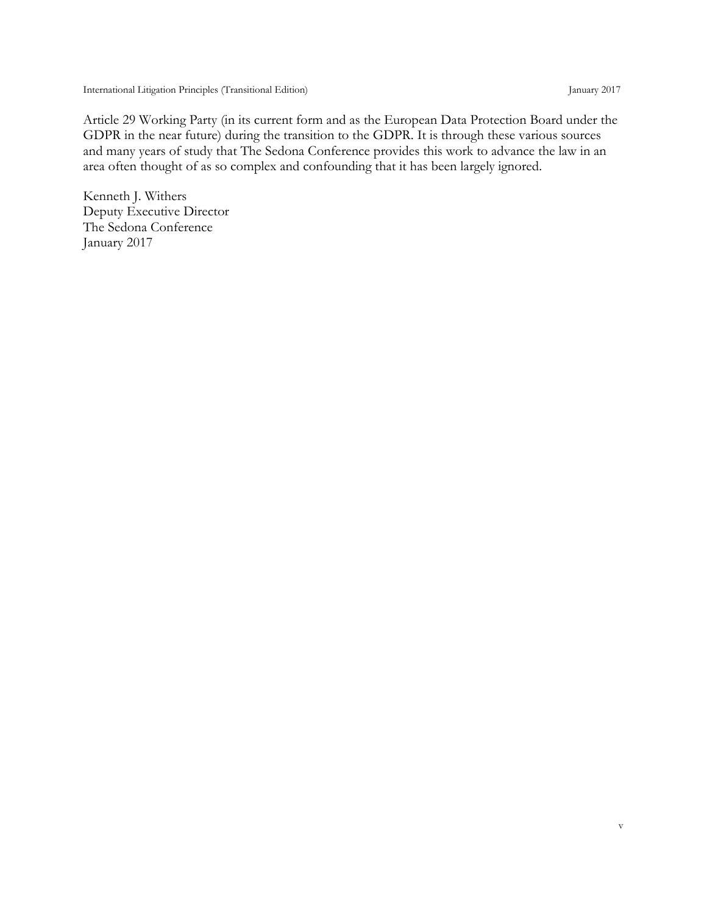Article 29 Working Party (in its current form and as the European Data Protection Board under the GDPR in the near future) during the transition to the GDPR. It is through these various sources and many years of study that The Sedona Conference provides this work to advance the law in an area often thought of as so complex and confounding that it has been largely ignored.

Kenneth J. Withers  
Deputy Executive Director  
The Sedona Conference  
January 2017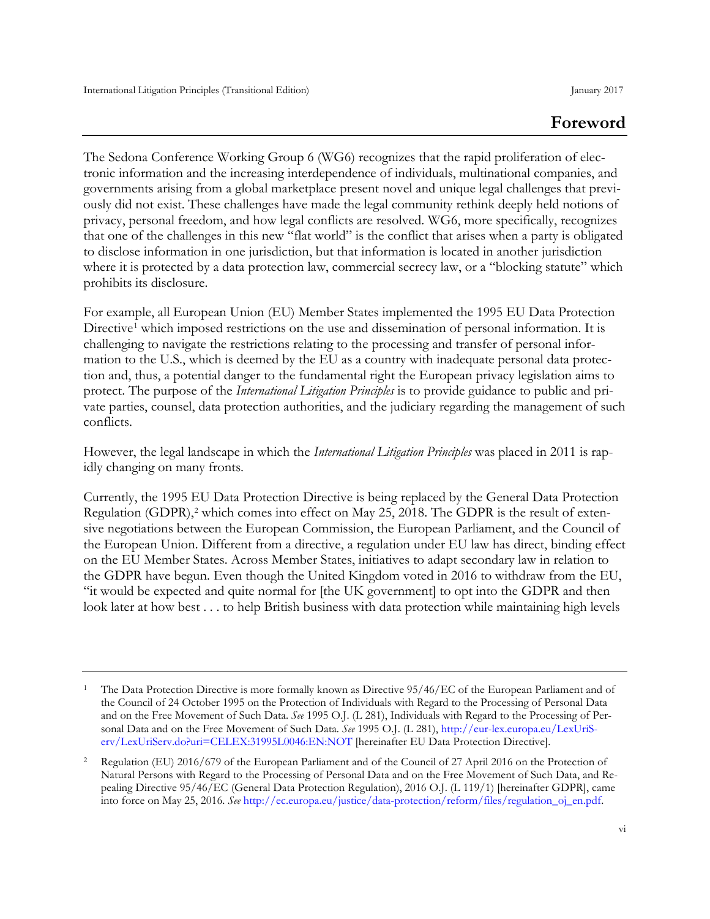# Foreword

The Sedona Conference Working Group 6 (WG6) recognizes that the rapid proliferation of electronic information and the increasing interdependence of individuals, multinational companies, and governments arising from a global marketplace present novel and unique legal challenges that previously did not exist. These challenges have made the legal community rethink deeply held notions of privacy, personal freedom, and how legal conflicts are resolved. WG6, more specifically, recognizes that one of the challenges in this new "flat world" is the conflict that arises when a party is obligated to disclose information in one jurisdiction, but that information is located in another jurisdiction where it is protected by a data protection law, commercial secrecy law, or a "blocking statute" which prohibits its disclosure.

For example, all European Union (EU) Member States implemented the 1995 EU Data Protection Directive[1] which imposed restrictions on the use and dissemination of personal information. It is challenging to navigate the restrictions relating to the processing and transfer of personal information to the U.S., which is deemed by the EU as a country with inadequate personal data protection and, thus, a potential danger to the fundamental right the European privacy legislation aims to protect. The purpose of the *International Litigation Principles* is to provide guidance to public and private parties, counsel, data protection authorities, and the judiciary regarding the management of such conflicts.

However, the legal landscape in which the *International Litigation Principles* was placed in 2011 is rapidly changing on many fronts.

Currently, the 1995 EU Data Protection Directive is being replaced by the General Data Protection Regulation (GDPR),[2] which comes into effect on May 25, 2018. The GDPR is the result of extensive negotiations between the European Commission, the European Parliament, and the Council of the European Union. Different from a directive, a regulation under EU law has direct, binding effect on the EU Member States. Across Member States, initiatives to adapt secondary law in relation to the GDPR have begun. Even though the United Kingdom voted in 2016 to withdraw from the EU, "it would be expected and quite normal for [the UK government] to opt into the GDPR and then look later at how best . . . to help British business with data protection while maintaining high levels

---

[1] The Data Protection Directive is more formally known as Directive 95/46/EC of the European Parliament and of the Council of 24 October 1995 on the Protection of Individuals with Regard to the Processing of Personal Data and on the Free Movement of Such Data. *See* 1995 O.J. (L 281), Individuals with Regard to the Processing of Personal Data and on the Free Movement of Such Data. *See* 1995 O.J. (L 281), http://eur-lex.europa.eu/LexUriServ/LexUriServ.do?uri=CELEX:31995L0046:EN:NOT [hereinafter EU Data Protection Directive].

[2] Regulation (EU) 2016/679 of the European Parliament and of the Council of 27 April 2016 on the Protection of Natural Persons with Regard to the Processing of Personal Data and on the Free Movement of Such Data, and Repealing Directive 95/46/EC (General Data Protection Regulation), 2016 O.J. (L 119/1) [hereinafter GDPR], came into force on May 25, 2016. *See* http://ec.europa.eu/justice/data-protection/reform/files/regulation_oj_en.pdf.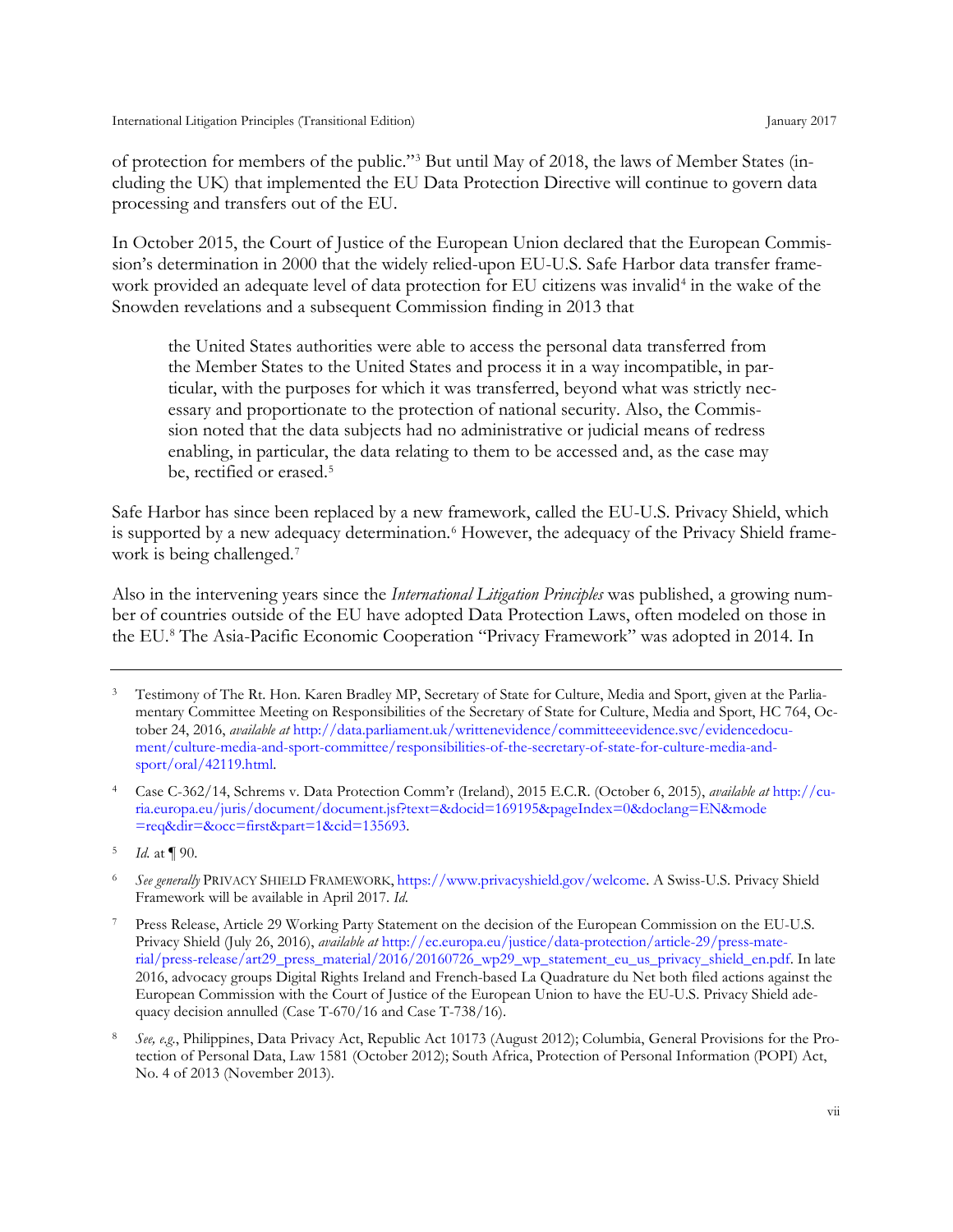of protection for members of the public."[3] But until May of 2018, the laws of Member States (including the UK) that implemented the EU Data Protection Directive will continue to govern data processing and transfers out of the EU.

In October 2015, the Court of Justice of the European Union declared that the European Commission's determination in 2000 that the widely relied-upon EU-U.S. Safe Harbor data transfer framework provided an adequate level of data protection for EU citizens was invalid[4] in the wake of the Snowden revelations and a subsequent Commission finding in 2013 that

> the United States authorities were able to access the personal data transferred from the Member States to the United States and process it in a way incompatible, in particular, with the purposes for which it was transferred, beyond what was strictly necessary and proportionate to the protection of national security. Also, the Commission noted that the data subjects had no administrative or judicial means of redress enabling, in particular, the data relating to them to be accessed and, as the case may be, rectified or erased.[5]

Safe Harbor has since been replaced by a new framework, called the EU-U.S. Privacy Shield, which is supported by a new adequacy determination.[6] However, the adequacy of the Privacy Shield framework is being challenged.[7]

Also in the intervening years since the *International Litigation Principles* was published, a growing number of countries outside of the EU have adopted Data Protection Laws, often modeled on those in the EU.[8] The Asia-Pacific Economic Cooperation "Privacy Framework" was adopted in 2014. In

---

[3] Testimony of The Rt. Hon. Karen Bradley MP, Secretary of State for Culture, Media and Sport, given at the Parliamentary Committee Meeting on Responsibilities of the Secretary of State for Culture, Media and Sport, HC 764, October 24, 2016, *available at* http://data.parliament.uk/writtenevidence/committeeevidence.svc/evidencedocument/culture-media-and-sport-committee/responsibilities-of-the-secretary-of-state-for-culture-media-and-sport/oral/42119.html.

[4] Case C-362/14, Schrems v. Data Protection Comm'r (Ireland), 2015 E.C.R. (October 6, 2015), *available at* http://curia.europa.eu/juris/document/document.jsf?text=&docid=169195&pageIndex=0&doclang=EN&mode=req&dir=&occ=first&part=1&cid=135693.

[5] *Id.* at ¶ 90.

[6] *See generally* PRIVACY SHIELD FRAMEWORK, https://www.privacyshield.gov/welcome. A Swiss-U.S. Privacy Shield Framework will be available in April 2017. *Id.*

[7] Press Release, Article 29 Working Party Statement on the decision of the European Commission on the EU-U.S. Privacy Shield (July 26, 2016), *available at* http://ec.europa.eu/justice/data-protection/article-29/press-material/press-release/art29_press_material/2016/20160726_wp29_wp_statement_eu_us_privacy_shield_en.pdf. In late 2016, advocacy groups Digital Rights Ireland and French-based La Quadrature du Net both filed actions against the European Commission with the Court of Justice of the European Union to have the EU-U.S. Privacy Shield adequacy decision annulled (Case T-670/16 and Case T-738/16).

[8] *See, e.g.*, Philippines, Data Privacy Act, Republic Act 10173 (August 2012); Columbia, General Provisions for the Protection of Personal Data, Law 1581 (October 2012); South Africa, Protection of Personal Information (POPI) Act, No. 4 of 2013 (November 2013).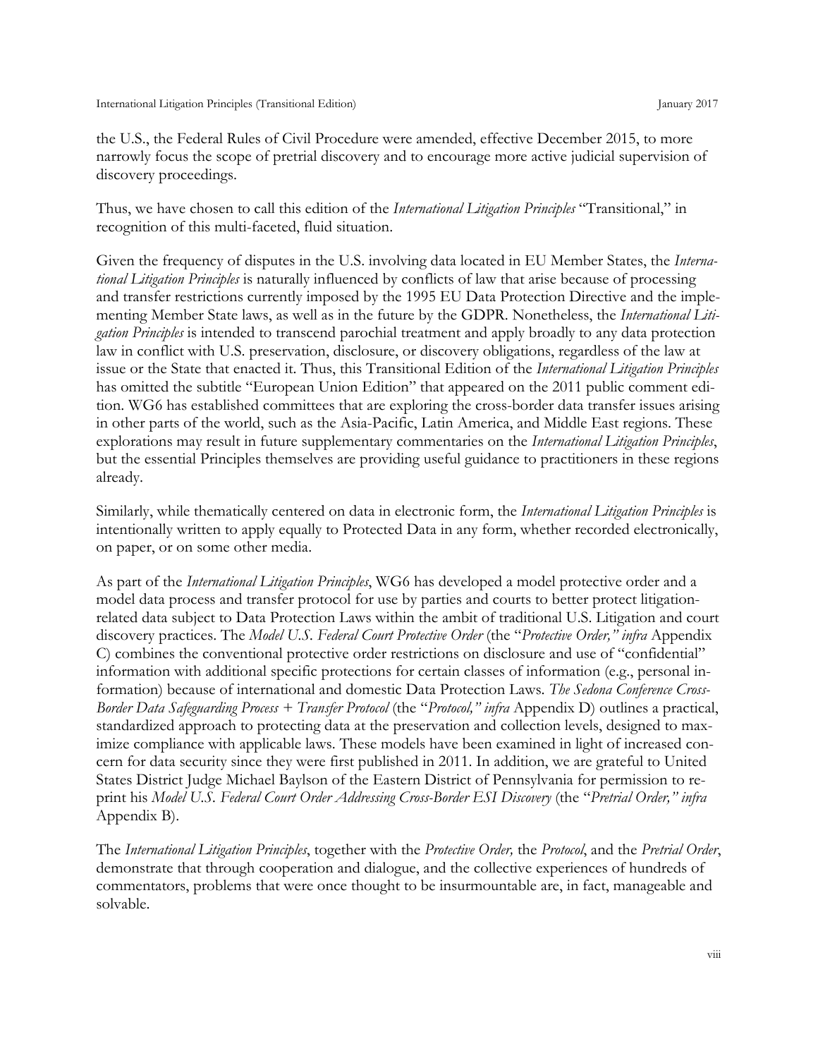the U.S., the Federal Rules of Civil Procedure were amended, effective December 2015, to more narrowly focus the scope of pretrial discovery and to encourage more active judicial supervision of discovery proceedings.

Thus, we have chosen to call this edition of the *International Litigation Principles* "Transitional," in recognition of this multi-faceted, fluid situation.

Given the frequency of disputes in the U.S. involving data located in EU Member States, the *International Litigation Principles* is naturally influenced by conflicts of law that arise because of processing and transfer restrictions currently imposed by the 1995 EU Data Protection Directive and the implementing Member State laws, as well as in the future by the GDPR. Nonetheless, the *International Litigation Principles* is intended to transcend parochial treatment and apply broadly to any data protection law in conflict with U.S. preservation, disclosure, or discovery obligations, regardless of the law at issue or the State that enacted it. Thus, this Transitional Edition of the *International Litigation Principles* has omitted the subtitle "European Union Edition" that appeared on the 2011 public comment edition. WG6 has established committees that are exploring the cross-border data transfer issues arising in other parts of the world, such as the Asia-Pacific, Latin America, and Middle East regions. These explorations may result in future supplementary commentaries on the *International Litigation Principles*, but the essential Principles themselves are providing useful guidance to practitioners in these regions already.

Similarly, while thematically centered on data in electronic form, the *International Litigation Principles* is intentionally written to apply equally to Protected Data in any form, whether recorded electronically, on paper, or on some other media.

As part of the *International Litigation Principles*, WG6 has developed a model protective order and a model data process and transfer protocol for use by parties and courts to better protect litigation-related data subject to Data Protection Laws within the ambit of traditional U.S. Litigation and court discovery practices. The *Model U.S. Federal Court Protective Order* (the "*Protective Order," infra* Appendix C) combines the conventional protective order restrictions on disclosure and use of "confidential" information with additional specific protections for certain classes of information (e.g., personal information) because of international and domestic Data Protection Laws. *The Sedona Conference Cross-Border Data Safeguarding Process + Transfer Protocol* (the "*Protocol," infra* Appendix D) outlines a practical, standardized approach to protecting data at the preservation and collection levels, designed to maximize compliance with applicable laws. These models have been examined in light of increased concern for data security since they were first published in 2011. In addition, we are grateful to United States District Judge Michael Baylson of the Eastern District of Pennsylvania for permission to reprint his *Model U.S. Federal Court Order Addressing Cross-Border ESI Discovery* (the "*Pretrial Order," infra* Appendix B).

The *International Litigation Principles*, together with the *Protective Order,* the *Protocol*, and the *Pretrial Order*, demonstrate that through cooperation and dialogue, and the collective experiences of hundreds of commentators, problems that were once thought to be insurmountable are, in fact, manageable and solvable.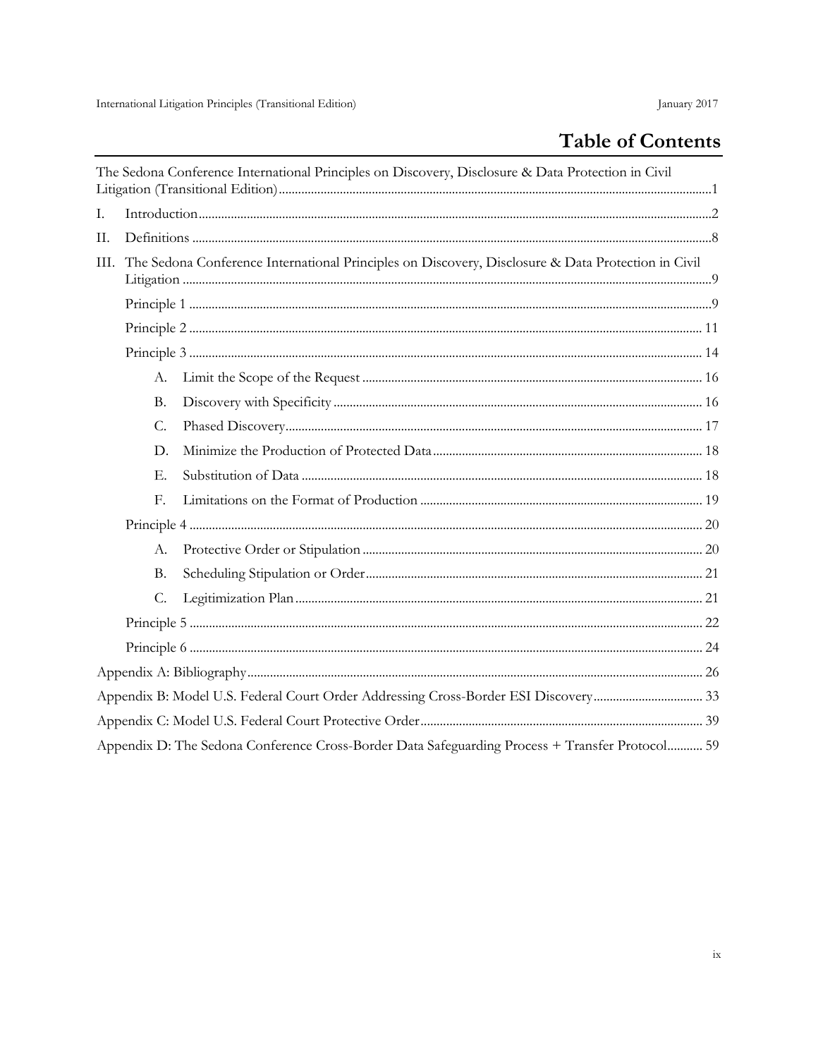# Table of Contents

The Sedona Conference International Principles on Discovery, Disclosure & Data Protection in Civil Litigation (Transitional Edition) ..... 1

I. Introduction ..... 2

II. Definitions ..... 8

III. The Sedona Conference International Principles on Discovery, Disclosure & Data Protection in Civil Litigation ..... 9

- Principle 1 ..... 9
- Principle 2 ..... 11
- Principle 3 ..... 14
  - A. Limit the Scope of the Request ..... 16
  - B. Discovery with Specificity ..... 16
  - C. Phased Discovery ..... 17
  - D. Minimize the Production of Protected Data ..... 18
  - E. Substitution of Data ..... 18
  - F. Limitations on the Format of Production ..... 19
- Principle 4 ..... 20
  - A. Protective Order or Stipulation ..... 20
  - B. Scheduling Stipulation or Order ..... 21
  - C. Legitimization Plan ..... 21
- Principle 5 ..... 22
- Principle 6 ..... 24

Appendix A: Bibliography ..... 26

Appendix B: Model U.S. Federal Court Order Addressing Cross-Border ESI Discovery ..... 33

Appendix C: Model U.S. Federal Court Protective Order ..... 39

Appendix D: The Sedona Conference Cross-Border Data Safeguarding Process + Transfer Protocol ..... 59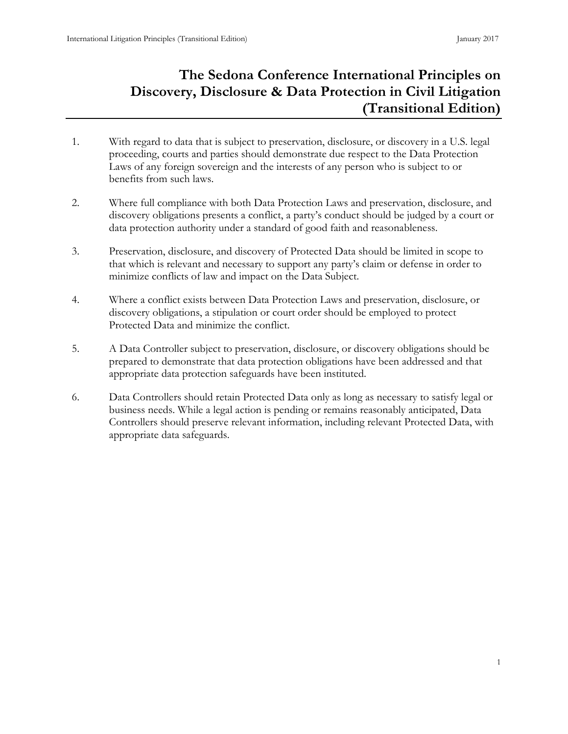# The Sedona Conference International Principles on Discovery, Disclosure & Data Protection in Civil Litigation (Transitional Edition)

1. With regard to data that is subject to preservation, disclosure, or discovery in a U.S. legal proceeding, courts and parties should demonstrate due respect to the Data Protection Laws of any foreign sovereign and the interests of any person who is subject to or benefits from such laws.

2. Where full compliance with both Data Protection Laws and preservation, disclosure, and discovery obligations presents a conflict, a party's conduct should be judged by a court or data protection authority under a standard of good faith and reasonableness.

3. Preservation, disclosure, and discovery of Protected Data should be limited in scope to that which is relevant and necessary to support any party's claim or defense in order to minimize conflicts of law and impact on the Data Subject.

4. Where a conflict exists between Data Protection Laws and preservation, disclosure, or discovery obligations, a stipulation or court order should be employed to protect Protected Data and minimize the conflict.

5. A Data Controller subject to preservation, disclosure, or discovery obligations should be prepared to demonstrate that data protection obligations have been addressed and that appropriate data protection safeguards have been instituted.

6. Data Controllers should retain Protected Data only as long as necessary to satisfy legal or business needs. While a legal action is pending or remains reasonably anticipated, Data Controllers should preserve relevant information, including relevant Protected Data, with appropriate data safeguards.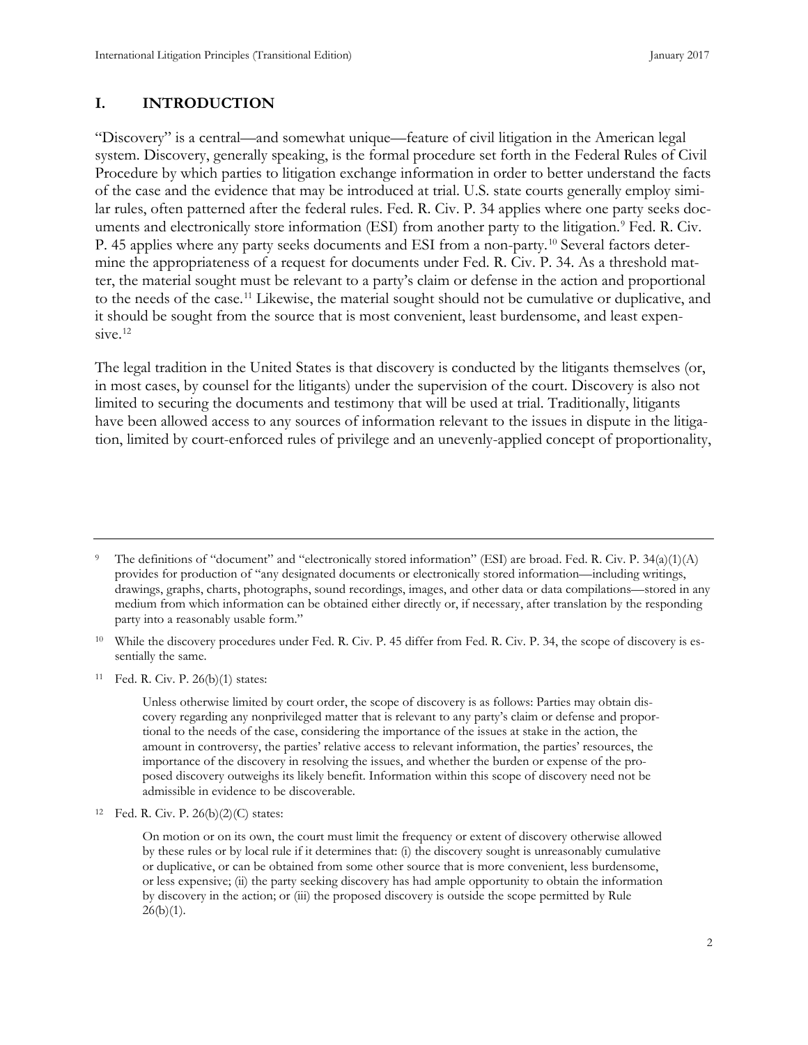## I. INTRODUCTION

"Discovery" is a central—and somewhat unique—feature of civil litigation in the American legal system. Discovery, generally speaking, is the formal procedure set forth in the Federal Rules of Civil Procedure by which parties to litigation exchange information in order to better understand the facts of the case and the evidence that may be introduced at trial. U.S. state courts generally employ similar rules, often patterned after the federal rules. Fed. R. Civ. P. 34 applies where one party seeks documents and electronically store information (ESI) from another party to the litigation.[9] Fed. R. Civ. P. 45 applies where any party seeks documents and ESI from a non-party.[10] Several factors determine the appropriateness of a request for documents under Fed. R. Civ. P. 34. As a threshold matter, the material sought must be relevant to a party's claim or defense in the action and proportional to the needs of the case.[11] Likewise, the material sought should not be cumulative or duplicative, and it should be sought from the source that is most convenient, least burdensome, and least expensive.[12]

The legal tradition in the United States is that discovery is conducted by the litigants themselves (or, in most cases, by counsel for the litigants) under the supervision of the court. Discovery is also not limited to securing the documents and testimony that will be used at trial. Traditionally, litigants have been allowed access to any sources of information relevant to the issues in dispute in the litigation, limited by court-enforced rules of privilege and an unevenly-applied concept of proportionality,

---

[9] The definitions of "document" and "electronically stored information" (ESI) are broad. Fed. R. Civ. P. 34(a)(1)(A) provides for production of "any designated documents or electronically stored information—including writings, drawings, graphs, charts, photographs, sound recordings, images, and other data or data compilations—stored in any medium from which information can be obtained either directly or, if necessary, after translation by the responding party into a reasonably usable form."

[10] While the discovery procedures under Fed. R. Civ. P. 45 differ from Fed. R. Civ. P. 34, the scope of discovery is essentially the same.

[11] Fed. R. Civ. P. 26(b)(1) states:

> Unless otherwise limited by court order, the scope of discovery is as follows: Parties may obtain discovery regarding any nonprivileged matter that is relevant to any party's claim or defense and proportional to the needs of the case, considering the importance of the issues at stake in the action, the amount in controversy, the parties' relative access to relevant information, the parties' resources, the importance of the discovery in resolving the issues, and whether the burden or expense of the proposed discovery outweighs its likely benefit. Information within this scope of discovery need not be admissible in evidence to be discoverable.

[12] Fed. R. Civ. P. 26(b)(2)(C) states:

> On motion or on its own, the court must limit the frequency or extent of discovery otherwise allowed by these rules or by local rule if it determines that: (i) the discovery sought is unreasonably cumulative or duplicative, or can be obtained from some other source that is more convenient, less burdensome, or less expensive; (ii) the party seeking discovery has had ample opportunity to obtain the information by discovery in the action; or (iii) the proposed discovery is outside the scope permitted by Rule 26(b)(1).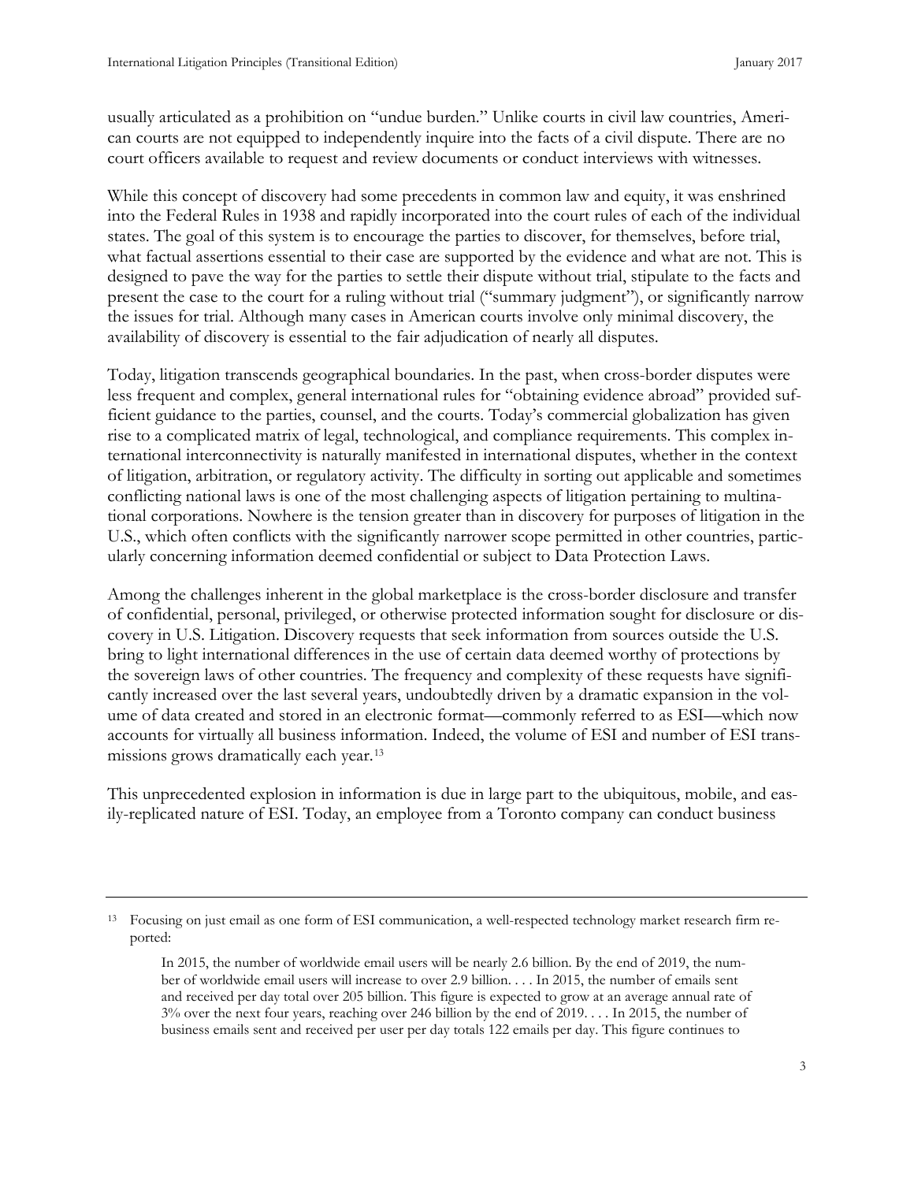usually articulated as a prohibition on "undue burden." Unlike courts in civil law countries, American courts are not equipped to independently inquire into the facts of a civil dispute. There are no court officers available to request and review documents or conduct interviews with witnesses.

While this concept of discovery had some precedents in common law and equity, it was enshrined into the Federal Rules in 1938 and rapidly incorporated into the court rules of each of the individual states. The goal of this system is to encourage the parties to discover, for themselves, before trial, what factual assertions essential to their case are supported by the evidence and what are not. This is designed to pave the way for the parties to settle their dispute without trial, stipulate to the facts and present the case to the court for a ruling without trial ("summary judgment"), or significantly narrow the issues for trial. Although many cases in American courts involve only minimal discovery, the availability of discovery is essential to the fair adjudication of nearly all disputes.

Today, litigation transcends geographical boundaries. In the past, when cross-border disputes were less frequent and complex, general international rules for "obtaining evidence abroad" provided sufficient guidance to the parties, counsel, and the courts. Today's commercial globalization has given rise to a complicated matrix of legal, technological, and compliance requirements. This complex international interconnectivity is naturally manifested in international disputes, whether in the context of litigation, arbitration, or regulatory activity. The difficulty in sorting out applicable and sometimes conflicting national laws is one of the most challenging aspects of litigation pertaining to multinational corporations. Nowhere is the tension greater than in discovery for purposes of litigation in the U.S., which often conflicts with the significantly narrower scope permitted in other countries, particularly concerning information deemed confidential or subject to Data Protection Laws.

Among the challenges inherent in the global marketplace is the cross-border disclosure and transfer of confidential, personal, privileged, or otherwise protected information sought for disclosure or discovery in U.S. Litigation. Discovery requests that seek information from sources outside the U.S. bring to light international differences in the use of certain data deemed worthy of protections by the sovereign laws of other countries. The frequency and complexity of these requests have significantly increased over the last several years, undoubtedly driven by a dramatic expansion in the volume of data created and stored in an electronic format—commonly referred to as ESI—which now accounts for virtually all business information. Indeed, the volume of ESI and number of ESI transmissions grows dramatically each year.[13]

This unprecedented explosion in information is due in large part to the ubiquitous, mobile, and easily-replicated nature of ESI. Today, an employee from a Toronto company can conduct business

---

[13] Focusing on just email as one form of ESI communication, a well-respected technology market research firm reported:

> In 2015, the number of worldwide email users will be nearly 2.6 billion. By the end of 2019, the number of worldwide email users will increase to over 2.9 billion. . . . In 2015, the number of emails sent and received per day total over 205 billion. This figure is expected to grow at an average annual rate of 3% over the next four years, reaching over 246 billion by the end of 2019. . . . In 2015, the number of business emails sent and received per user per day totals 122 emails per day. This figure continues to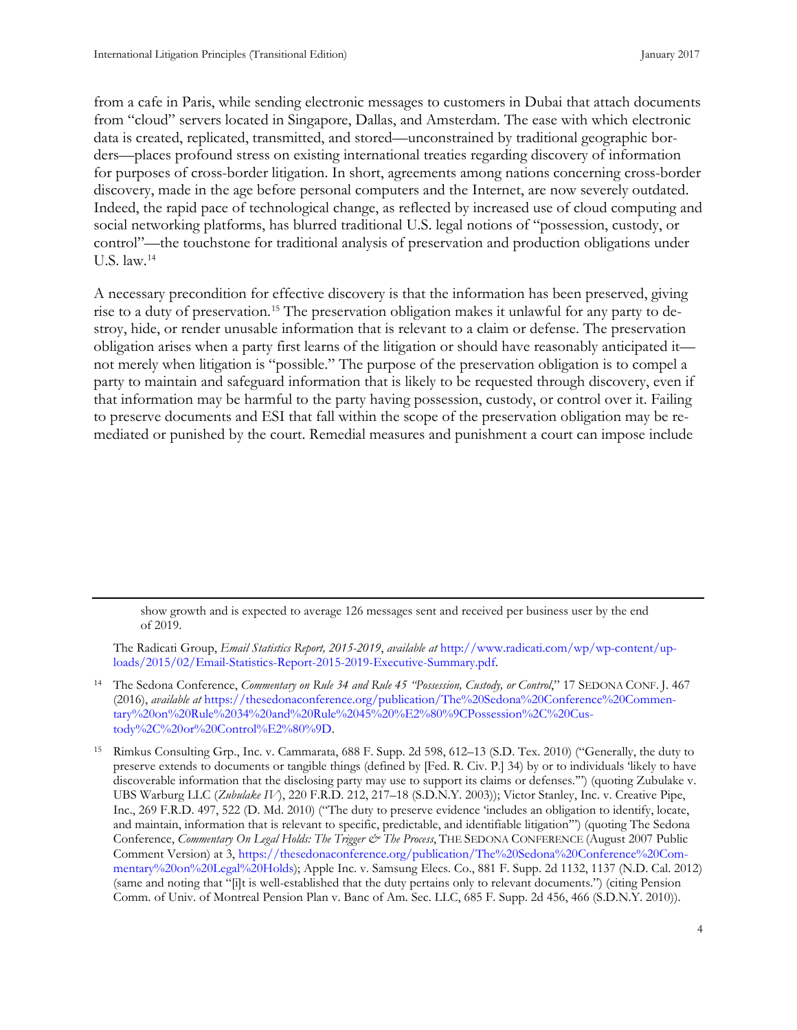from a cafe in Paris, while sending electronic messages to customers in Dubai that attach documents from "cloud" servers located in Singapore, Dallas, and Amsterdam. The ease with which electronic data is created, replicated, transmitted, and stored—unconstrained by traditional geographic borders—places profound stress on existing international treaties regarding discovery of information for purposes of cross-border litigation. In short, agreements among nations concerning cross-border discovery, made in the age before personal computers and the Internet, are now severely outdated. Indeed, the rapid pace of technological change, as reflected by increased use of cloud computing and social networking platforms, has blurred traditional U.S. legal notions of "possession, custody, or control"—the touchstone for traditional analysis of preservation and production obligations under U.S. law.[14]

A necessary precondition for effective discovery is that the information has been preserved, giving rise to a duty of preservation.[15] The preservation obligation makes it unlawful for any party to destroy, hide, or render unusable information that is relevant to a claim or defense. The preservation obligation arises when a party first learns of the litigation or should have reasonably anticipated it—not merely when litigation is "possible." The purpose of the preservation obligation is to compel a party to maintain and safeguard information that is likely to be requested through discovery, even if that information may be harmful to the party having possession, custody, or control over it. Failing to preserve documents and ESI that fall within the scope of the preservation obligation may be remediated or punished by the court. Remedial measures and punishment a court can impose include

---

> show growth and is expected to average 126 messages sent and received per business user by the end of 2019.

The Radicati Group, *Email Statistics Report, 2015-2019*, *available at* http://www.radicati.com/wp/wp-content/uploads/2015/02/Email-Statistics-Report-2015-2019-Executive-Summary.pdf.

[14] The Sedona Conference, *Commentary on Rule 34 and Rule 45 "Possession, Custody, or Control*," 17 SEDONA CONF. J. 467 (2016), *available at* https://thesedonaconference.org/publication/The%20Sedona%20Conference%20Commentary%20on%20Rule%2034%20and%20Rule%2045%20%E2%80%9CPossession%2C%20Custody%2C%20or%20Control%E2%80%9D.

[15] Rimkus Consulting Grp., Inc. v. Cammarata, 688 F. Supp. 2d 598, 612–13 (S.D. Tex. 2010) ("Generally, the duty to preserve extends to documents or tangible things (defined by [Fed. R. Civ. P.] 34) by or to individuals 'likely to have discoverable information that the disclosing party may use to support its claims or defenses.'") (quoting Zubulake v. UBS Warburg LLC (*Zubulake IV*), 220 F.R.D. 212, 217–18 (S.D.N.Y. 2003)); Victor Stanley, Inc. v. Creative Pipe, Inc., 269 F.R.D. 497, 522 (D. Md. 2010) ("The duty to preserve evidence 'includes an obligation to identify, locate, and maintain, information that is relevant to specific, predictable, and identifiable litigation'") (quoting The Sedona Conference, *Commentary On Legal Holds: The Trigger & The Process*, THE SEDONA CONFERENCE (August 2007 Public Comment Version) at 3, https://thesedonaconference.org/publication/The%20Sedona%20Conference%20Commentary%20on%20Legal%20Holds); Apple Inc. v. Samsung Elecs. Co., 881 F. Supp. 2d 1132, 1137 (N.D. Cal. 2012) (same and noting that "[i]t is well-established that the duty pertains only to relevant documents.") (citing Pension Comm. of Univ. of Montreal Pension Plan v. Banc of Am. Sec. LLC, 685 F. Supp. 2d 456, 466 (S.D.N.Y. 2010)).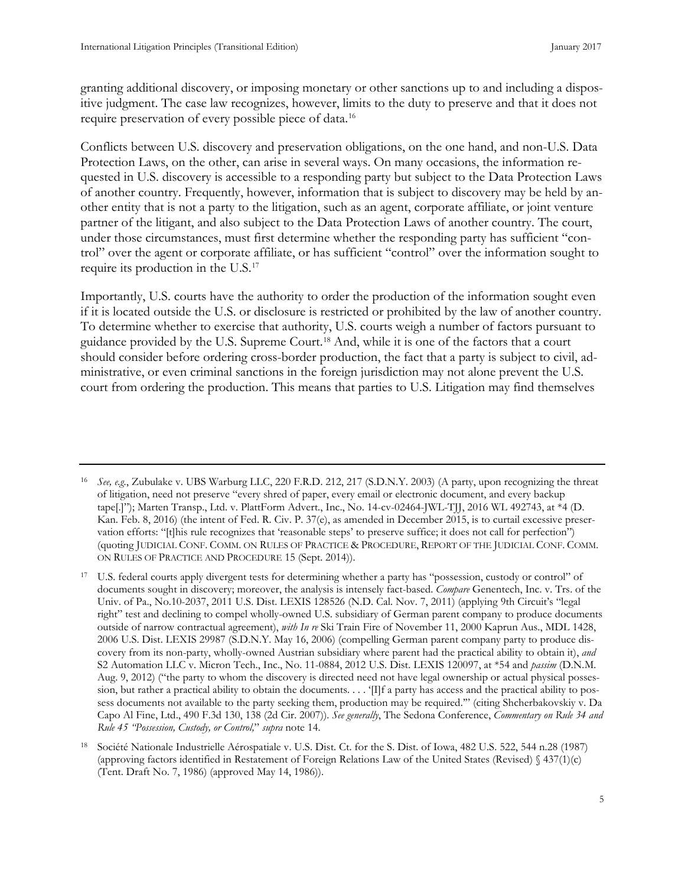granting additional discovery, or imposing monetary or other sanctions up to and including a dispositive judgment. The case law recognizes, however, limits to the duty to preserve and that it does not require preservation of every possible piece of data.[16]

Conflicts between U.S. discovery and preservation obligations, on the one hand, and non-U.S. Data Protection Laws, on the other, can arise in several ways. On many occasions, the information requested in U.S. discovery is accessible to a responding party but subject to the Data Protection Laws of another country. Frequently, however, information that is subject to discovery may be held by another entity that is not a party to the litigation, such as an agent, corporate affiliate, or joint venture partner of the litigant, and also subject to the Data Protection Laws of another country. The court, under those circumstances, must first determine whether the responding party has sufficient "control" over the agent or corporate affiliate, or has sufficient "control" over the information sought to require its production in the U.S.[17]

Importantly, U.S. courts have the authority to order the production of the information sought even if it is located outside the U.S. or disclosure is restricted or prohibited by the law of another country. To determine whether to exercise that authority, U.S. courts weigh a number of factors pursuant to guidance provided by the U.S. Supreme Court.[18] And, while it is one of the factors that a court should consider before ordering cross-border production, the fact that a party is subject to civil, administrative, or even criminal sanctions in the foreign jurisdiction may not alone prevent the U.S. court from ordering the production. This means that parties to U.S. Litigation may find themselves

---

[16] *See, e.g.*, Zubulake v. UBS Warburg LLC, 220 F.R.D. 212, 217 (S.D.N.Y. 2003) (A party, upon recognizing the threat of litigation, need not preserve "every shred of paper, every email or electronic document, and every backup tape[.]"); Marten Transp., Ltd. v. PlattForm Advert., Inc., No. 14-cv-02464-JWL-TJJ, 2016 WL 492743, at *4 (D. Kan. Feb. 8, 2016) (the intent of Fed. R. Civ. P. 37(e), as amended in December 2015, is to curtail excessive preservation efforts: "[t]his rule recognizes that 'reasonable steps' to preserve suffice; it does not call for perfection") (quoting JUDICIAL CONF. COMM. ON RULES OF PRACTICE & PROCEDURE, REPORT OF THE JUDICIAL CONF. COMM. ON RULES OF PRACTICE AND PROCEDURE 15 (Sept. 2014)).

[17] U.S. federal courts apply divergent tests for determining whether a party has "possession, custody or control" of documents sought in discovery; moreover, the analysis is intensely fact-based. *Compare* Genentech, Inc. v. Trs. of the Univ. of Pa., No.10-2037, 2011 U.S. Dist. LEXIS 128526 (N.D. Cal. Nov. 7, 2011) (applying 9th Circuit's "legal right" test and declining to compel wholly-owned U.S. subsidiary of German parent company to produce documents outside of narrow contractual agreement), *with In re* Ski Train Fire of November 11, 2000 Kaprun Aus., MDL 1428, 2006 U.S. Dist. LEXIS 29987 (S.D.N.Y. May 16, 2006) (compelling German parent company party to produce discovery from its non-party, wholly-owned Austrian subsidiary where parent had the practical ability to obtain it), *and* S2 Automation LLC v. Micron Tech., Inc., No. 11-0884, 2012 U.S. Dist. LEXIS 120097, at *54 and *passim* (D.N.M. Aug. 9, 2012) ("the party to whom the discovery is directed need not have legal ownership or actual physical possession, but rather a practical ability to obtain the documents. . . . '[I]f a party has access and the practical ability to possess documents not available to the party seeking them, production may be required.'" (citing Shcherbakovskiy v. Da Capo Al Fine, Ltd., 490 F.3d 130, 138 (2d Cir. 2007)). *See generally*, The Sedona Conference, *Commentary on Rule 34 and Rule 45 "Possession, Custody, or Control,"* *supra* note 14.

[18] Société Nationale Industrielle Aérospatiale v. U.S. Dist. Ct. for the S. Dist. of Iowa, 482 U.S. 522, 544 n.28 (1987) (approving factors identified in Restatement of Foreign Relations Law of the United States (Revised) § 437(1)(c) (Tent. Draft No. 7, 1986) (approved May 14, 1986)).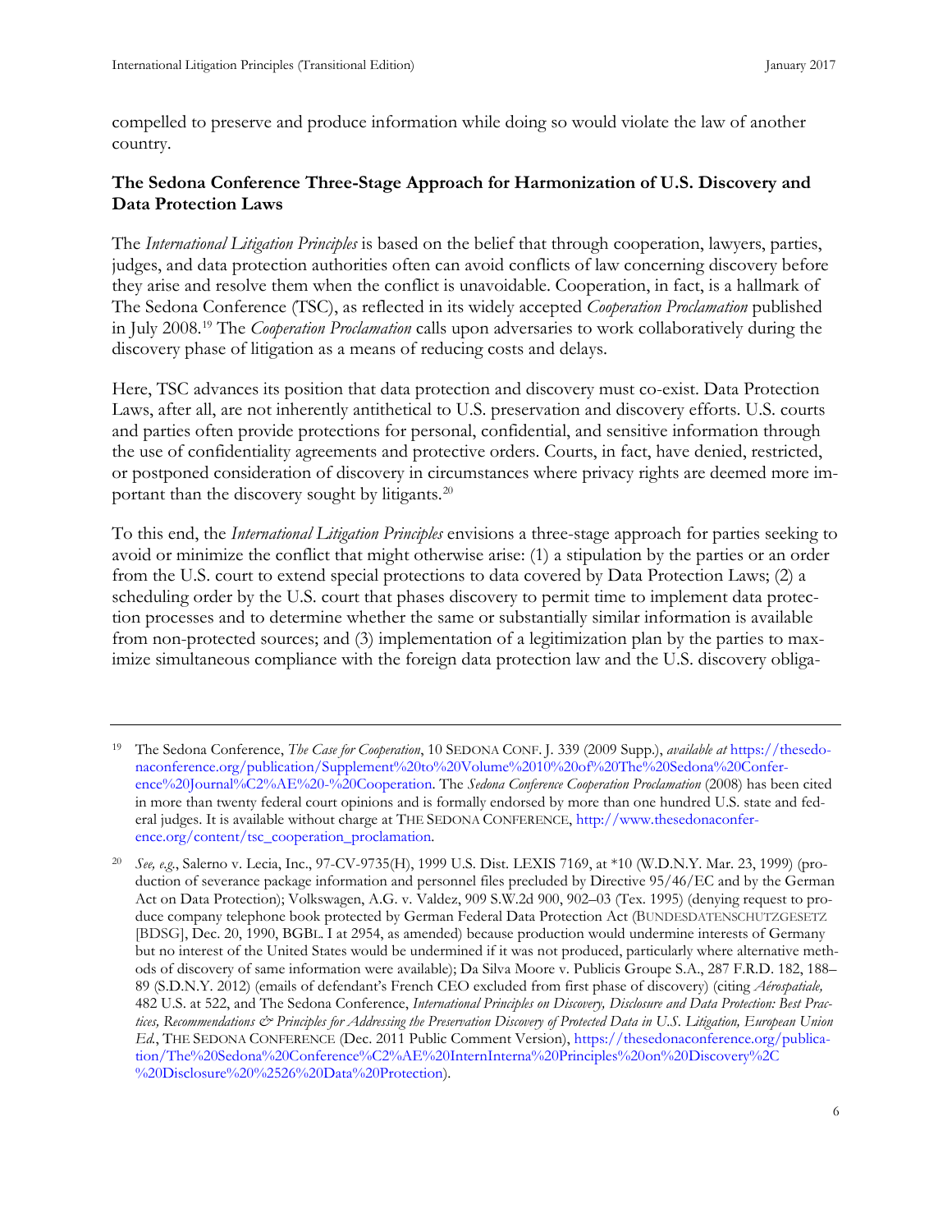compelled to preserve and produce information while doing so would violate the law of another country.

**The Sedona Conference Three-Stage Approach for Harmonization of U.S. Discovery and Data Protection Laws**

The *International Litigation Principles* is based on the belief that through cooperation, lawyers, parties, judges, and data protection authorities often can avoid conflicts of law concerning discovery before they arise and resolve them when the conflict is unavoidable. Cooperation, in fact, is a hallmark of The Sedona Conference (TSC), as reflected in its widely accepted *Cooperation Proclamation* published in July 2008.[19] The *Cooperation Proclamation* calls upon adversaries to work collaboratively during the discovery phase of litigation as a means of reducing costs and delays.

Here, TSC advances its position that data protection and discovery must co-exist. Data Protection Laws, after all, are not inherently antithetical to U.S. preservation and discovery efforts. U.S. courts and parties often provide protections for personal, confidential, and sensitive information through the use of confidentiality agreements and protective orders. Courts, in fact, have denied, restricted, or postponed consideration of discovery in circumstances where privacy rights are deemed more important than the discovery sought by litigants.[20]

To this end, the *International Litigation Principles* envisions a three-stage approach for parties seeking to avoid or minimize the conflict that might otherwise arise: (1) a stipulation by the parties or an order from the U.S. court to extend special protections to data covered by Data Protection Laws; (2) a scheduling order by the U.S. court that phases discovery to permit time to implement data protection processes and to determine whether the same or substantially similar information is available from non-protected sources; and (3) implementation of a legitimization plan by the parties to maximize simultaneous compliance with the foreign data protection law and the U.S. discovery obliga-

---

[19] The Sedona Conference, *The Case for Cooperation*, 10 SEDONA CONF. J. 339 (2009 Supp.), *available at* https://thesedonaconference.org/publication/Supplement%20to%20Volume%2010%20of%20The%20Sedona%20Conference%20Journal%C2%AE%20-%20Cooperation. The *Sedona Conference Cooperation Proclamation* (2008) has been cited in more than twenty federal court opinions and is formally endorsed by more than one hundred U.S. state and federal judges. It is available without charge at THE SEDONA CONFERENCE, http://www.thesedonaconference.org/content/tsc_cooperation_proclamation.

[20] *See, e.g.*, Salerno v. Lecia, Inc., 97-CV-9735(H), 1999 U.S. Dist. LEXIS 7169, at *10 (W.D.N.Y. Mar. 23, 1999) (production of severance package information and personnel files precluded by Directive 95/46/EC and by the German Act on Data Protection); Volkswagen, A.G. v. Valdez, 909 S.W.2d 900, 902–03 (Tex. 1995) (denying request to produce company telephone book protected by German Federal Data Protection Act (BUNDESDATENSCHUTZGESETZ [BDSG], Dec. 20, 1990, BGBL. I at 2954, as amended) because production would undermine interests of Germany but no interest of the United States would be undermined if it was not produced, particularly where alternative methods of discovery of same information were available); Da Silva Moore v. Publicis Groupe S.A., 287 F.R.D. 182, 188–89 (S.D.N.Y. 2012) (emails of defendant's French CEO excluded from first phase of discovery) (citing *Aérospatiale,* 482 U.S. at 522, and The Sedona Conference, *International Principles on Discovery, Disclosure and Data Protection: Best Practices, Recommendations & Principles for Addressing the Preservation Discovery of Protected Data in U.S. Litigation, European Union Ed.*, THE SEDONA CONFERENCE (Dec. 2011 Public Comment Version), https://thesedonaconference.org/publication/The%20Sedona%20Conference%C2%AE%20InternInterna%20Principles%20on%20Discovery%2C%20Disclosure%20%2526%20Data%20Protection).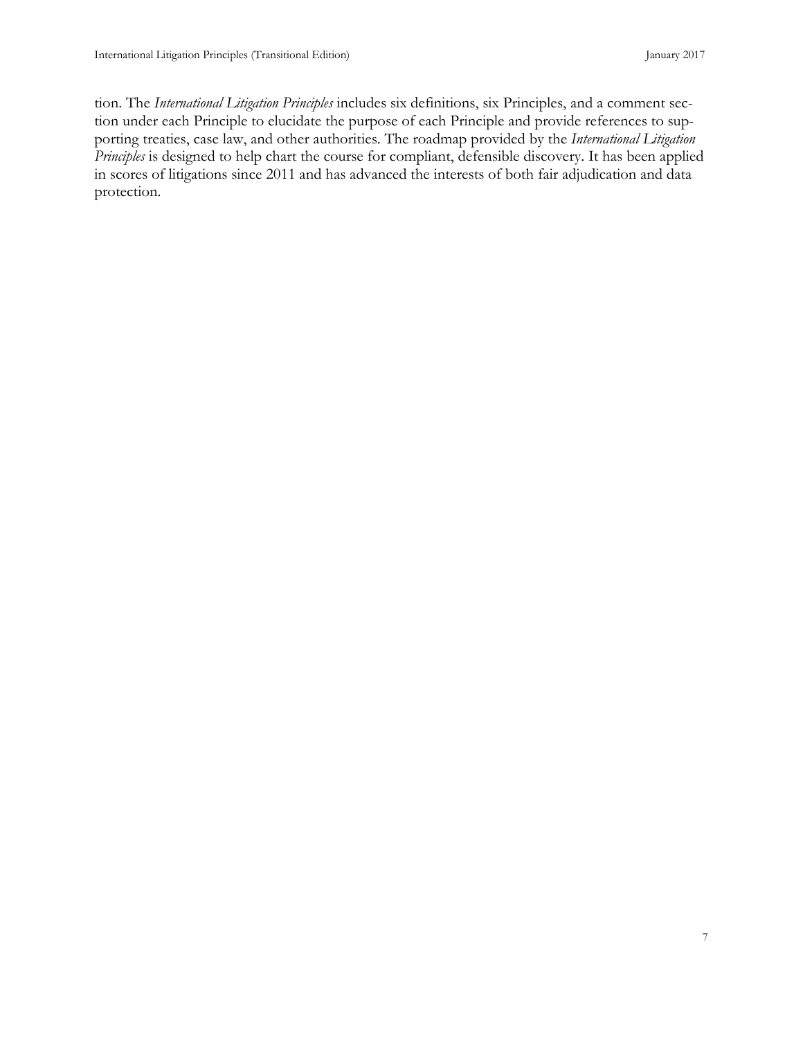tion. The *International Litigation Principles* includes six definitions, six Principles, and a comment section under each Principle to elucidate the purpose of each Principle and provide references to supporting treaties, case law, and other authorities. The roadmap provided by the *International Litigation Principles* is designed to help chart the course for compliant, defensible discovery. It has been applied in scores of litigations since 2011 and has advanced the interests of both fair adjudication and data protection.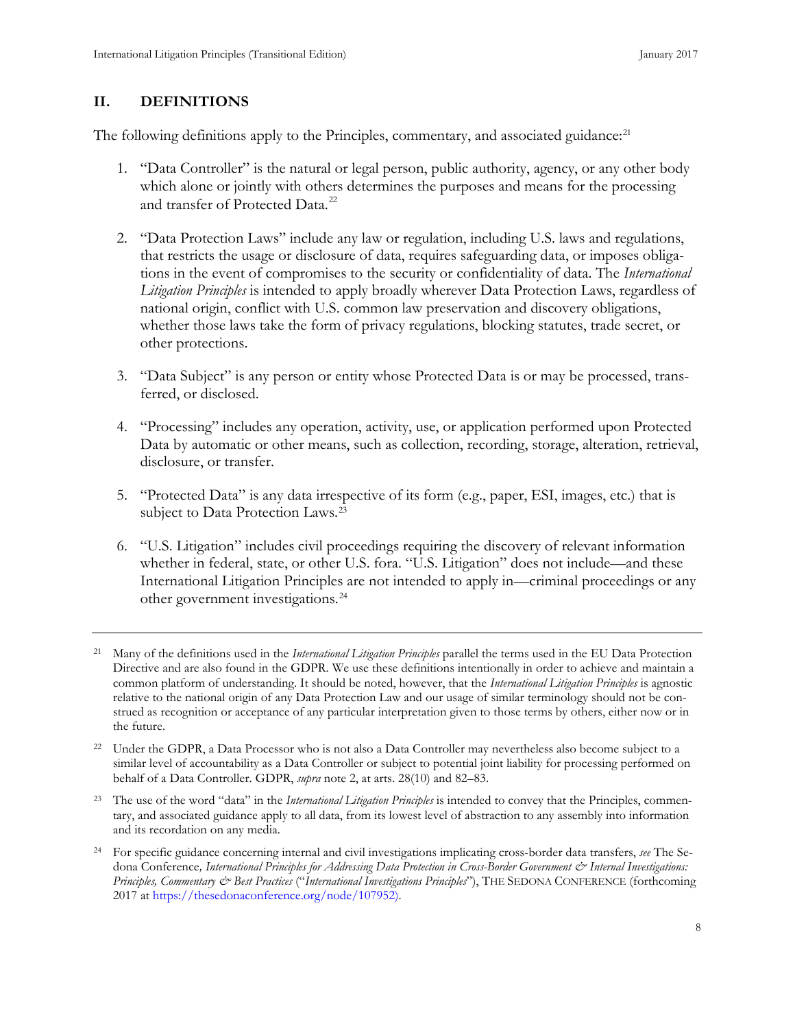## II. DEFINITIONS

The following definitions apply to the Principles, commentary, and associated guidance:[21]

1. "Data Controller" is the natural or legal person, public authority, agency, or any other body which alone or jointly with others determines the purposes and means for the processing and transfer of Protected Data.[22]

2. "Data Protection Laws" include any law or regulation, including U.S. laws and regulations, that restricts the usage or disclosure of data, requires safeguarding data, or imposes obligations in the event of compromises to the security or confidentiality of data. The *International Litigation Principles* is intended to apply broadly wherever Data Protection Laws, regardless of national origin, conflict with U.S. common law preservation and discovery obligations, whether those laws take the form of privacy regulations, blocking statutes, trade secret, or other protections.

3. "Data Subject" is any person or entity whose Protected Data is or may be processed, transferred, or disclosed.

4. "Processing" includes any operation, activity, use, or application performed upon Protected Data by automatic or other means, such as collection, recording, storage, alteration, retrieval, disclosure, or transfer.

5. "Protected Data" is any data irrespective of its form (e.g., paper, ESI, images, etc.) that is subject to Data Protection Laws.[23]

6. "U.S. Litigation" includes civil proceedings requiring the discovery of relevant information whether in federal, state, or other U.S. fora. "U.S. Litigation" does not include—and these International Litigation Principles are not intended to apply in—criminal proceedings or any other government investigations.[24]

---

[21] Many of the definitions used in the *International Litigation Principles* parallel the terms used in the EU Data Protection Directive and are also found in the GDPR. We use these definitions intentionally in order to achieve and maintain a common platform of understanding. It should be noted, however, that the *International Litigation Principles* is agnostic relative to the national origin of any Data Protection Law and our usage of similar terminology should not be construed as recognition or acceptance of any particular interpretation given to those terms by others, either now or in the future.

[22] Under the GDPR, a Data Processor who is not also a Data Controller may nevertheless also become subject to a similar level of accountability as a Data Controller or subject to potential joint liability for processing performed on behalf of a Data Controller. GDPR, *supra* note 2, at arts. 28(10) and 82–83.

[23] The use of the word "data" in the *International Litigation Principles* is intended to convey that the Principles, commentary, and associated guidance apply to all data, from its lowest level of abstraction to any assembly into information and its recordation on any media.

[24] For specific guidance concerning internal and civil investigations implicating cross-border data transfers, *see* The Sedona Conference*, International Principles for Addressing Data Protection in Cross-Border Government & Internal Investigations: Principles, Commentary & Best Practices* ("*International Investigations Principles*"), THE SEDONA CONFERENCE (forthcoming 2017 at https://thesedonaconference.org/node/107952).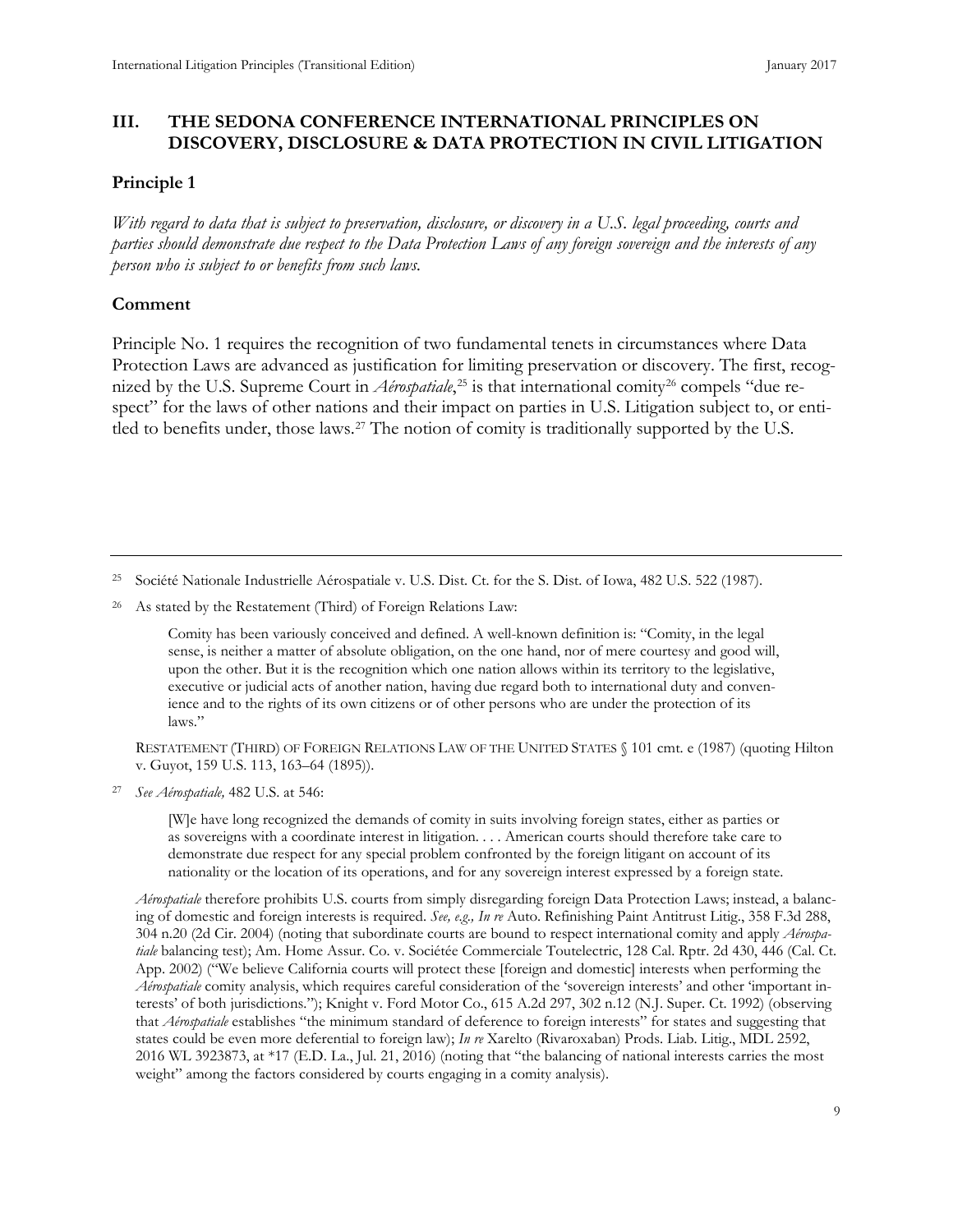## III. THE SEDONA CONFERENCE INTERNATIONAL PRINCIPLES ON DISCOVERY, DISCLOSURE & DATA PROTECTION IN CIVIL LITIGATION

### Principle 1

*With regard to data that is subject to preservation, disclosure, or discovery in a U.S. legal proceeding, courts and parties should demonstrate due respect to the Data Protection Laws of any foreign sovereign and the interests of any person who is subject to or benefits from such laws.*

### Comment

Principle No. 1 requires the recognition of two fundamental tenets in circumstances where Data Protection Laws are advanced as justification for limiting preservation or discovery. The first, recognized by the U.S. Supreme Court in *Aérospatiale*,[25] is that international comity[26] compels "due respect" for the laws of other nations and their impact on parties in U.S. Litigation subject to, or entitled to benefits under, those laws.[27] The notion of comity is traditionally supported by the U.S.

---

[25] Société Nationale Industrielle Aérospatiale v. U.S. Dist. Ct. for the S. Dist. of Iowa, 482 U.S. 522 (1987).

[26] As stated by the Restatement (Third) of Foreign Relations Law:

> Comity has been variously conceived and defined. A well-known definition is: "Comity, in the legal sense, is neither a matter of absolute obligation, on the one hand, nor of mere courtesy and good will, upon the other. But it is the recognition which one nation allows within its territory to the legislative, executive or judicial acts of another nation, having due regard both to international duty and convenience and to the rights of its own citizens or of other persons who are under the protection of its laws."

RESTATEMENT (THIRD) OF FOREIGN RELATIONS LAW OF THE UNITED STATES § 101 cmt. e (1987) (quoting Hilton v. Guyot, 159 U.S. 113, 163–64 (1895)).

[27] *See Aérospatiale,* 482 U.S. at 546:

> [W]e have long recognized the demands of comity in suits involving foreign states, either as parties or as sovereigns with a coordinate interest in litigation. . . . American courts should therefore take care to demonstrate due respect for any special problem confronted by the foreign litigant on account of its nationality or the location of its operations, and for any sovereign interest expressed by a foreign state.

*Aérospatiale* therefore prohibits U.S. courts from simply disregarding foreign Data Protection Laws; instead, a balancing of domestic and foreign interests is required. *See, e.g., In re* Auto. Refinishing Paint Antitrust Litig., 358 F.3d 288, 304 n.20 (2d Cir. 2004) (noting that subordinate courts are bound to respect international comity and apply *Aérospatiale* balancing test); Am. Home Assur. Co. v. Sociétée Commerciale Toutelectric, 128 Cal. Rptr. 2d 430, 446 (Cal. Ct. App. 2002) ("We believe California courts will protect these [foreign and domestic] interests when performing the *Aérospatiale* comity analysis, which requires careful consideration of the 'sovereign interests' and other 'important interests' of both jurisdictions."); Knight v. Ford Motor Co., 615 A.2d 297, 302 n.12 (N.J. Super. Ct. 1992) (observing that *Aérospatiale* establishes "the minimum standard of deference to foreign interests" for states and suggesting that states could be even more deferential to foreign law); *In re* Xarelto (Rivaroxaban) Prods. Liab. Litig., MDL 2592, 2016 WL 3923873, at *17 (E.D. La., Jul. 21, 2016) (noting that "the balancing of national interests carries the most weight" among the factors considered by courts engaging in a comity analysis).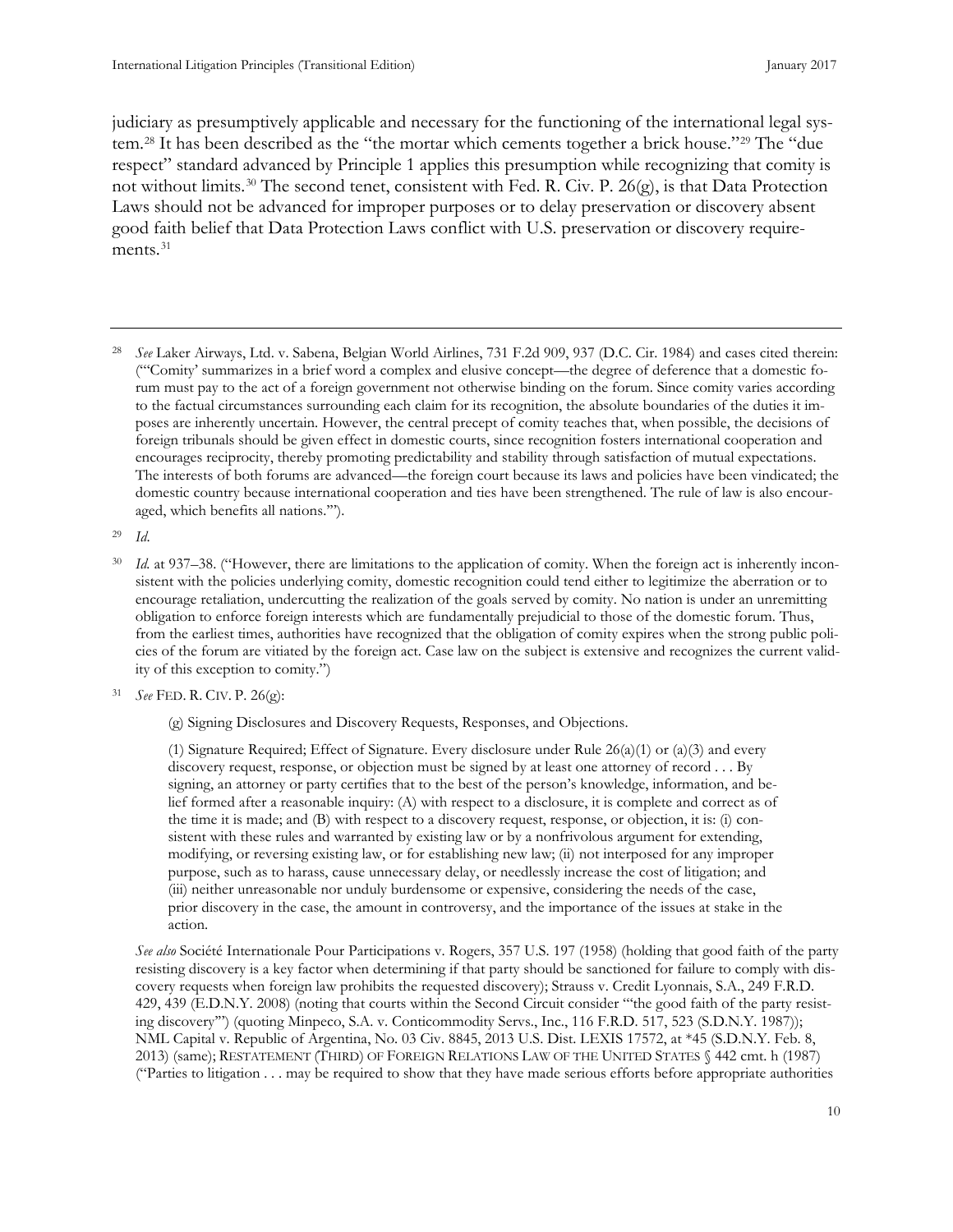judiciary as presumptively applicable and necessary for the functioning of the international legal system.[28] It has been described as the "the mortar which cements together a brick house."[29] The "due respect" standard advanced by Principle 1 applies this presumption while recognizing that comity is not without limits.[30] The second tenet, consistent with Fed. R. Civ. P. 26(g), is that Data Protection Laws should not be advanced for improper purposes or to delay preservation or discovery absent good faith belief that Data Protection Laws conflict with U.S. preservation or discovery requirements.[31]

---

[28] *See* Laker Airways, Ltd. v. Sabena, Belgian World Airlines, 731 F.2d 909, 937 (D.C. Cir. 1984) and cases cited therein: ("'Comity' summarizes in a brief word a complex and elusive concept—the degree of deference that a domestic forum must pay to the act of a foreign government not otherwise binding on the forum. Since comity varies according to the factual circumstances surrounding each claim for its recognition, the absolute boundaries of the duties it imposes are inherently uncertain. However, the central precept of comity teaches that, when possible, the decisions of foreign tribunals should be given effect in domestic courts, since recognition fosters international cooperation and encourages reciprocity, thereby promoting predictability and stability through satisfaction of mutual expectations. The interests of both forums are advanced—the foreign court because its laws and policies have been vindicated; the domestic country because international cooperation and ties have been strengthened. The rule of law is also encouraged, which benefits all nations.'").

[29] *Id.*

[30] *Id.* at 937–38. ("However, there are limitations to the application of comity. When the foreign act is inherently inconsistent with the policies underlying comity, domestic recognition could tend either to legitimize the aberration or to encourage retaliation, undercutting the realization of the goals served by comity. No nation is under an unremitting obligation to enforce foreign interests which are fundamentally prejudicial to those of the domestic forum. Thus, from the earliest times, authorities have recognized that the obligation of comity expires when the strong public policies of the forum are vitiated by the foreign act. Case law on the subject is extensive and recognizes the current validity of this exception to comity.")

[31] *See* FED. R. CIV. P. 26(g):

> (g) Signing Disclosures and Discovery Requests, Responses, and Objections.
>
> (1) Signature Required; Effect of Signature. Every disclosure under Rule 26(a)(1) or (a)(3) and every discovery request, response, or objection must be signed by at least one attorney of record . . . By signing, an attorney or party certifies that to the best of the person's knowledge, information, and belief formed after a reasonable inquiry: (A) with respect to a disclosure, it is complete and correct as of the time it is made; and (B) with respect to a discovery request, response, or objection, it is: (i) consistent with these rules and warranted by existing law or by a nonfrivolous argument for extending, modifying, or reversing existing law, or for establishing new law; (ii) not interposed for any improper purpose, such as to harass, cause unnecessary delay, or needlessly increase the cost of litigation; and (iii) neither unreasonable nor unduly burdensome or expensive, considering the needs of the case, prior discovery in the case, the amount in controversy, and the importance of the issues at stake in the action.

*See also* Société Internationale Pour Participations v. Rogers, 357 U.S. 197 (1958) (holding that good faith of the party resisting discovery is a key factor when determining if that party should be sanctioned for failure to comply with discovery requests when foreign law prohibits the requested discovery); Strauss v. Credit Lyonnais, S.A., 249 F.R.D. 429, 439 (E.D.N.Y. 2008) (noting that courts within the Second Circuit consider "'the good faith of the party resisting discovery'") (quoting Minpeco, S.A. v. Conticommodity Servs., Inc., 116 F.R.D. 517, 523 (S.D.N.Y. 1987)); NML Capital v. Republic of Argentina, No. 03 Civ. 8845, 2013 U.S. Dist. LEXIS 17572, at *45 (S.D.N.Y. Feb. 8, 2013) (same); RESTATEMENT (THIRD) OF FOREIGN RELATIONS LAW OF THE UNITED STATES § 442 cmt. h (1987) ("Parties to litigation . . . may be required to show that they have made serious efforts before appropriate authorities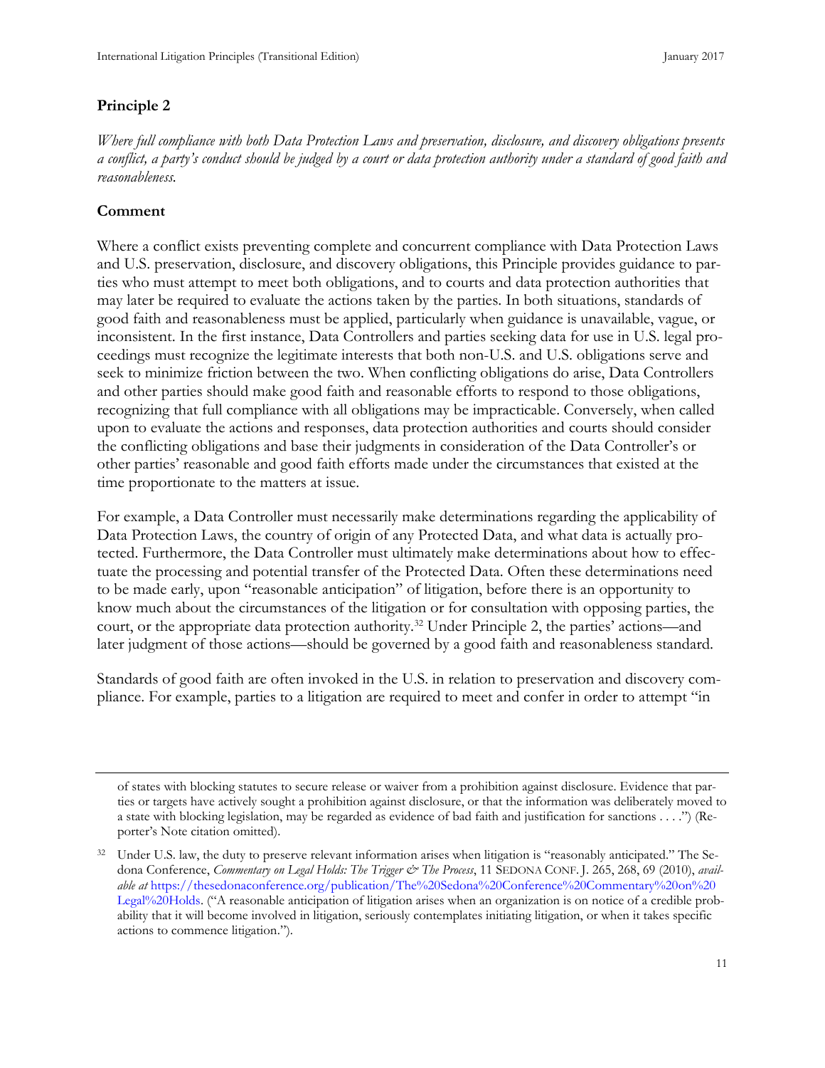## Principle 2

*Where full compliance with both Data Protection Laws and preservation, disclosure, and discovery obligations presents a conflict, a party's conduct should be judged by a court or data protection authority under a standard of good faith and reasonableness.*

## Comment

Where a conflict exists preventing complete and concurrent compliance with Data Protection Laws and U.S. preservation, disclosure, and discovery obligations, this Principle provides guidance to parties who must attempt to meet both obligations, and to courts and data protection authorities that may later be required to evaluate the actions taken by the parties. In both situations, standards of good faith and reasonableness must be applied, particularly when guidance is unavailable, vague, or inconsistent. In the first instance, Data Controllers and parties seeking data for use in U.S. legal proceedings must recognize the legitimate interests that both non-U.S. and U.S. obligations serve and seek to minimize friction between the two. When conflicting obligations do arise, Data Controllers and other parties should make good faith and reasonable efforts to respond to those obligations, recognizing that full compliance with all obligations may be impracticable. Conversely, when called upon to evaluate the actions and responses, data protection authorities and courts should consider the conflicting obligations and base their judgments in consideration of the Data Controller's or other parties' reasonable and good faith efforts made under the circumstances that existed at the time proportionate to the matters at issue.

For example, a Data Controller must necessarily make determinations regarding the applicability of Data Protection Laws, the country of origin of any Protected Data, and what data is actually protected. Furthermore, the Data Controller must ultimately make determinations about how to effectuate the processing and potential transfer of the Protected Data. Often these determinations need to be made early, upon "reasonable anticipation" of litigation, before there is an opportunity to know much about the circumstances of the litigation or for consultation with opposing parties, the court, or the appropriate data protection authority.[32] Under Principle 2, the parties' actions—and later judgment of those actions—should be governed by a good faith and reasonableness standard.

Standards of good faith are often invoked in the U.S. in relation to preservation and discovery compliance. For example, parties to a litigation are required to meet and confer in order to attempt "in

---

of states with blocking statutes to secure release or waiver from a prohibition against disclosure. Evidence that parties or targets have actively sought a prohibition against disclosure, or that the information was deliberately moved to a state with blocking legislation, may be regarded as evidence of bad faith and justification for sanctions . . . .") (Reporter's Note citation omitted).

[32] Under U.S. law, the duty to preserve relevant information arises when litigation is "reasonably anticipated." The Sedona Conference, *Commentary on Legal Holds: The Trigger & The Process*, 11 SEDONA CONF. J. 265, 268, 69 (2010), *available at* https://thesedonaconference.org/publication/The%20Sedona%20Conference%20Commentary%20on%20Legal%20Holds. ("A reasonable anticipation of litigation arises when an organization is on notice of a credible probability that it will become involved in litigation, seriously contemplates initiating litigation, or when it takes specific actions to commence litigation.").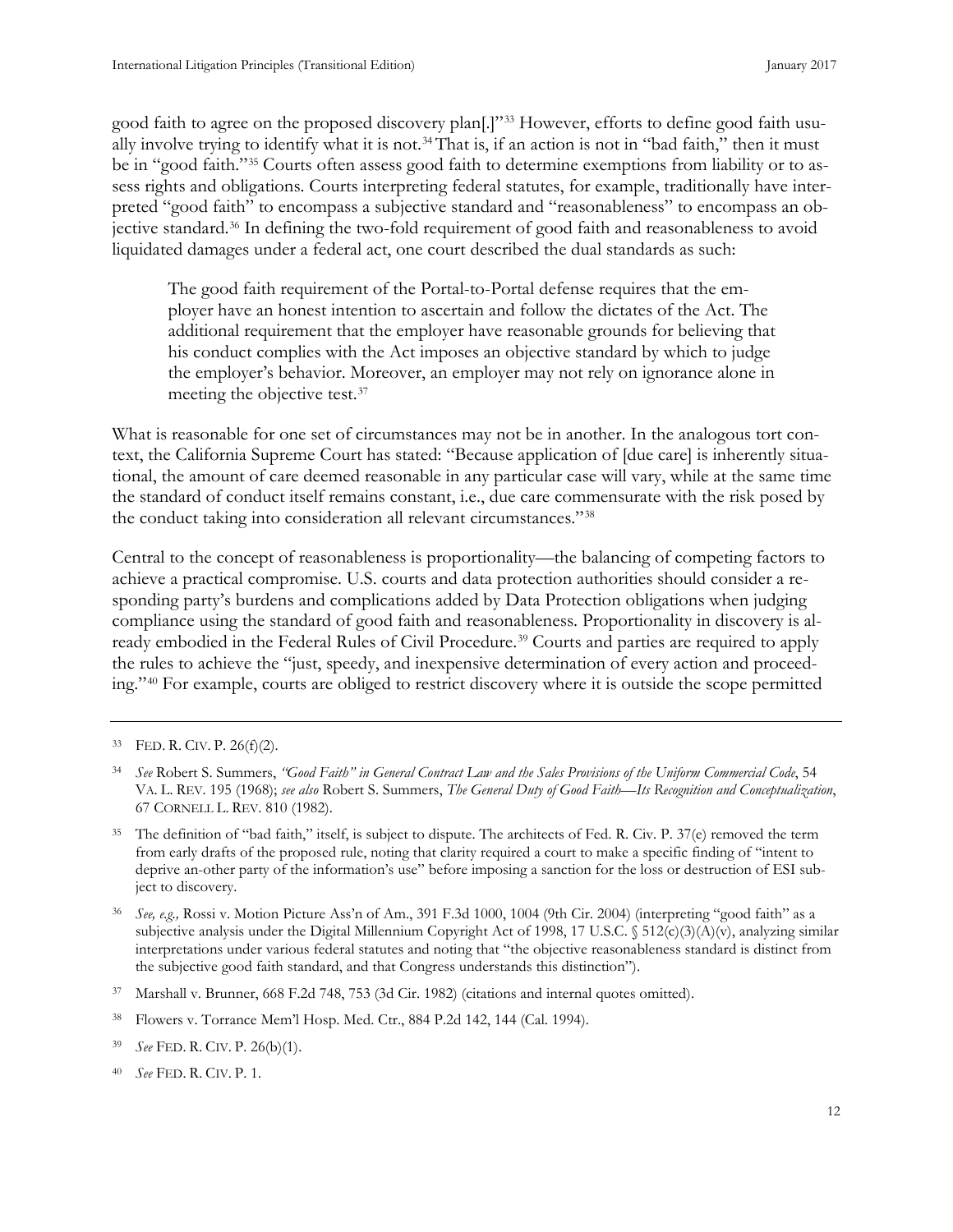good faith to agree on the proposed discovery plan[.]"[33] However, efforts to define good faith usually involve trying to identify what it is not.[34] That is, if an action is not in "bad faith," then it must be in "good faith."[35] Courts often assess good faith to determine exemptions from liability or to assess rights and obligations. Courts interpreting federal statutes, for example, traditionally have interpreted "good faith" to encompass a subjective standard and "reasonableness" to encompass an objective standard.[36] In defining the two-fold requirement of good faith and reasonableness to avoid liquidated damages under a federal act, one court described the dual standards as such:

> The good faith requirement of the Portal-to-Portal defense requires that the employer have an honest intention to ascertain and follow the dictates of the Act. The additional requirement that the employer have reasonable grounds for believing that his conduct complies with the Act imposes an objective standard by which to judge the employer's behavior. Moreover, an employer may not rely on ignorance alone in meeting the objective test.[37]

What is reasonable for one set of circumstances may not be in another. In the analogous tort context, the California Supreme Court has stated: "Because application of [due care] is inherently situational, the amount of care deemed reasonable in any particular case will vary, while at the same time the standard of conduct itself remains constant, i.e., due care commensurate with the risk posed by the conduct taking into consideration all relevant circumstances."[38]

Central to the concept of reasonableness is proportionality—the balancing of competing factors to achieve a practical compromise. U.S. courts and data protection authorities should consider a responding party's burdens and complications added by Data Protection obligations when judging compliance using the standard of good faith and reasonableness. Proportionality in discovery is already embodied in the Federal Rules of Civil Procedure.[39] Courts and parties are required to apply the rules to achieve the "just, speedy, and inexpensive determination of every action and proceeding."[40] For example, courts are obliged to restrict discovery where it is outside the scope permitted

---

[33] FED. R. CIV. P. 26(f)(2).

[34] *See* Robert S. Summers, *"Good Faith" in General Contract Law and the Sales Provisions of the Uniform Commercial Code*, 54 VA. L. REV. 195 (1968); *see also* Robert S. Summers, *The General Duty of Good Faith—Its Recognition and Conceptualization*, 67 CORNELL L. REV. 810 (1982).

[35] The definition of "bad faith," itself, is subject to dispute. The architects of Fed. R. Civ. P. 37(e) removed the term from early drafts of the proposed rule, noting that clarity required a court to make a specific finding of "intent to deprive an-other party of the information's use" before imposing a sanction for the loss or destruction of ESI subject to discovery.

[36] *See, e.g.,* Rossi v. Motion Picture Ass'n of Am., 391 F.3d 1000, 1004 (9th Cir. 2004) (interpreting "good faith" as a subjective analysis under the Digital Millennium Copyright Act of 1998, 17 U.S.C. § 512(c)(3)(A)(v), analyzing similar interpretations under various federal statutes and noting that "the objective reasonableness standard is distinct from the subjective good faith standard, and that Congress understands this distinction").

[37] Marshall v. Brunner, 668 F.2d 748, 753 (3d Cir. 1982) (citations and internal quotes omitted).

[38] Flowers v. Torrance Mem'l Hosp. Med. Ctr., 884 P.2d 142, 144 (Cal. 1994).

[39] *See* FED. R. CIV. P. 26(b)(1).

[40] *See* FED. R. CIV. P. 1.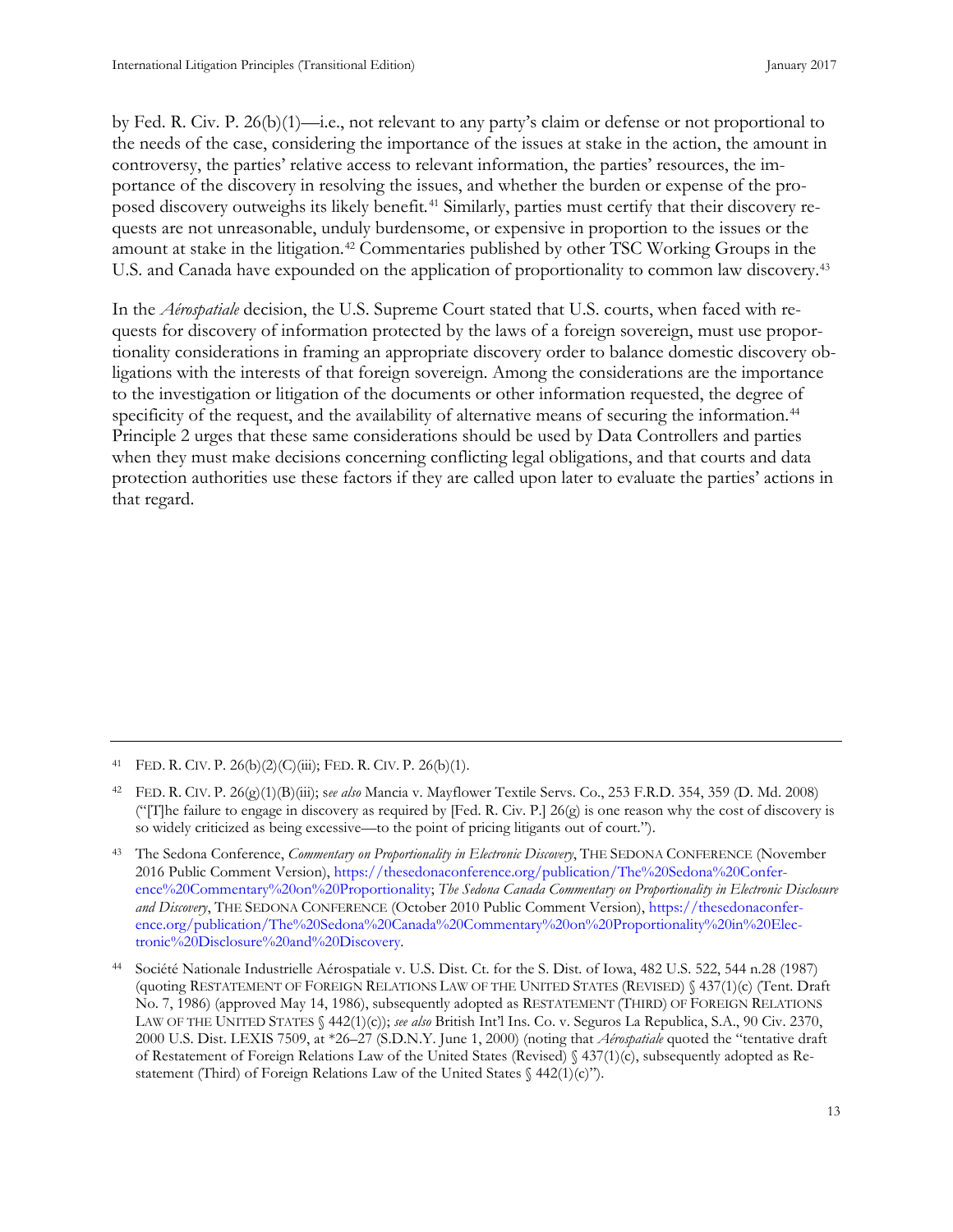by Fed. R. Civ. P. 26(b)(1)—i.e., not relevant to any party's claim or defense or not proportional to the needs of the case, considering the importance of the issues at stake in the action, the amount in controversy, the parties' relative access to relevant information, the parties' resources, the importance of the discovery in resolving the issues, and whether the burden or expense of the proposed discovery outweighs its likely benefit.[41] Similarly, parties must certify that their discovery requests are not unreasonable, unduly burdensome, or expensive in proportion to the issues or the amount at stake in the litigation.[42] Commentaries published by other TSC Working Groups in the U.S. and Canada have expounded on the application of proportionality to common law discovery.[43]

In the *Aérospatiale* decision, the U.S. Supreme Court stated that U.S. courts, when faced with requests for discovery of information protected by the laws of a foreign sovereign, must use proportionality considerations in framing an appropriate discovery order to balance domestic discovery obligations with the interests of that foreign sovereign. Among the considerations are the importance to the investigation or litigation of the documents or other information requested, the degree of specificity of the request, and the availability of alternative means of securing the information.[44] Principle 2 urges that these same considerations should be used by Data Controllers and parties when they must make decisions concerning conflicting legal obligations, and that courts and data protection authorities use these factors if they are called upon later to evaluate the parties' actions in that regard.

---

[41] FED. R. CIV. P. 26(b)(2)(C)(iii); FED. R. CIV. P. 26(b)(1).

[42] FED. R. CIV. P. 26(g)(1)(B)(iii); s*ee also* Mancia v. Mayflower Textile Servs. Co., 253 F.R.D. 354, 359 (D. Md. 2008) ("[T]he failure to engage in discovery as required by [Fed. R. Civ. P.] 26(g) is one reason why the cost of discovery is so widely criticized as being excessive—to the point of pricing litigants out of court.").

[43] The Sedona Conference, *Commentary on Proportionality in Electronic Discovery*, THE SEDONA CONFERENCE (November 2016 Public Comment Version), https://thesedonaconference.org/publication/The%20Sedona%20Conference%20Commentary%20on%20Proportionality; *The Sedona Canada Commentary on Proportionality in Electronic Disclosure and Discovery*, THE SEDONA CONFERENCE (October 2010 Public Comment Version), https://thesedonaconference.org/publication/The%20Sedona%20Canada%20Commentary%20on%20Proportionality%20in%20Electronic%20Disclosure%20and%20Discovery.

[44] Société Nationale Industrielle Aérospatiale v. U.S. Dist. Ct. for the S. Dist. of Iowa, 482 U.S. 522, 544 n.28 (1987) (quoting RESTATEMENT OF FOREIGN RELATIONS LAW OF THE UNITED STATES (REVISED) § 437(1)(c) (Tent. Draft No. 7, 1986) (approved May 14, 1986), subsequently adopted as RESTATEMENT (THIRD) OF FOREIGN RELATIONS LAW OF THE UNITED STATES § 442(1)(c)); *see also* British Int'l Ins. Co. v. Seguros La Republica, S.A., 90 Civ. 2370, 2000 U.S. Dist. LEXIS 7509, at *26–27 (S.D.N.Y. June 1, 2000) (noting that *Aérospatiale* quoted the "tentative draft of Restatement of Foreign Relations Law of the United States (Revised) § 437(1)(c), subsequently adopted as Restatement (Third) of Foreign Relations Law of the United States § 442(1)(c)").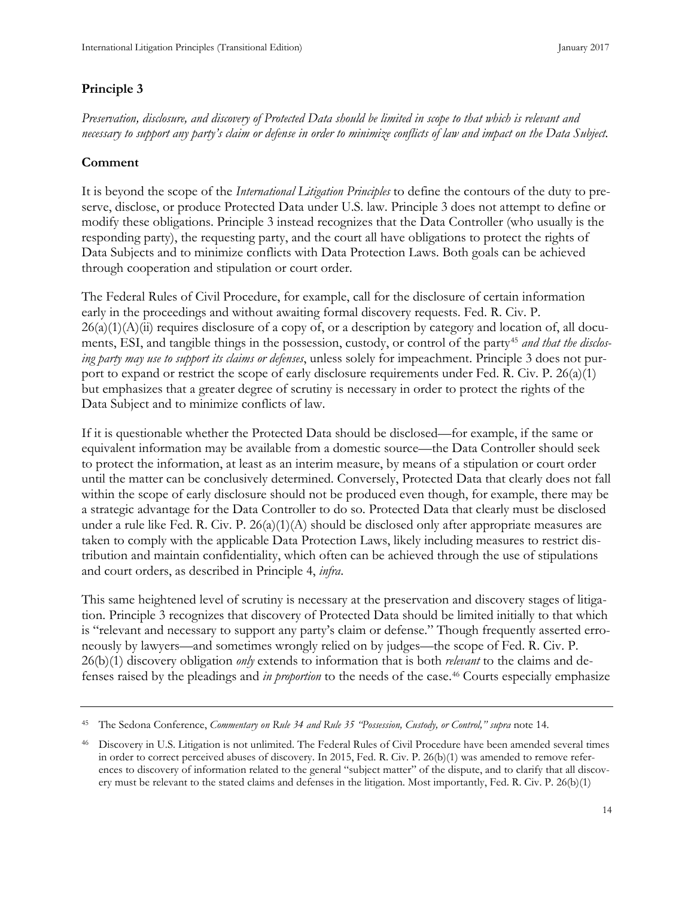## Principle 3

*Preservation, disclosure, and discovery of Protected Data should be limited in scope to that which is relevant and necessary to support any party's claim or defense in order to minimize conflicts of law and impact on the Data Subject.*

## Comment

It is beyond the scope of the *International Litigation Principles* to define the contours of the duty to preserve, disclose, or produce Protected Data under U.S. law. Principle 3 does not attempt to define or modify these obligations. Principle 3 instead recognizes that the Data Controller (who usually is the responding party), the requesting party, and the court all have obligations to protect the rights of Data Subjects and to minimize conflicts with Data Protection Laws. Both goals can be achieved through cooperation and stipulation or court order.

The Federal Rules of Civil Procedure, for example, call for the disclosure of certain information early in the proceedings and without awaiting formal discovery requests. Fed. R. Civ. P. 26(a)(1)(A)(ii) requires disclosure of a copy of, or a description by category and location of, all documents, ESI, and tangible things in the possession, custody, or control of the party[45] *and that the disclosing party may use to support its claims or defenses*, unless solely for impeachment. Principle 3 does not purport to expand or restrict the scope of early disclosure requirements under Fed. R. Civ. P. 26(a)(1) but emphasizes that a greater degree of scrutiny is necessary in order to protect the rights of the Data Subject and to minimize conflicts of law.

If it is questionable whether the Protected Data should be disclosed—for example, if the same or equivalent information may be available from a domestic source—the Data Controller should seek to protect the information, at least as an interim measure, by means of a stipulation or court order until the matter can be conclusively determined. Conversely, Protected Data that clearly does not fall within the scope of early disclosure should not be produced even though, for example, there may be a strategic advantage for the Data Controller to do so. Protected Data that clearly must be disclosed under a rule like Fed. R. Civ. P. 26(a)(1)(A) should be disclosed only after appropriate measures are taken to comply with the applicable Data Protection Laws, likely including measures to restrict distribution and maintain confidentiality, which often can be achieved through the use of stipulations and court orders, as described in Principle 4, *infra*.

This same heightened level of scrutiny is necessary at the preservation and discovery stages of litigation. Principle 3 recognizes that discovery of Protected Data should be limited initially to that which is "relevant and necessary to support any party's claim or defense." Though frequently asserted erroneously by lawyers—and sometimes wrongly relied on by judges—the scope of Fed. R. Civ. P. 26(b)(1) discovery obligation *only* extends to information that is both *relevant* to the claims and defenses raised by the pleadings and *in proportion* to the needs of the case.[46] Courts especially emphasize

---

[45] The Sedona Conference, *Commentary on Rule 34 and Rule 35 "Possession, Custody, or Control," supra* note 14.

[46] Discovery in U.S. Litigation is not unlimited. The Federal Rules of Civil Procedure have been amended several times in order to correct perceived abuses of discovery. In 2015, Fed. R. Civ. P. 26(b)(1) was amended to remove references to discovery of information related to the general "subject matter" of the dispute, and to clarify that all discovery must be relevant to the stated claims and defenses in the litigation. Most importantly, Fed. R. Civ. P. 26(b)(1)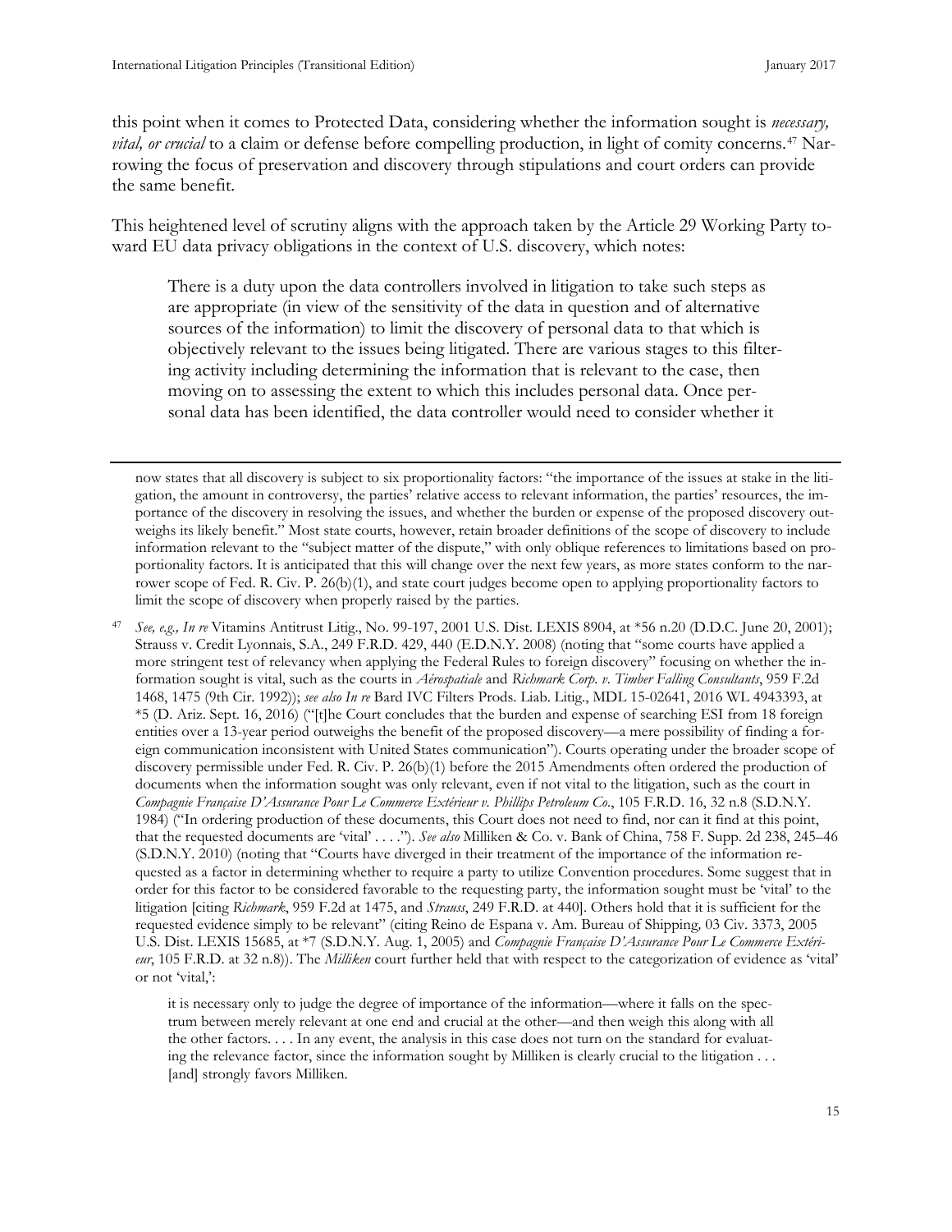this point when it comes to Protected Data, considering whether the information sought is *necessary, vital, or crucial* to a claim or defense before compelling production, in light of comity concerns.[47] Narrowing the focus of preservation and discovery through stipulations and court orders can provide the same benefit.

This heightened level of scrutiny aligns with the approach taken by the Article 29 Working Party toward EU data privacy obligations in the context of U.S. discovery, which notes:

> There is a duty upon the data controllers involved in litigation to take such steps as are appropriate (in view of the sensitivity of the data in question and of alternative sources of the information) to limit the discovery of personal data to that which is objectively relevant to the issues being litigated. There are various stages to this filtering activity including determining the information that is relevant to the case, then moving on to assessing the extent to which this includes personal data. Once personal data has been identified, the data controller would need to consider whether it

---

now states that all discovery is subject to six proportionality factors: "the importance of the issues at stake in the litigation, the amount in controversy, the parties' relative access to relevant information, the parties' resources, the importance of the discovery in resolving the issues, and whether the burden or expense of the proposed discovery outweighs its likely benefit." Most state courts, however, retain broader definitions of the scope of discovery to include information relevant to the "subject matter of the dispute," with only oblique references to limitations based on proportionality factors. It is anticipated that this will change over the next few years, as more states conform to the narrower scope of Fed. R. Civ. P. 26(b)(1), and state court judges become open to applying proportionality factors to limit the scope of discovery when properly raised by the parties.

[47] *See, e.g., In re* Vitamins Antitrust Litig., No. 99-197, 2001 U.S. Dist. LEXIS 8904, at *56 n.20 (D.D.C. June 20, 2001); Strauss v. Credit Lyonnais, S.A., 249 F.R.D. 429, 440 (E.D.N.Y. 2008) (noting that "some courts have applied a more stringent test of relevancy when applying the Federal Rules to foreign discovery" focusing on whether the information sought is vital, such as the courts in *Aérospatiale* and *Richmark Corp. v. Timber Falling Consultants*, 959 F.2d 1468, 1475 (9th Cir. 1992)); *see also In re* Bard IVC Filters Prods. Liab. Litig., MDL 15-02641, 2016 WL 4943393, at *5 (D. Ariz. Sept. 16, 2016) ("[t]he Court concludes that the burden and expense of searching ESI from 16 foreign entities over a 13-year period outweighs the benefit of the proposed discovery—a mere possibility of finding a foreign communication inconsistent with United States communication"). Courts operating under the broader scope of discovery permissible under Fed. R. Civ. P. 26(b)(1) before the 2015 Amendments often ordered the production of documents when the information sought was only relevant, even if not vital to the litigation, such as the court in *Compagnie Française D'Assurance Pour Le Commerce Extérieur v. Phillips Petroleum Co.*, 105 F.R.D. 16, 32 n.8 (S.D.N.Y. 1984) ("In ordering production of these documents, this Court does not need to find, nor can it find at this point, that the requested documents are 'vital' . . . ."). *See also* Milliken & Co. v. Bank of China, 758 F. Supp. 2d 238, 245–46 (S.D.N.Y. 2010) (noting that "Courts have diverged in their treatment of the importance of the information requested as a factor in determining whether to require a party to utilize Convention procedures. Some suggest that in order for this factor to be considered favorable to the requesting party, the information sought must be 'vital' to the litigation [citing *Richmark*, 959 F.2d at 1475, and *Strauss*, 249 F.R.D. at 440]. Others hold that it is sufficient for the requested evidence simply to be relevant" (citing Reino de Espana v. Am. Bureau of Shipping*,* 03 Civ. 3373, 2005 U.S. Dist. LEXIS 15685, at *7 (S.D.N.Y. Aug. 1, 2005) and *Compagnie Française D'Assurance Pour Le Commerce Extérieur*, 105 F.R.D. at 32 n.8)). The *Milliken* court further held that with respect to the categorization of evidence as 'vital' or not 'vital,':

> it is necessary only to judge the degree of importance of the information—where it falls on the spectrum between merely relevant at one end and crucial at the other—and then weigh this along with all the other factors. . . . In any event, the analysis in this case does not turn on the standard for evaluating the relevance factor, since the information sought by Milliken is clearly crucial to the litigation . . . [and] strongly favors Milliken.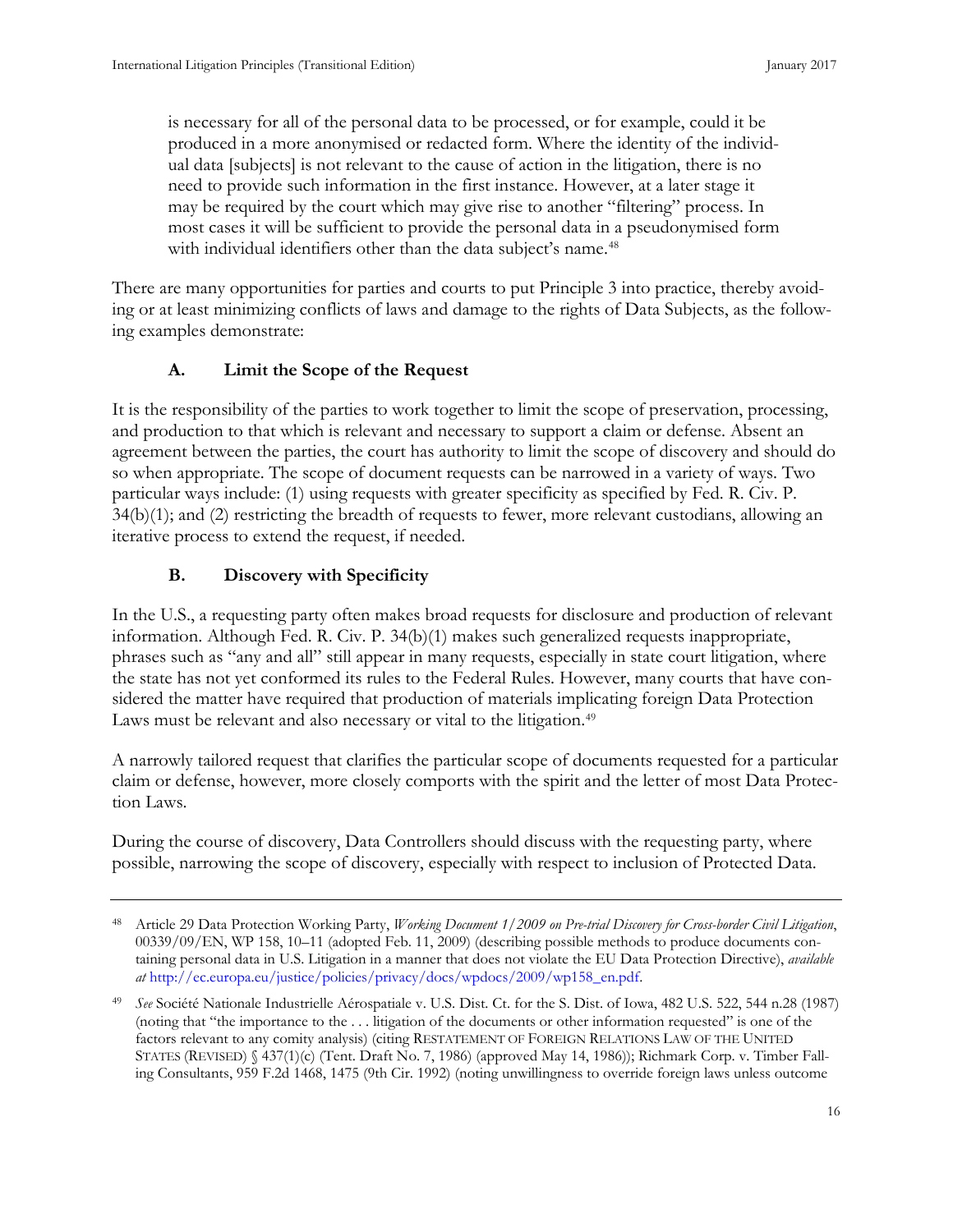> is necessary for all of the personal data to be processed, or for example, could it be produced in a more anonymised or redacted form. Where the identity of the individual data [subjects] is not relevant to the cause of action in the litigation, there is no need to provide such information in the first instance. However, at a later stage it may be required by the court which may give rise to another "filtering" process. In most cases it will be sufficient to provide the personal data in a pseudonymised form with individual identifiers other than the data subject's name.[48]

There are many opportunities for parties and courts to put Principle 3 into practice, thereby avoiding or at least minimizing conflicts of laws and damage to the rights of Data Subjects, as the following examples demonstrate:

### A. Limit the Scope of the Request

It is the responsibility of the parties to work together to limit the scope of preservation, processing, and production to that which is relevant and necessary to support a claim or defense. Absent an agreement between the parties, the court has authority to limit the scope of discovery and should do so when appropriate. The scope of document requests can be narrowed in a variety of ways. Two particular ways include: (1) using requests with greater specificity as specified by Fed. R. Civ. P. 34(b)(1); and (2) restricting the breadth of requests to fewer, more relevant custodians, allowing an iterative process to extend the request, if needed.

### B. Discovery with Specificity

In the U.S., a requesting party often makes broad requests for disclosure and production of relevant information. Although Fed. R. Civ. P. 34(b)(1) makes such generalized requests inappropriate, phrases such as "any and all" still appear in many requests, especially in state court litigation, where the state has not yet conformed its rules to the Federal Rules. However, many courts that have considered the matter have required that production of materials implicating foreign Data Protection Laws must be relevant and also necessary or vital to the litigation.[49]

A narrowly tailored request that clarifies the particular scope of documents requested for a particular claim or defense, however, more closely comports with the spirit and the letter of most Data Protection Laws.

During the course of discovery, Data Controllers should discuss with the requesting party, where possible, narrowing the scope of discovery, especially with respect to inclusion of Protected Data.

---

[48] Article 29 Data Protection Working Party, *Working Document 1/2009 on Pre-trial Discovery for Cross-border Civil Litigation*, 00339/09/EN, WP 158, 10–11 (adopted Feb. 11, 2009) (describing possible methods to produce documents containing personal data in U.S. Litigation in a manner that does not violate the EU Data Protection Directive), *available at* http://ec.europa.eu/justice/policies/privacy/docs/wpdocs/2009/wp158_en.pdf.

[49] *See* Société Nationale Industrielle Aérospatiale v. U.S. Dist. Ct. for the S. Dist. of Iowa, 482 U.S. 522, 544 n.28 (1987) (noting that "the importance to the . . . litigation of the documents or other information requested" is one of the factors relevant to any comity analysis) (citing RESTATEMENT OF FOREIGN RELATIONS LAW OF THE UNITED STATES (REVISED) § 437(1)(c) (Tent. Draft No. 7, 1986) (approved May 14, 1986)); Richmark Corp. v. Timber Falling Consultants, 959 F.2d 1468, 1475 (9th Cir. 1992) (noting unwillingness to override foreign laws unless outcome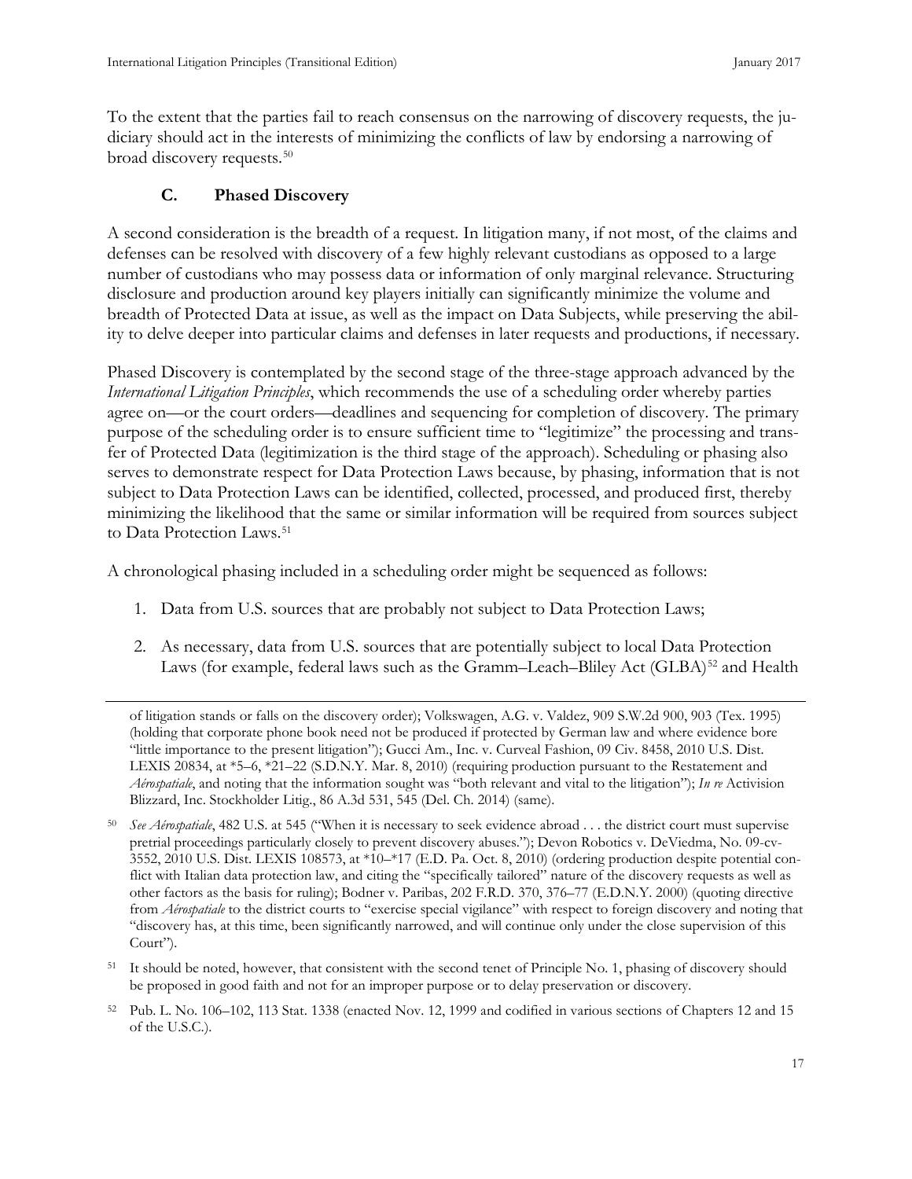To the extent that the parties fail to reach consensus on the narrowing of discovery requests, the judiciary should act in the interests of minimizing the conflicts of law by endorsing a narrowing of broad discovery requests.[50]

### C. Phased Discovery

A second consideration is the breadth of a request. In litigation many, if not most, of the claims and defenses can be resolved with discovery of a few highly relevant custodians as opposed to a large number of custodians who may possess data or information of only marginal relevance. Structuring disclosure and production around key players initially can significantly minimize the volume and breadth of Protected Data at issue, as well as the impact on Data Subjects, while preserving the ability to delve deeper into particular claims and defenses in later requests and productions, if necessary.

Phased Discovery is contemplated by the second stage of the three-stage approach advanced by the *International Litigation Principles*, which recommends the use of a scheduling order whereby parties agree on—or the court orders—deadlines and sequencing for completion of discovery. The primary purpose of the scheduling order is to ensure sufficient time to "legitimize" the processing and transfer of Protected Data (legitimization is the third stage of the approach). Scheduling or phasing also serves to demonstrate respect for Data Protection Laws because, by phasing, information that is not subject to Data Protection Laws can be identified, collected, processed, and produced first, thereby minimizing the likelihood that the same or similar information will be required from sources subject to Data Protection Laws.[51]

A chronological phasing included in a scheduling order might be sequenced as follows:

1. Data from U.S. sources that are probably not subject to Data Protection Laws;
2. As necessary, data from U.S. sources that are potentially subject to local Data Protection Laws (for example, federal laws such as the Gramm–Leach–Bliley Act (GLBA)[52] and Health

---

of litigation stands or falls on the discovery order); Volkswagen, A.G. v. Valdez, 909 S.W.2d 900, 903 (Tex. 1995) (holding that corporate phone book need not be produced if protected by German law and where evidence bore "little importance to the present litigation"); Gucci Am., Inc. v. Curveal Fashion, 09 Civ. 8458, 2010 U.S. Dist. LEXIS 20834, at *5–6, *21–22 (S.D.N.Y. Mar. 8, 2010) (requiring production pursuant to the Restatement and *Aérospatiale*, and noting that the information sought was "both relevant and vital to the litigation"); *In re* Activision Blizzard, Inc. Stockholder Litig., 86 A.3d 531, 545 (Del. Ch. 2014) (same).

[50] *See Aérospatiale*, 482 U.S. at 545 ("When it is necessary to seek evidence abroad . . . the district court must supervise pretrial proceedings particularly closely to prevent discovery abuses."); Devon Robotics v. DeViedma, No. 09-cv-3552, 2010 U.S. Dist. LEXIS 108573, at *10–*17 (E.D. Pa. Oct. 8, 2010) (ordering production despite potential conflict with Italian data protection law, and citing the "specifically tailored" nature of the discovery requests as well as other factors as the basis for ruling); Bodner v. Paribas, 202 F.R.D. 370, 376–77 (E.D.N.Y. 2000) (quoting directive from *Aérospatiale* to the district courts to "exercise special vigilance" with respect to foreign discovery and noting that "discovery has, at this time, been significantly narrowed, and will continue only under the close supervision of this Court").

[51] It should be noted, however, that consistent with the second tenet of Principle No. 1, phasing of discovery should be proposed in good faith and not for an improper purpose or to delay preservation or discovery.

[52] Pub. L. No. 106–102, 113 Stat. 1338 (enacted Nov. 12, 1999 and codified in various sections of Chapters 12 and 15 of the U.S.C.).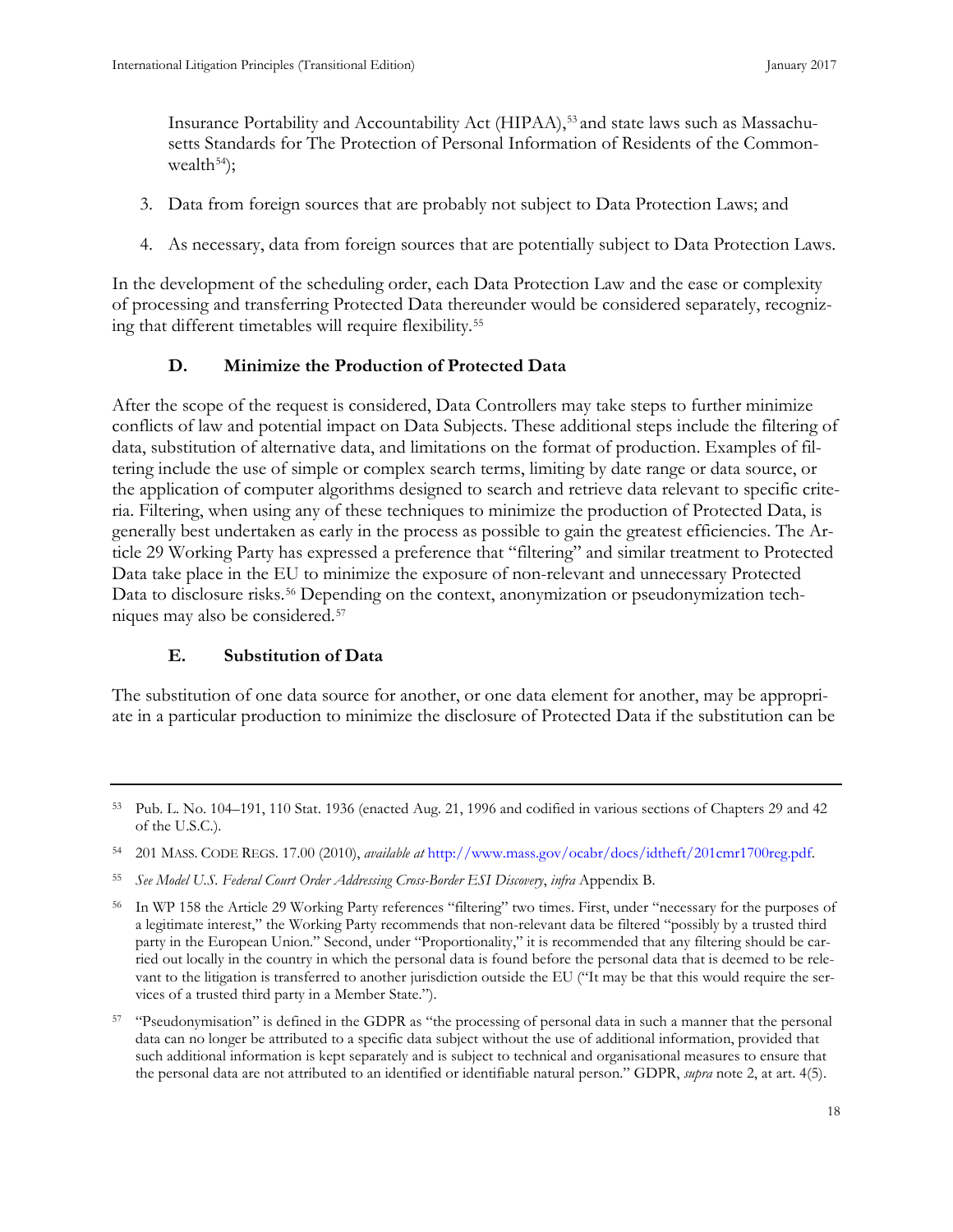Insurance Portability and Accountability Act (HIPAA),[53] and state laws such as Massachusetts Standards for The Protection of Personal Information of Residents of the Commonwealth[54]);

3. Data from foreign sources that are probably not subject to Data Protection Laws; and
4. As necessary, data from foreign sources that are potentially subject to Data Protection Laws.

In the development of the scheduling order, each Data Protection Law and the ease or complexity of processing and transferring Protected Data thereunder would be considered separately, recognizing that different timetables will require flexibility.[55]

### D. Minimize the Production of Protected Data

After the scope of the request is considered, Data Controllers may take steps to further minimize conflicts of law and potential impact on Data Subjects. These additional steps include the filtering of data, substitution of alternative data, and limitations on the format of production. Examples of filtering include the use of simple or complex search terms, limiting by date range or data source, or the application of computer algorithms designed to search and retrieve data relevant to specific criteria. Filtering, when using any of these techniques to minimize the production of Protected Data, is generally best undertaken as early in the process as possible to gain the greatest efficiencies. The Article 29 Working Party has expressed a preference that "filtering" and similar treatment to Protected Data take place in the EU to minimize the exposure of non-relevant and unnecessary Protected Data to disclosure risks.[56] Depending on the context, anonymization or pseudonymization techniques may also be considered.[57]

### E. Substitution of Data

The substitution of one data source for another, or one data element for another, may be appropriate in a particular production to minimize the disclosure of Protected Data if the substitution can be

---

[53] Pub. L. No. 104–191, 110 Stat. 1936 (enacted Aug. 21, 1996 and codified in various sections of Chapters 29 and 42 of the U.S.C.).

[54] 201 MASS. CODE REGS. 17.00 (2010), *available at* http://www.mass.gov/ocabr/docs/idtheft/201cmr1700reg.pdf.

[55] *See Model U.S. Federal Court Order Addressing Cross-Border ESI Discovery*, *infra* Appendix B.

[56] In WP 158 the Article 29 Working Party references "filtering" two times. First, under "necessary for the purposes of a legitimate interest," the Working Party recommends that non-relevant data be filtered "possibly by a trusted third party in the European Union." Second, under "Proportionality," it is recommended that any filtering should be carried out locally in the country in which the personal data is found before the personal data that is deemed to be relevant to the litigation is transferred to another jurisdiction outside the EU ("It may be that this would require the services of a trusted third party in a Member State.").

[57] "Pseudonymisation" is defined in the GDPR as "the processing of personal data in such a manner that the personal data can no longer be attributed to a specific data subject without the use of additional information, provided that such additional information is kept separately and is subject to technical and organisational measures to ensure that the personal data are not attributed to an identified or identifiable natural person." GDPR, *supra* note 2, at art. 4(5).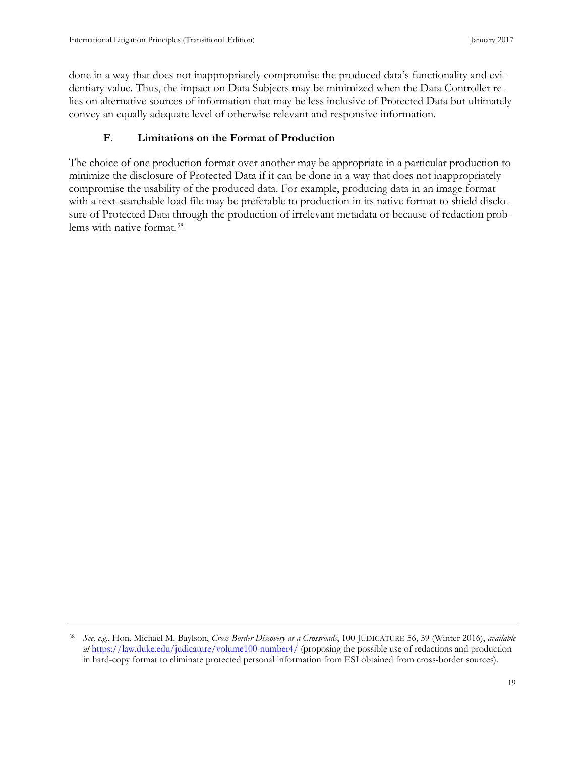done in a way that does not inappropriately compromise the produced data's functionality and evidentiary value. Thus, the impact on Data Subjects may be minimized when the Data Controller relies on alternative sources of information that may be less inclusive of Protected Data but ultimately convey an equally adequate level of otherwise relevant and responsive information.

### F. Limitations on the Format of Production

The choice of one production format over another may be appropriate in a particular production to minimize the disclosure of Protected Data if it can be done in a way that does not inappropriately compromise the usability of the produced data. For example, producing data in an image format with a text-searchable load file may be preferable to production in its native format to shield disclosure of Protected Data through the production of irrelevant metadata or because of redaction problems with native format.[58]

---

[58] *See, e.g.*, Hon. Michael M. Baylson, *Cross-Border Discovery at a Crossroads*, 100 JUDICATURE 56, 59 (Winter 2016), *available at* https://law.duke.edu/judicature/volume100-number4/ (proposing the possible use of redactions and production in hard-copy format to eliminate protected personal information from ESI obtained from cross-border sources).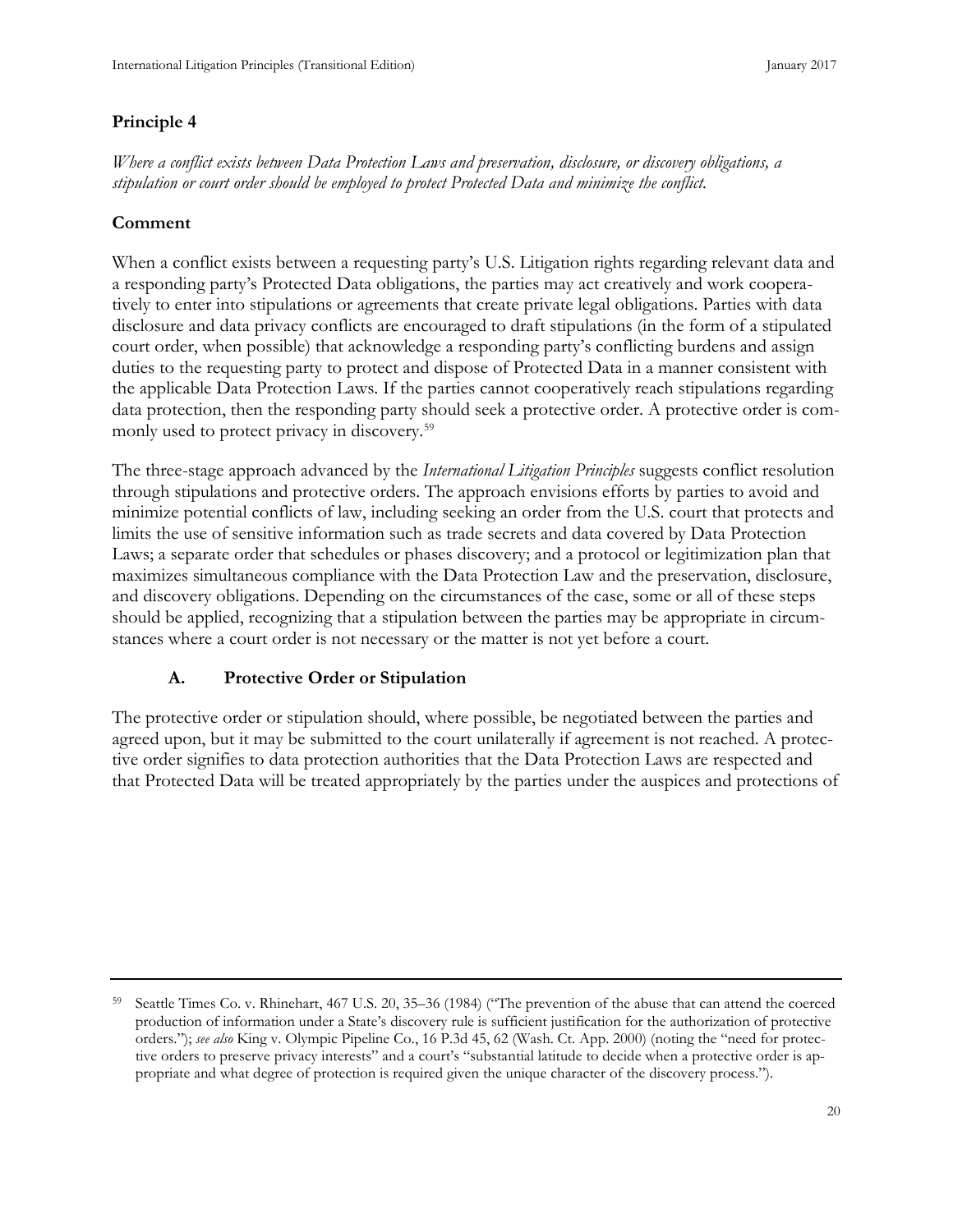## Principle 4

*Where a conflict exists between Data Protection Laws and preservation, disclosure, or discovery obligations, a stipulation or court order should be employed to protect Protected Data and minimize the conflict.*

### Comment

When a conflict exists between a requesting party's U.S. Litigation rights regarding relevant data and a responding party's Protected Data obligations, the parties may act creatively and work cooperatively to enter into stipulations or agreements that create private legal obligations. Parties with data disclosure and data privacy conflicts are encouraged to draft stipulations (in the form of a stipulated court order, when possible) that acknowledge a responding party's conflicting burdens and assign duties to the requesting party to protect and dispose of Protected Data in a manner consistent with the applicable Data Protection Laws. If the parties cannot cooperatively reach stipulations regarding data protection, then the responding party should seek a protective order. A protective order is commonly used to protect privacy in discovery.[59]

The three-stage approach advanced by the *International Litigation Principles* suggests conflict resolution through stipulations and protective orders. The approach envisions efforts by parties to avoid and minimize potential conflicts of law, including seeking an order from the U.S. court that protects and limits the use of sensitive information such as trade secrets and data covered by Data Protection Laws; a separate order that schedules or phases discovery; and a protocol or legitimization plan that maximizes simultaneous compliance with the Data Protection Law and the preservation, disclosure, and discovery obligations. Depending on the circumstances of the case, some or all of these steps should be applied, recognizing that a stipulation between the parties may be appropriate in circumstances where a court order is not necessary or the matter is not yet before a court.

#### A. Protective Order or Stipulation

The protective order or stipulation should, where possible, be negotiated between the parties and agreed upon, but it may be submitted to the court unilaterally if agreement is not reached. A protective order signifies to data protection authorities that the Data Protection Laws are respected and that Protected Data will be treated appropriately by the parties under the auspices and protections of

---

[59] Seattle Times Co. v. Rhinehart, 467 U.S. 20, 35–36 (1984) ("The prevention of the abuse that can attend the coerced production of information under a State's discovery rule is sufficient justification for the authorization of protective orders."); *see also* King v. Olympic Pipeline Co., 16 P.3d 45, 62 (Wash. Ct. App. 2000) (noting the "need for protective orders to preserve privacy interests" and a court's "substantial latitude to decide when a protective order is appropriate and what degree of protection is required given the unique character of the discovery process.").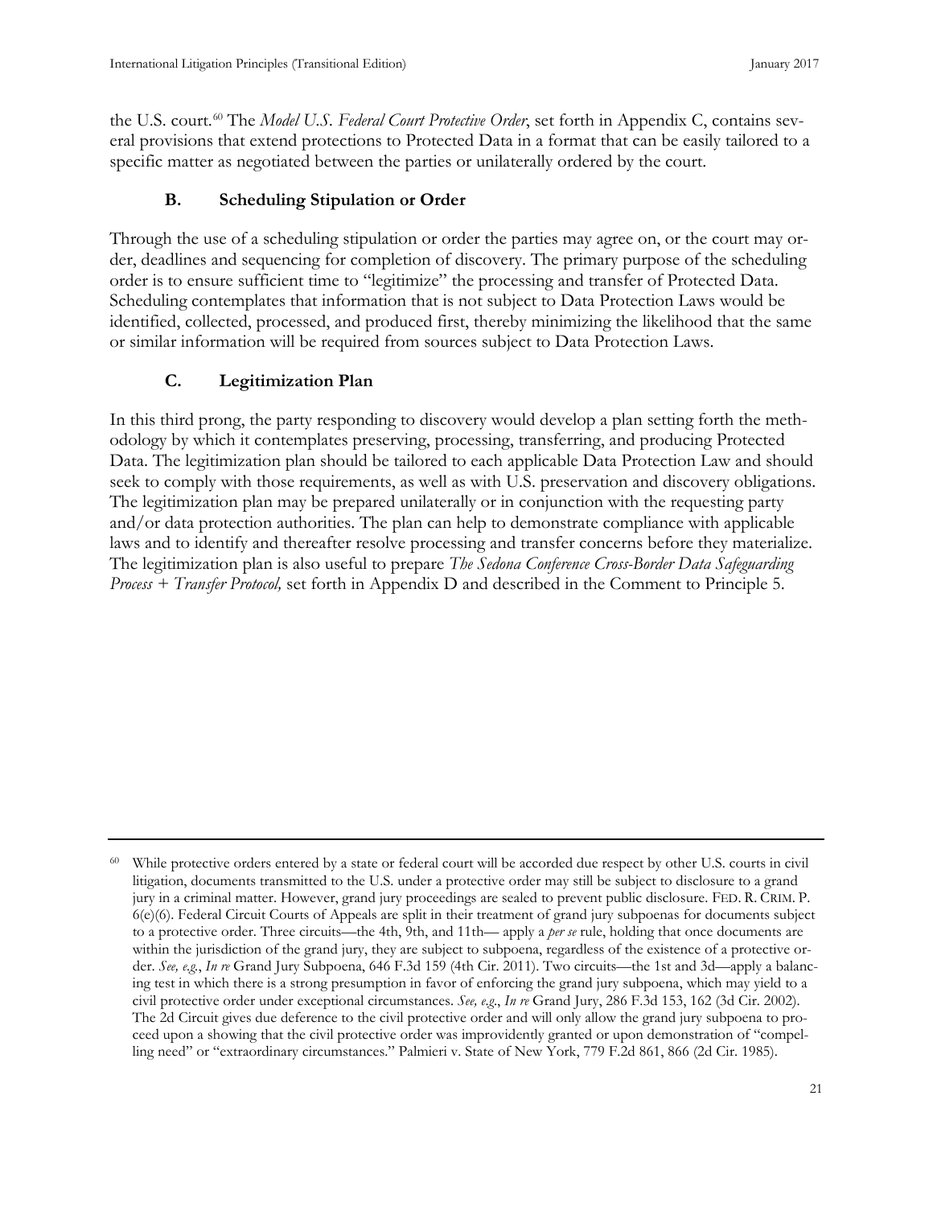the U.S. court.[60] The *Model U.S. Federal Court Protective Order*, set forth in Appendix C, contains several provisions that extend protections to Protected Data in a format that can be easily tailored to a specific matter as negotiated between the parties or unilaterally ordered by the court.

### B. Scheduling Stipulation or Order

Through the use of a scheduling stipulation or order the parties may agree on, or the court may order, deadlines and sequencing for completion of discovery. The primary purpose of the scheduling order is to ensure sufficient time to "legitimize" the processing and transfer of Protected Data. Scheduling contemplates that information that is not subject to Data Protection Laws would be identified, collected, processed, and produced first, thereby minimizing the likelihood that the same or similar information will be required from sources subject to Data Protection Laws.

### C. Legitimization Plan

In this third prong, the party responding to discovery would develop a plan setting forth the methodology by which it contemplates preserving, processing, transferring, and producing Protected Data. The legitimization plan should be tailored to each applicable Data Protection Law and should seek to comply with those requirements, as well as with U.S. preservation and discovery obligations. The legitimization plan may be prepared unilaterally or in conjunction with the requesting party and/or data protection authorities. The plan can help to demonstrate compliance with applicable laws and to identify and thereafter resolve processing and transfer concerns before they materialize. The legitimization plan is also useful to prepare *The Sedona Conference Cross-Border Data Safeguarding Process + Transfer Protocol,* set forth in Appendix D and described in the Comment to Principle 5.

---

[60] While protective orders entered by a state or federal court will be accorded due respect by other U.S. courts in civil litigation, documents transmitted to the U.S. under a protective order may still be subject to disclosure to a grand jury in a criminal matter. However, grand jury proceedings are sealed to prevent public disclosure. FED. R. CRIM. P. 6(e)(6). Federal Circuit Courts of Appeals are split in their treatment of grand jury subpoenas for documents subject to a protective order. Three circuits—the 4th, 9th, and 11th— apply a *per se* rule, holding that once documents are within the jurisdiction of the grand jury, they are subject to subpoena, regardless of the existence of a protective order. *See, e.g.*, *In re* Grand Jury Subpoena, 646 F.3d 159 (4th Cir. 2011). Two circuits—the 1st and 3d—apply a balancing test in which there is a strong presumption in favor of enforcing the grand jury subpoena, which may yield to a civil protective order under exceptional circumstances. *See, e.g.*, *In re* Grand Jury, 286 F.3d 153, 162 (3d Cir. 2002). The 2d Circuit gives due deference to the civil protective order and will only allow the grand jury subpoena to proceed upon a showing that the civil protective order was improvidently granted or upon demonstration of "compelling need" or "extraordinary circumstances." Palmieri v. State of New York, 779 F.2d 861, 866 (2d Cir. 1985).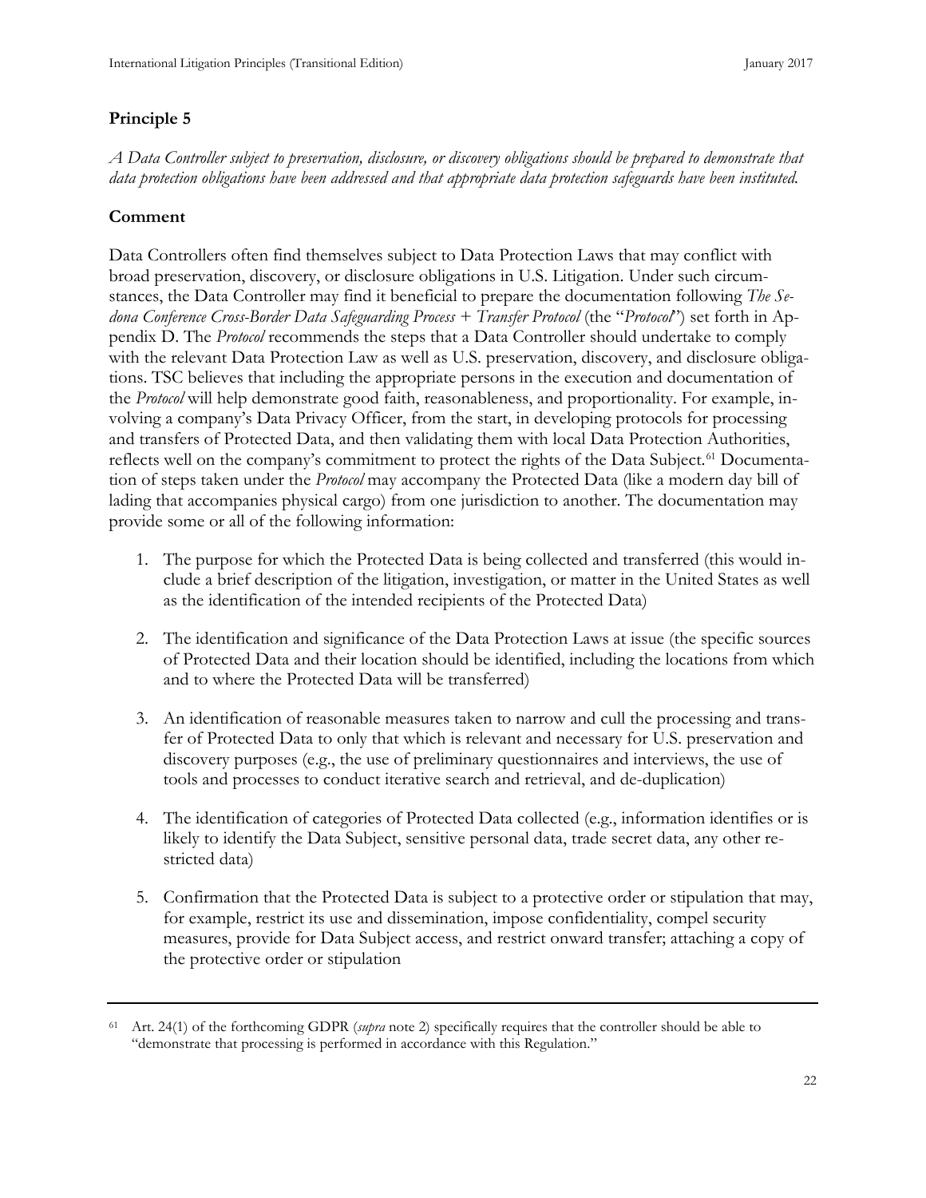## Principle 5

*A Data Controller subject to preservation, disclosure, or discovery obligations should be prepared to demonstrate that data protection obligations have been addressed and that appropriate data protection safeguards have been instituted.*

## Comment

Data Controllers often find themselves subject to Data Protection Laws that may conflict with broad preservation, discovery, or disclosure obligations in U.S. Litigation. Under such circumstances, the Data Controller may find it beneficial to prepare the documentation following *The Sedona Conference Cross-Border Data Safeguarding Process + Transfer Protocol* (the "*Protocol*") set forth in Appendix D. The *Protocol* recommends the steps that a Data Controller should undertake to comply with the relevant Data Protection Law as well as U.S. preservation, discovery, and disclosure obligations. TSC believes that including the appropriate persons in the execution and documentation of the *Protocol* will help demonstrate good faith, reasonableness, and proportionality. For example, involving a company's Data Privacy Officer, from the start, in developing protocols for processing and transfers of Protected Data, and then validating them with local Data Protection Authorities, reflects well on the company's commitment to protect the rights of the Data Subject.[61] Documentation of steps taken under the *Protocol* may accompany the Protected Data (like a modern day bill of lading that accompanies physical cargo) from one jurisdiction to another. The documentation may provide some or all of the following information:

1. The purpose for which the Protected Data is being collected and transferred (this would include a brief description of the litigation, investigation, or matter in the United States as well as the identification of the intended recipients of the Protected Data)

2. The identification and significance of the Data Protection Laws at issue (the specific sources of Protected Data and their location should be identified, including the locations from which and to where the Protected Data will be transferred)

3. An identification of reasonable measures taken to narrow and cull the processing and transfer of Protected Data to only that which is relevant and necessary for U.S. preservation and discovery purposes (e.g., the use of preliminary questionnaires and interviews, the use of tools and processes to conduct iterative search and retrieval, and de-duplication)

4. The identification of categories of Protected Data collected (e.g., information identifies or is likely to identify the Data Subject, sensitive personal data, trade secret data, any other restricted data)

5. Confirmation that the Protected Data is subject to a protective order or stipulation that may, for example, restrict its use and dissemination, impose confidentiality, compel security measures, provide for Data Subject access, and restrict onward transfer; attaching a copy of the protective order or stipulation

---

[61] Art. 24(1) of the forthcoming GDPR (*supra* note 2) specifically requires that the controller should be able to "demonstrate that processing is performed in accordance with this Regulation."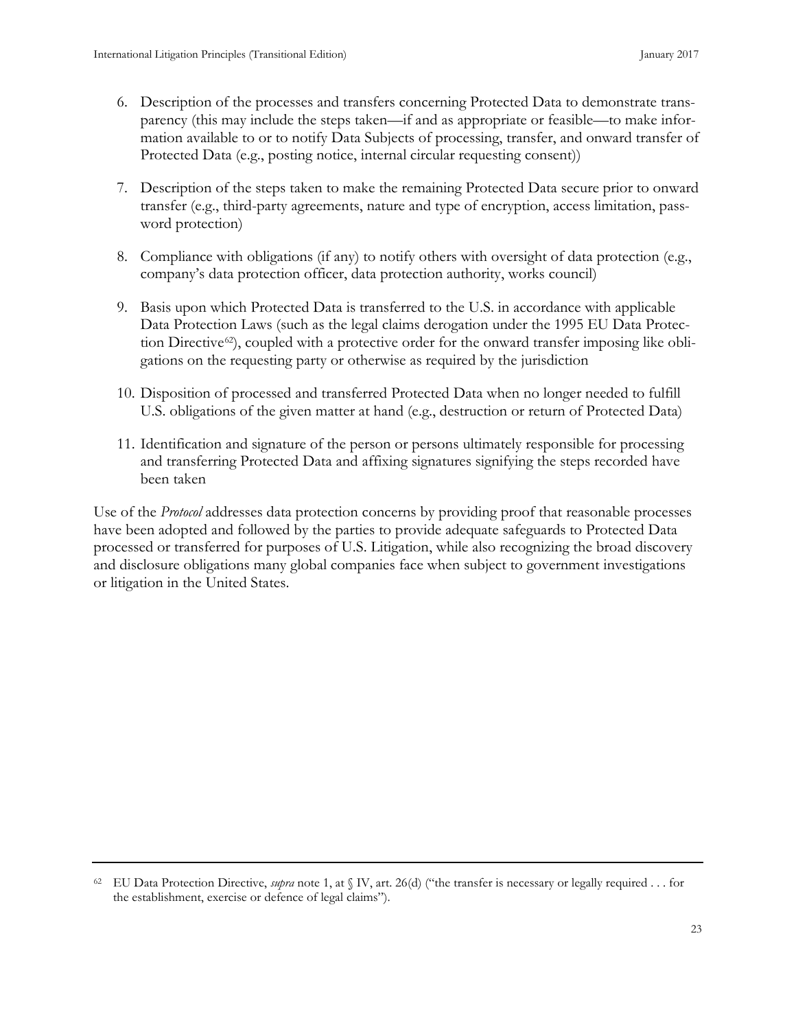6. Description of the processes and transfers concerning Protected Data to demonstrate transparency (this may include the steps taken—if and as appropriate or feasible—to make information available to or to notify Data Subjects of processing, transfer, and onward transfer of Protected Data (e.g., posting notice, internal circular requesting consent))

7. Description of the steps taken to make the remaining Protected Data secure prior to onward transfer (e.g., third-party agreements, nature and type of encryption, access limitation, password protection)

8. Compliance with obligations (if any) to notify others with oversight of data protection (e.g., company's data protection officer, data protection authority, works council)

9. Basis upon which Protected Data is transferred to the U.S. in accordance with applicable Data Protection Laws (such as the legal claims derogation under the 1995 EU Data Protection Directive[62]), coupled with a protective order for the onward transfer imposing like obligations on the requesting party or otherwise as required by the jurisdiction

10. Disposition of processed and transferred Protected Data when no longer needed to fulfill U.S. obligations of the given matter at hand (e.g., destruction or return of Protected Data)

11. Identification and signature of the person or persons ultimately responsible for processing and transferring Protected Data and affixing signatures signifying the steps recorded have been taken

Use of the *Protocol* addresses data protection concerns by providing proof that reasonable processes have been adopted and followed by the parties to provide adequate safeguards to Protected Data processed or transferred for purposes of U.S. Litigation, while also recognizing the broad discovery and disclosure obligations many global companies face when subject to government investigations or litigation in the United States.

---

[62] EU Data Protection Directive, *supra* note 1, at § IV, art. 26(d) ("the transfer is necessary or legally required . . . for the establishment, exercise or defence of legal claims").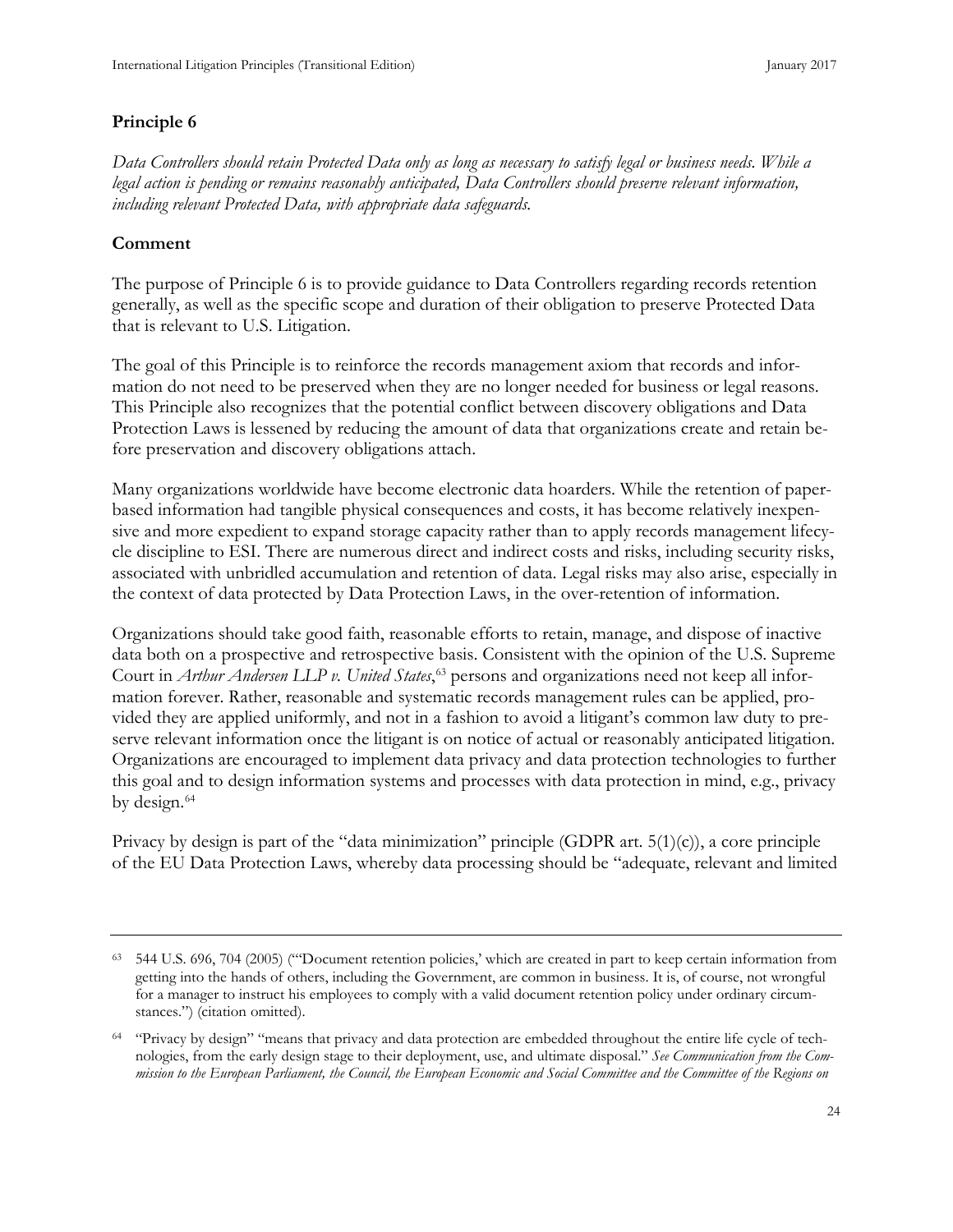## Principle 6

*Data Controllers should retain Protected Data only as long as necessary to satisfy legal or business needs. While a legal action is pending or remains reasonably anticipated, Data Controllers should preserve relevant information, including relevant Protected Data, with appropriate data safeguards.*

### Comment

The purpose of Principle 6 is to provide guidance to Data Controllers regarding records retention generally, as well as the specific scope and duration of their obligation to preserve Protected Data that is relevant to U.S. Litigation.

The goal of this Principle is to reinforce the records management axiom that records and information do not need to be preserved when they are no longer needed for business or legal reasons. This Principle also recognizes that the potential conflict between discovery obligations and Data Protection Laws is lessened by reducing the amount of data that organizations create and retain before preservation and discovery obligations attach.

Many organizations worldwide have become electronic data hoarders. While the retention of paper-based information had tangible physical consequences and costs, it has become relatively inexpensive and more expedient to expand storage capacity rather than to apply records management lifecycle discipline to ESI. There are numerous direct and indirect costs and risks, including security risks, associated with unbridled accumulation and retention of data. Legal risks may also arise, especially in the context of data protected by Data Protection Laws, in the over-retention of information.

Organizations should take good faith, reasonable efforts to retain, manage, and dispose of inactive data both on a prospective and retrospective basis. Consistent with the opinion of the U.S. Supreme Court in *Arthur Andersen LLP v. United States*,[63] persons and organizations need not keep all information forever. Rather, reasonable and systematic records management rules can be applied, provided they are applied uniformly, and not in a fashion to avoid a litigant's common law duty to preserve relevant information once the litigant is on notice of actual or reasonably anticipated litigation. Organizations are encouraged to implement data privacy and data protection technologies to further this goal and to design information systems and processes with data protection in mind, e.g., privacy by design.[64]

Privacy by design is part of the "data minimization" principle (GDPR art. 5(1)(c)), a core principle of the EU Data Protection Laws, whereby data processing should be "adequate, relevant and limited

---

[63] 544 U.S. 696, 704 (2005) ("'Document retention policies,' which are created in part to keep certain information from getting into the hands of others, including the Government, are common in business. It is, of course, not wrongful for a manager to instruct his employees to comply with a valid document retention policy under ordinary circumstances.") (citation omitted).

[64] "Privacy by design" "means that privacy and data protection are embedded throughout the entire life cycle of technologies, from the early design stage to their deployment, use, and ultimate disposal." *See Communication from the Commission to the European Parliament, the Council, the European Economic and Social Committee and the Committee of the Regions on*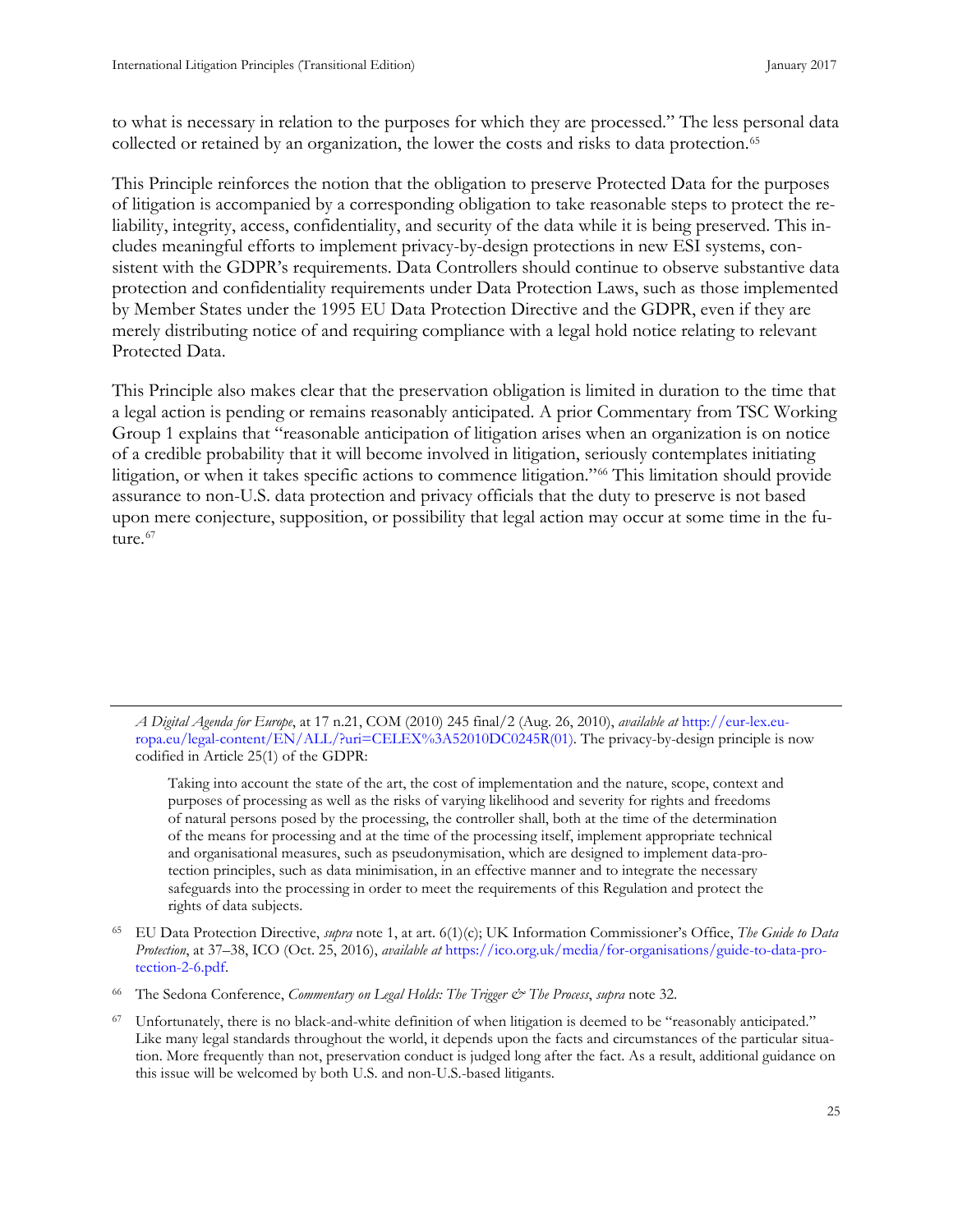to what is necessary in relation to the purposes for which they are processed." The less personal data collected or retained by an organization, the lower the costs and risks to data protection.[65]

This Principle reinforces the notion that the obligation to preserve Protected Data for the purposes of litigation is accompanied by a corresponding obligation to take reasonable steps to protect the reliability, integrity, access, confidentiality, and security of the data while it is being preserved. This includes meaningful efforts to implement privacy-by-design protections in new ESI systems, consistent with the GDPR's requirements. Data Controllers should continue to observe substantive data protection and confidentiality requirements under Data Protection Laws, such as those implemented by Member States under the 1995 EU Data Protection Directive and the GDPR, even if they are merely distributing notice of and requiring compliance with a legal hold notice relating to relevant Protected Data.

This Principle also makes clear that the preservation obligation is limited in duration to the time that a legal action is pending or remains reasonably anticipated. A prior Commentary from TSC Working Group 1 explains that "reasonable anticipation of litigation arises when an organization is on notice of a credible probability that it will become involved in litigation, seriously contemplates initiating litigation, or when it takes specific actions to commence litigation."[66] This limitation should provide assurance to non-U.S. data protection and privacy officials that the duty to preserve is not based upon mere conjecture, supposition, or possibility that legal action may occur at some time in the future.[67]

---

*A Digital Agenda for Europe*, at 17 n.21, COM (2010) 245 final/2 (Aug. 26, 2010), *available at* http://eur-lex.europa.eu/legal-content/EN/ALL/?uri=CELEX%3A52010DC0245R(01). The privacy-by-design principle is now codified in Article 25(1) of the GDPR:

> Taking into account the state of the art, the cost of implementation and the nature, scope, context and purposes of processing as well as the risks of varying likelihood and severity for rights and freedoms of natural persons posed by the processing, the controller shall, both at the time of the determination of the means for processing and at the time of the processing itself, implement appropriate technical and organisational measures, such as pseudonymisation, which are designed to implement data-protection principles, such as data minimisation, in an effective manner and to integrate the necessary safeguards into the processing in order to meet the requirements of this Regulation and protect the rights of data subjects.

[65] EU Data Protection Directive, *supra* note 1, at art. 6(1)(c); UK Information Commissioner's Office, *The Guide to Data Protection*, at 37–38, ICO (Oct. 25, 2016), *available at* https://ico.org.uk/media/for-organisations/guide-to-data-protection-2-6.pdf.

[66] The Sedona Conference, *Commentary on Legal Holds: The Trigger & The Process*, *supra* note 32.

[67] Unfortunately, there is no black-and-white definition of when litigation is deemed to be "reasonably anticipated." Like many legal standards throughout the world, it depends upon the facts and circumstances of the particular situation. More frequently than not, preservation conduct is judged long after the fact. As a result, additional guidance on this issue will be welcomed by both U.S. and non-U.S.-based litigants.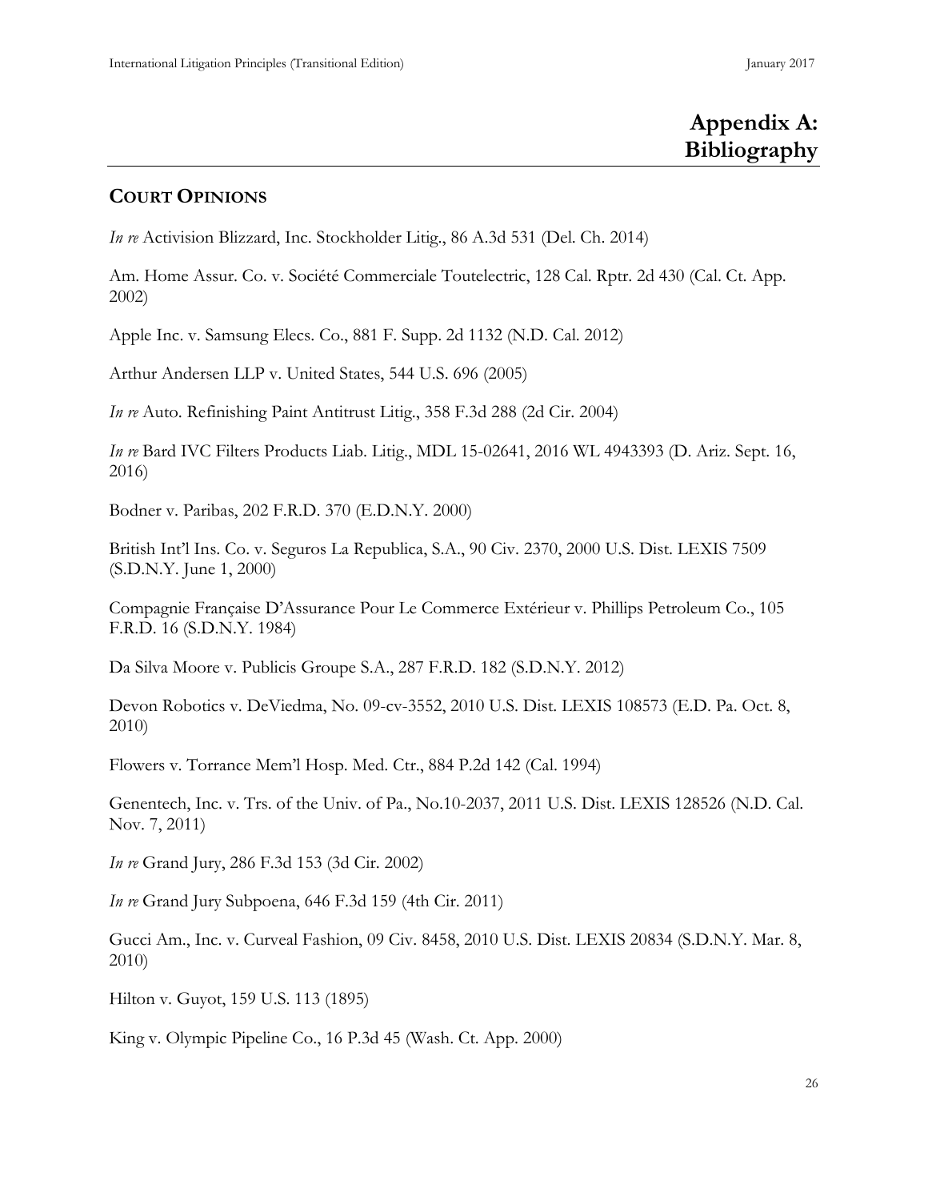# Appendix A: Bibliography

## COURT OPINIONS

*In re* Activision Blizzard, Inc. Stockholder Litig., 86 A.3d 531 (Del. Ch. 2014)

Am. Home Assur. Co. v. Société Commerciale Toutelectric, 128 Cal. Rptr. 2d 430 (Cal. Ct. App. 2002)

Apple Inc. v. Samsung Elecs. Co., 881 F. Supp. 2d 1132 (N.D. Cal. 2012)

Arthur Andersen LLP v. United States, 544 U.S. 696 (2005)

*In re* Auto. Refinishing Paint Antitrust Litig., 358 F.3d 288 (2d Cir. 2004)

*In re* Bard IVC Filters Products Liab. Litig., MDL 15-02641, 2016 WL 4943393 (D. Ariz. Sept. 16, 2016)

Bodner v. Paribas, 202 F.R.D. 370 (E.D.N.Y. 2000)

British Int'l Ins. Co. v. Seguros La Republica, S.A., 90 Civ. 2370, 2000 U.S. Dist. LEXIS 7509 (S.D.N.Y. June 1, 2000)

Compagnie Française D'Assurance Pour Le Commerce Extérieur v. Phillips Petroleum Co., 105 F.R.D. 16 (S.D.N.Y. 1984)

Da Silva Moore v. Publicis Groupe S.A., 287 F.R.D. 182 (S.D.N.Y. 2012)

Devon Robotics v. DeViedma, No. 09-cv-3552, 2010 U.S. Dist. LEXIS 108573 (E.D. Pa. Oct. 8, 2010)

Flowers v. Torrance Mem'l Hosp. Med. Ctr., 884 P.2d 142 (Cal. 1994)

Genentech, Inc. v. Trs. of the Univ. of Pa., No.10-2037, 2011 U.S. Dist. LEXIS 128526 (N.D. Cal. Nov. 7, 2011)

*In re* Grand Jury, 286 F.3d 153 (3d Cir. 2002)

*In re* Grand Jury Subpoena, 646 F.3d 159 (4th Cir. 2011)

Gucci Am., Inc. v. Curveal Fashion, 09 Civ. 8458, 2010 U.S. Dist. LEXIS 20834 (S.D.N.Y. Mar. 8, 2010)

Hilton v. Guyot, 159 U.S. 113 (1895)

King v. Olympic Pipeline Co., 16 P.3d 45 (Wash. Ct. App. 2000)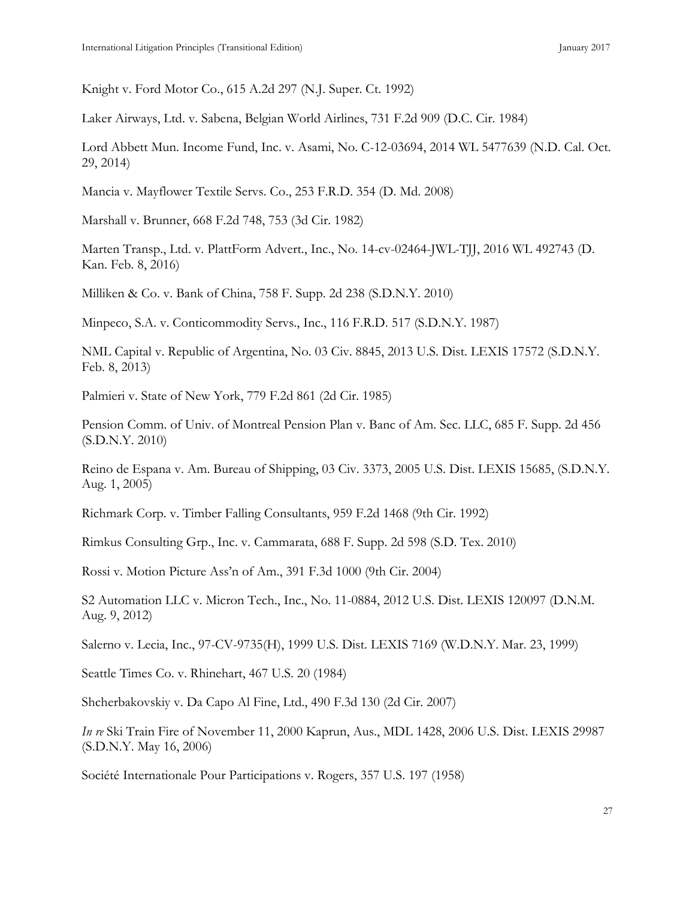Knight v. Ford Motor Co., 615 A.2d 297 (N.J. Super. Ct. 1992)

Laker Airways, Ltd. v. Sabena, Belgian World Airlines, 731 F.2d 909 (D.C. Cir. 1984)

Lord Abbett Mun. Income Fund, Inc. v. Asami, No. C-12-03694, 2014 WL 5477639 (N.D. Cal. Oct. 29, 2014)

Mancia v. Mayflower Textile Servs. Co., 253 F.R.D. 354 (D. Md. 2008)

Marshall v. Brunner, 668 F.2d 748, 753 (3d Cir. 1982)

Marten Transp., Ltd. v. PlattForm Advert., Inc., No. 14-cv-02464-JWL-TJJ, 2016 WL 492743 (D. Kan. Feb. 8, 2016)

Milliken & Co. v. Bank of China, 758 F. Supp. 2d 238 (S.D.N.Y. 2010)

Minpeco, S.A. v. Conticommodity Servs., Inc., 116 F.R.D. 517 (S.D.N.Y. 1987)

NML Capital v. Republic of Argentina, No. 03 Civ. 8845, 2013 U.S. Dist. LEXIS 17572 (S.D.N.Y. Feb. 8, 2013)

Palmieri v. State of New York, 779 F.2d 861 (2d Cir. 1985)

Pension Comm. of Univ. of Montreal Pension Plan v. Banc of Am. Sec. LLC, 685 F. Supp. 2d 456 (S.D.N.Y. 2010)

Reino de Espana v. Am. Bureau of Shipping, 03 Civ. 3373, 2005 U.S. Dist. LEXIS 15685, (S.D.N.Y. Aug. 1, 2005)

Richmark Corp. v. Timber Falling Consultants, 959 F.2d 1468 (9th Cir. 1992)

Rimkus Consulting Grp., Inc. v. Cammarata, 688 F. Supp. 2d 598 (S.D. Tex. 2010)

Rossi v. Motion Picture Ass'n of Am., 391 F.3d 1000 (9th Cir. 2004)

S2 Automation LLC v. Micron Tech., Inc., No. 11-0884, 2012 U.S. Dist. LEXIS 120097 (D.N.M. Aug. 9, 2012)

Salerno v. Lecia, Inc., 97-CV-9735(H), 1999 U.S. Dist. LEXIS 7169 (W.D.N.Y. Mar. 23, 1999)

Seattle Times Co. v. Rhinehart, 467 U.S. 20 (1984)

Shcherbakovskiy v. Da Capo Al Fine, Ltd., 490 F.3d 130 (2d Cir. 2007)

*In re* Ski Train Fire of November 11, 2000 Kaprun, Aus., MDL 1428, 2006 U.S. Dist. LEXIS 29987 (S.D.N.Y. May 16, 2006)

Société Internationale Pour Participations v. Rogers, 357 U.S. 197 (1958)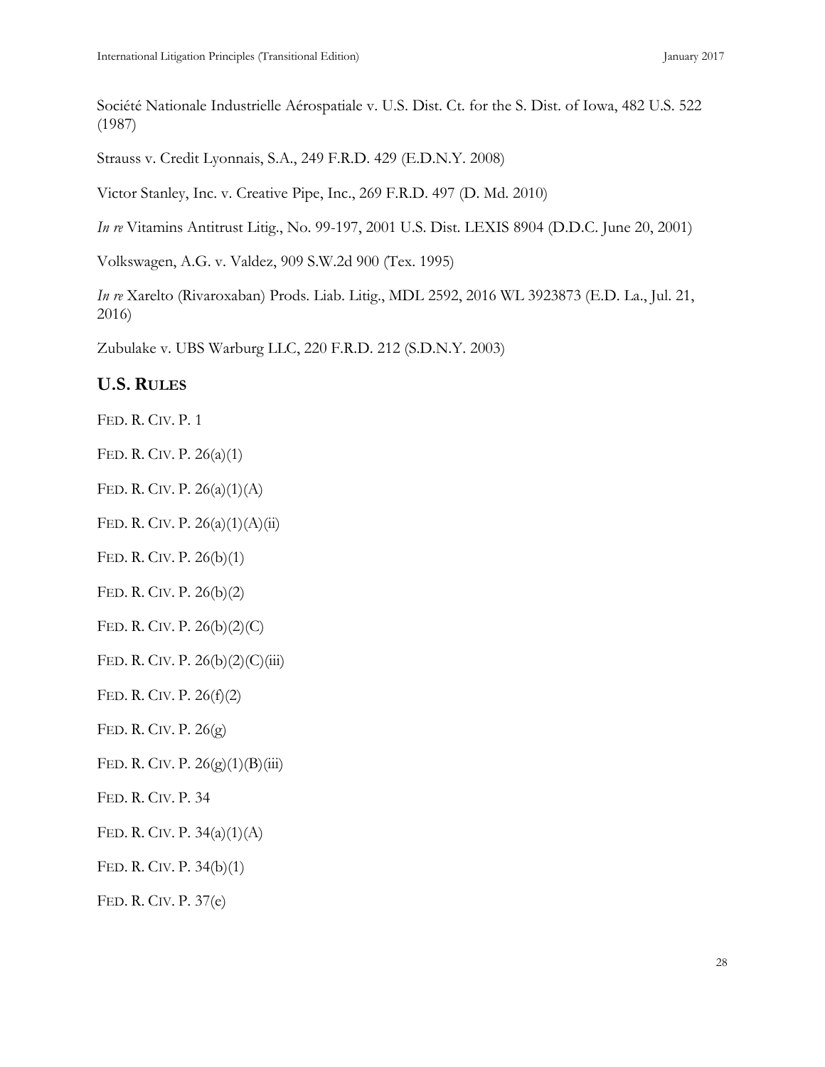Société Nationale Industrielle Aérospatiale v. U.S. Dist. Ct. for the S. Dist. of Iowa, 482 U.S. 522 (1987)

Strauss v. Credit Lyonnais, S.A., 249 F.R.D. 429 (E.D.N.Y. 2008)

Victor Stanley, Inc. v. Creative Pipe, Inc., 269 F.R.D. 497 (D. Md. 2010)

*In re* Vitamins Antitrust Litig., No. 99-197, 2001 U.S. Dist. LEXIS 8904 (D.D.C. June 20, 2001)

Volkswagen, A.G. v. Valdez, 909 S.W.2d 900 (Tex. 1995)

*In re* Xarelto (Rivaroxaban) Prods. Liab. Litig., MDL 2592, 2016 WL 3923873 (E.D. La., Jul. 21, 2016)

Zubulake v. UBS Warburg LLC, 220 F.R.D. 212 (S.D.N.Y. 2003)

## U.S. RULES

FED. R. CIV. P. 1

FED. R. CIV. P. 26(a)(1)

FED. R. CIV. P. 26(a)(1)(A)

FED. R. CIV. P. 26(a)(1)(A)(ii)

FED. R. CIV. P. 26(b)(1)

FED. R. CIV. P. 26(b)(2)

FED. R. CIV. P. 26(b)(2)(C)

FED. R. CIV. P. 26(b)(2)(C)(iii)

FED. R. CIV. P. 26(f)(2)

FED. R. CIV. P. 26(g)

FED. R. CIV. P. 26(g)(1)(B)(iii)

FED. R. CIV. P. 34

FED. R. CIV. P. 34(a)(1)(A)

FED. R. CIV. P. 34(b)(1)

FED. R. CIV. P. 37(e)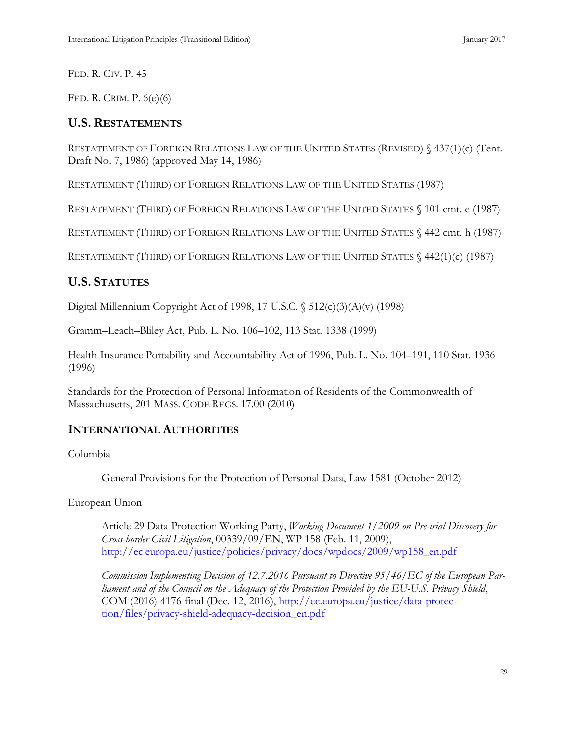FED. R. CIV. P. 45

FED. R. CRIM. P. 6(e)(6)

## U.S. RESTATEMENTS

RESTATEMENT OF FOREIGN RELATIONS LAW OF THE UNITED STATES (REVISED) § 437(1)(c) (Tent. Draft No. 7, 1986) (approved May 14, 1986)

RESTATEMENT (THIRD) OF FOREIGN RELATIONS LAW OF THE UNITED STATES (1987)

RESTATEMENT (THIRD) OF FOREIGN RELATIONS LAW OF THE UNITED STATES § 101 cmt. e (1987)

RESTATEMENT (THIRD) OF FOREIGN RELATIONS LAW OF THE UNITED STATES § 442 cmt. h (1987)

RESTATEMENT (THIRD) OF FOREIGN RELATIONS LAW OF THE UNITED STATES § 442(1)(c) (1987)

## U.S. STATUTES

Digital Millennium Copyright Act of 1998, 17 U.S.C. § 512(c)(3)(A)(v) (1998)

Gramm–Leach–Bliley Act, Pub. L. No. 106–102, 113 Stat. 1338 (1999)

Health Insurance Portability and Accountability Act of 1996, Pub. L. No. 104–191, 110 Stat. 1936 (1996)

Standards for the Protection of Personal Information of Residents of the Commonwealth of Massachusetts, 201 MASS. CODE REGS. 17.00 (2010)

## INTERNATIONAL AUTHORITIES

Columbia

General Provisions for the Protection of Personal Data, Law 1581 (October 2012)

European Union

Article 29 Data Protection Working Party, *Working Document 1/2009 on Pre-trial Discovery for Cross-border Civil Litigation*, 00339/09/EN, WP 158 (Feb. 11, 2009), http://ec.europa.eu/justice/policies/privacy/docs/wpdocs/2009/wp158_en.pdf

*Commission Implementing Decision of 12.7.2016 Pursuant to Directive 95/46/EC of the European Parliament and of the Council on the Adequacy of the Protection Provided by the EU-U.S. Privacy Shield*, COM (2016) 4176 final (Dec. 12, 2016), http://ec.europa.eu/justice/data-protection/files/privacy-shield-adequacy-decision_en.pdf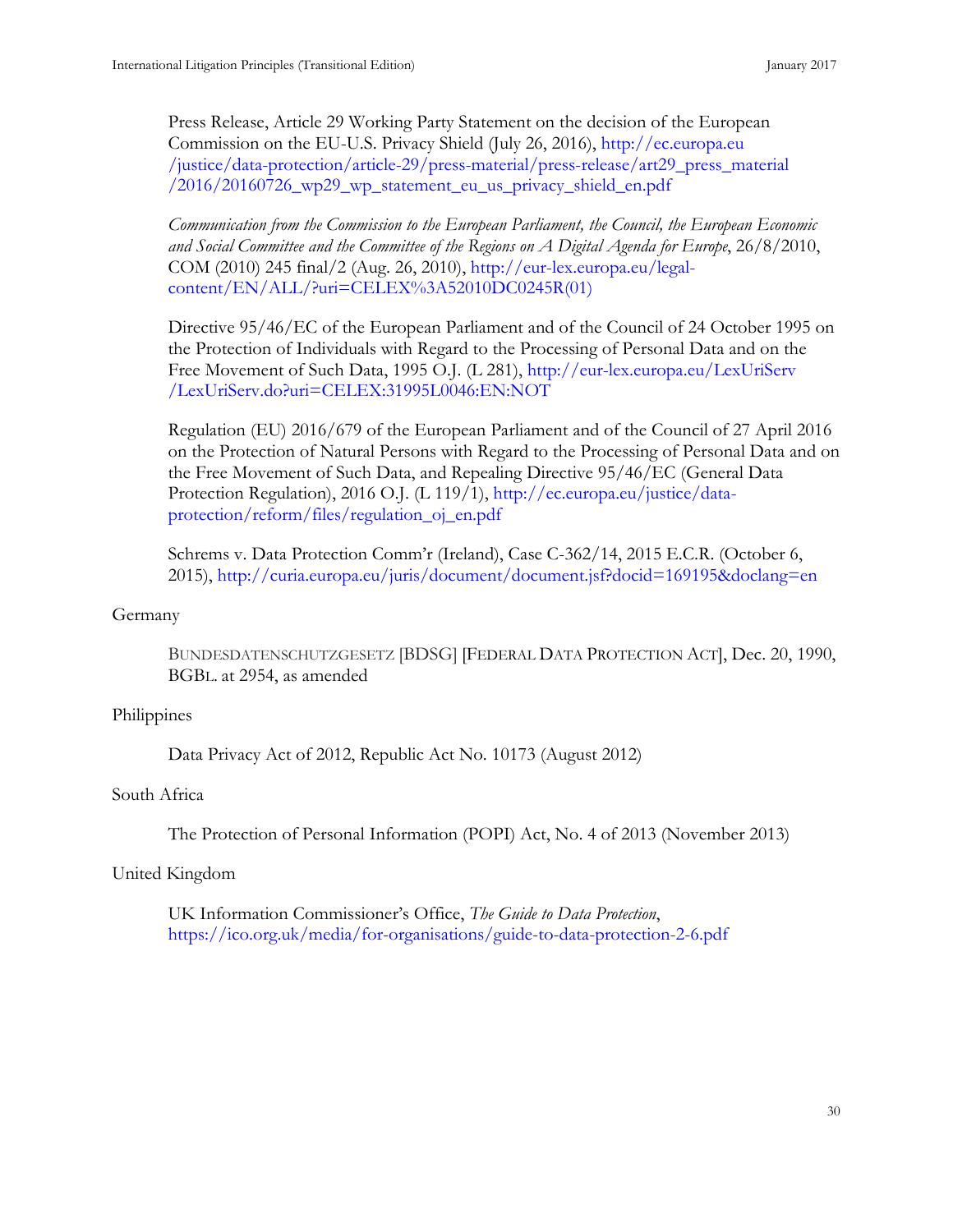Press Release, Article 29 Working Party Statement on the decision of the European Commission on the EU-U.S. Privacy Shield (July 26, 2016), http://ec.europa.eu/justice/data-protection/article-29/press-material/press-release/art29_press_material/2016/20160726_wp29_wp_statement_eu_us_privacy_shield_en.pdf

*Communication from the Commission to the European Parliament, the Council, the European Economic and Social Committee and the Committee of the Regions on A Digital Agenda for Europe*, 26/8/2010, COM (2010) 245 final/2 (Aug. 26, 2010), http://eur-lex.europa.eu/legal-content/EN/ALL/?uri=CELEX%3A52010DC0245R(01)

Directive 95/46/EC of the European Parliament and of the Council of 24 October 1995 on the Protection of Individuals with Regard to the Processing of Personal Data and on the Free Movement of Such Data, 1995 O.J. (L 281), http://eur-lex.europa.eu/LexUriServ/LexUriServ.do?uri=CELEX:31995L0046:EN:NOT

Regulation (EU) 2016/679 of the European Parliament and of the Council of 27 April 2016 on the Protection of Natural Persons with Regard to the Processing of Personal Data and on the Free Movement of Such Data, and Repealing Directive 95/46/EC (General Data Protection Regulation), 2016 O.J. (L 119/1), http://ec.europa.eu/justice/data-protection/reform/files/regulation_oj_en.pdf

Schrems v. Data Protection Comm'r (Ireland), Case C-362/14, 2015 E.C.R. (October 6, 2015), http://curia.europa.eu/juris/document/document.jsf?docid=169195&doclang=en

Germany

BUNDESDATENSCHUTZGESETZ [BDSG] [FEDERAL DATA PROTECTION ACT], Dec. 20, 1990, BGBL. at 2954, as amended

Philippines

Data Privacy Act of 2012, Republic Act No. 10173 (August 2012)

South Africa

The Protection of Personal Information (POPI) Act, No. 4 of 2013 (November 2013)

United Kingdom

UK Information Commissioner's Office, *The Guide to Data Protection*, https://ico.org.uk/media/for-organisations/guide-to-data-protection-2-6.pdf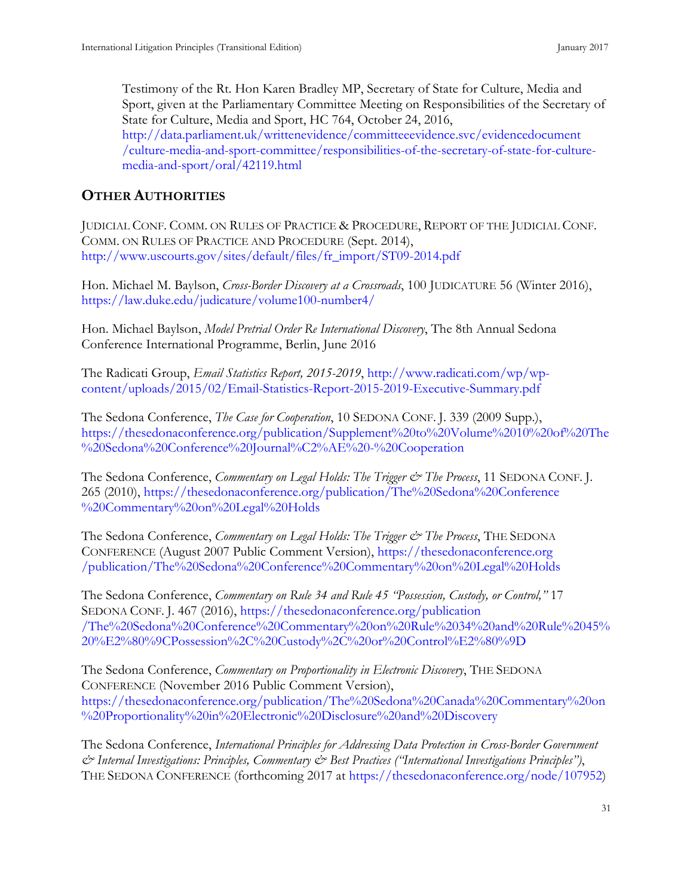Testimony of the Rt. Hon Karen Bradley MP, Secretary of State for Culture, Media and Sport, given at the Parliamentary Committee Meeting on Responsibilities of the Secretary of State for Culture, Media and Sport, HC 764, October 24, 2016, http://data.parliament.uk/writtenevidence/committeeevidence.svc/evidencedocument/culture-media-and-sport-committee/responsibilities-of-the-secretary-of-state-for-culture-media-and-sport/oral/42119.html

## OTHER AUTHORITIES

JUDICIAL CONF. COMM. ON RULES OF PRACTICE & PROCEDURE, REPORT OF THE JUDICIAL CONF. COMM. ON RULES OF PRACTICE AND PROCEDURE (Sept. 2014), http://www.uscourts.gov/sites/default/files/fr_import/ST09-2014.pdf

Hon. Michael M. Baylson, *Cross-Border Discovery at a Crossroads*, 100 JUDICATURE 56 (Winter 2016), https://law.duke.edu/judicature/volume100-number4/

Hon. Michael Baylson, *Model Pretrial Order Re International Discovery*, The 8th Annual Sedona Conference International Programme, Berlin, June 2016

The Radicati Group, *Email Statistics Report, 2015-2019*, http://www.radicati.com/wp/wp-content/uploads/2015/02/Email-Statistics-Report-2015-2019-Executive-Summary.pdf

The Sedona Conference, *The Case for Cooperation*, 10 SEDONA CONF. J. 339 (2009 Supp.), https://thesedonaconference.org/publication/Supplement%20to%20Volume%2010%20of%20The%20Sedona%20Conference%20Journal%C2%AE%20-%20Cooperation

The Sedona Conference, *Commentary on Legal Holds: The Trigger & The Process*, 11 SEDONA CONF. J. 265 (2010), https://thesedonaconference.org/publication/The%20Sedona%20Conference%20Commentary%20on%20Legal%20Holds

The Sedona Conference, *Commentary on Legal Holds: The Trigger & The Process*, THE SEDONA CONFERENCE (August 2007 Public Comment Version), https://thesedonaconference.org/publication/The%20Sedona%20Conference%20Commentary%20on%20Legal%20Holds

The Sedona Conference, *Commentary on Rule 34 and Rule 45 "Possession, Custody, or Control,"* 17 SEDONA CONF. J. 467 (2016), https://thesedonaconference.org/publication/The%20Sedona%20Conference%20Commentary%20on%20Rule%2034%20and%20Rule%2045%20%E2%80%9CPossession%2C%20Custody%2C%20or%20Control%E2%80%9D

The Sedona Conference, *Commentary on Proportionality in Electronic Discovery*, THE SEDONA CONFERENCE (November 2016 Public Comment Version), https://thesedonaconference.org/publication/The%20Sedona%20Canada%20Commentary%20on%20Proportionality%20in%20Electronic%20Disclosure%20and%20Discovery

The Sedona Conference, *International Principles for Addressing Data Protection in Cross-Border Government & Internal Investigations: Principles, Commentary & Best Practices ("International Investigations Principles")*, THE SEDONA CONFERENCE (forthcoming 2017 at https://thesedonaconference.org/node/107952)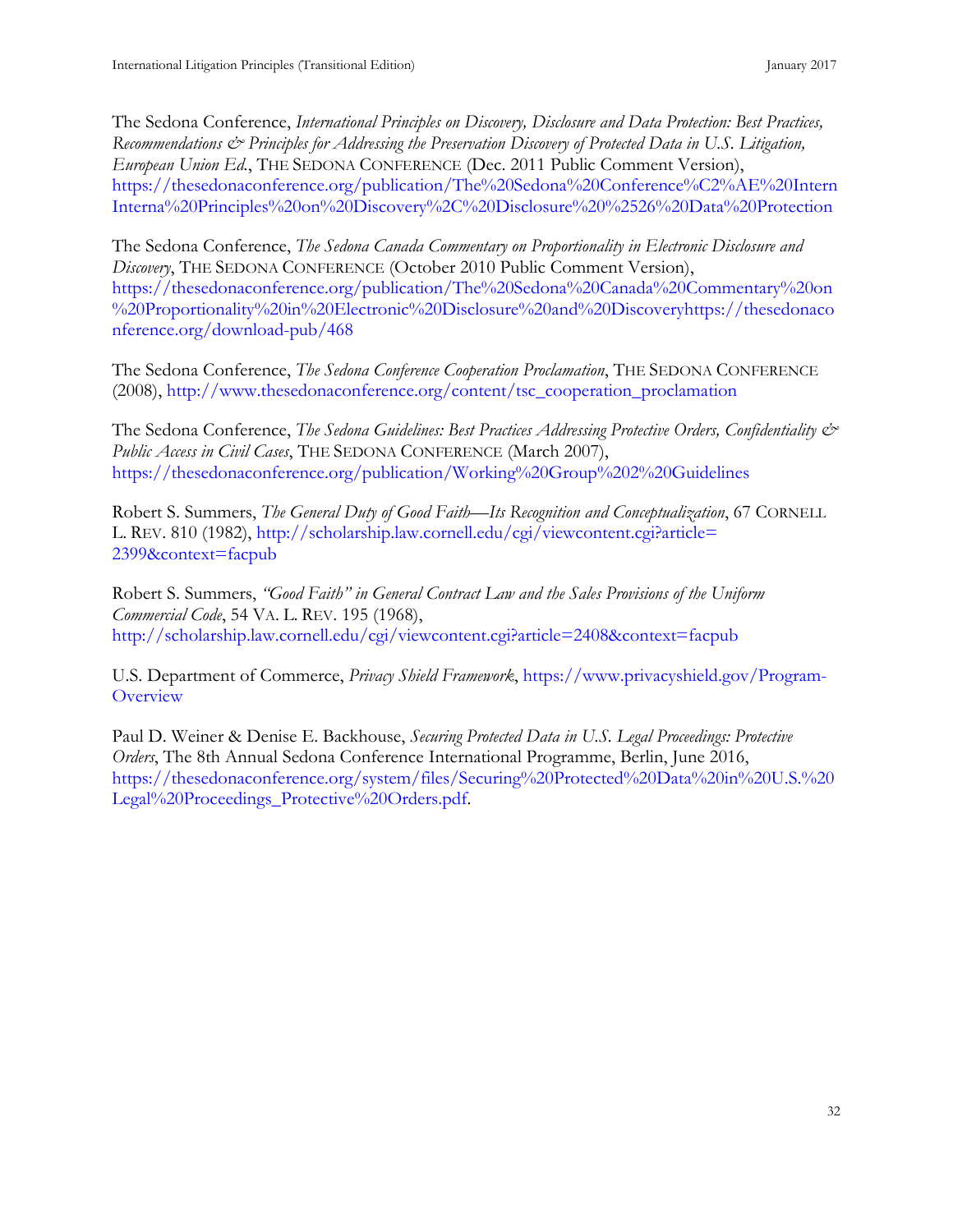The Sedona Conference, *International Principles on Discovery, Disclosure and Data Protection: Best Practices, Recommendations & Principles for Addressing the Preservation Discovery of Protected Data in U.S. Litigation, European Union Ed.*, THE SEDONA CONFERENCE (Dec. 2011 Public Comment Version), https://thesedonaconference.org/publication/The%20Sedona%20Conference%C2%AE%20Intern Interna%20Principles%20on%20Discovery%2C%20Disclosure%20%2526%20Data%20Protection

The Sedona Conference, *The Sedona Canada Commentary on Proportionality in Electronic Disclosure and Discovery*, THE SEDONA CONFERENCE (October 2010 Public Comment Version), https://thesedonaconference.org/publication/The%20Sedona%20Canada%20Commentary%20on%20Proportionality%20in%20Electronic%20Disclosure%20and%20Discoveryhttps://thesedonaconference.org/download-pub/468

The Sedona Conference, *The Sedona Conference Cooperation Proclamation*, THE SEDONA CONFERENCE (2008), http://www.thesedonaconference.org/content/tsc_cooperation_proclamation

The Sedona Conference, *The Sedona Guidelines: Best Practices Addressing Protective Orders, Confidentiality & Public Access in Civil Cases*, THE SEDONA CONFERENCE (March 2007), https://thesedonaconference.org/publication/Working%20Group%202%20Guidelines

Robert S. Summers, *The General Duty of Good Faith—Its Recognition and Conceptualization*, 67 CORNELL L. REV. 810 (1982), http://scholarship.law.cornell.edu/cgi/viewcontent.cgi?article=2399&context=facpub

Robert S. Summers, *"Good Faith" in General Contract Law and the Sales Provisions of the Uniform Commercial Code*, 54 VA. L. REV. 195 (1968), http://scholarship.law.cornell.edu/cgi/viewcontent.cgi?article=2408&context=facpub

U.S. Department of Commerce, *Privacy Shield Framework*, https://www.privacyshield.gov/Program-Overview

Paul D. Weiner & Denise E. Backhouse, *Securing Protected Data in U.S. Legal Proceedings: Protective Orders*, The 8th Annual Sedona Conference International Programme, Berlin, June 2016, https://thesedonaconference.org/system/files/Securing%20Protected%20Data%20in%20U.S.%20Legal%20Proceedings_Protective%20Orders.pdf.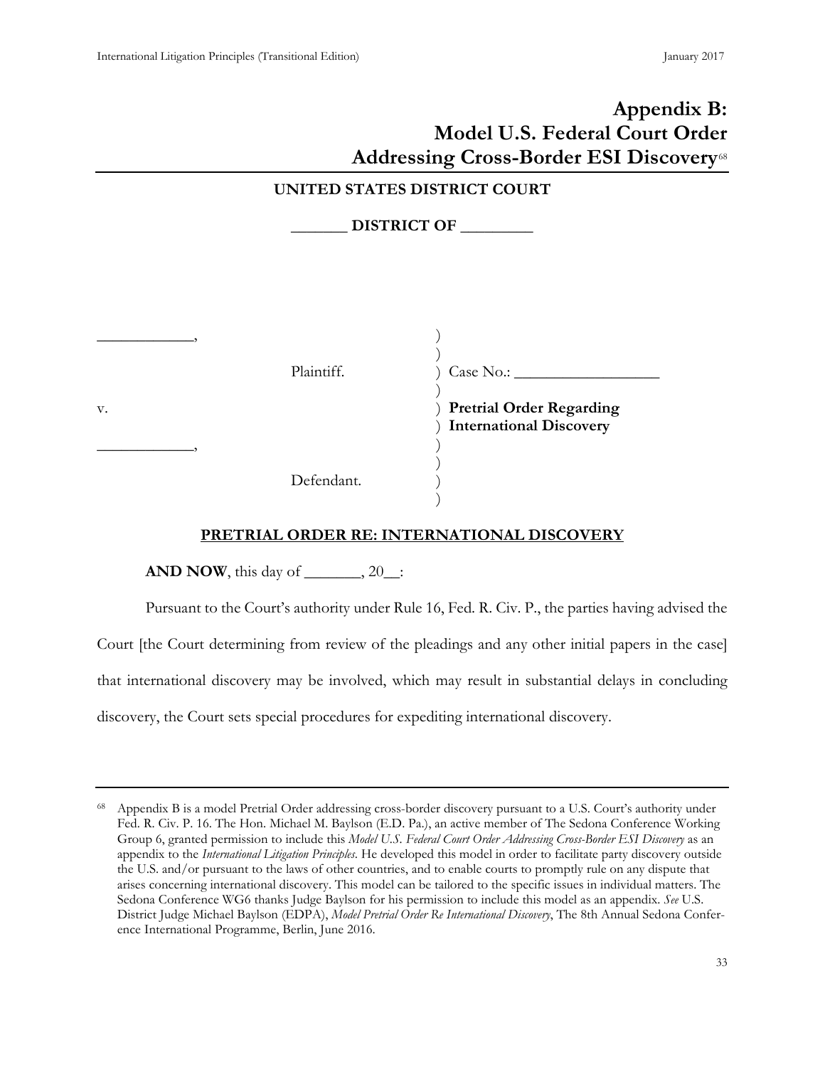# Appendix B: Model U.S. Federal Court Order Addressing Cross-Border ESI Discovery[68]

**UNITED STATES DISTRICT COURT**

**_______ DISTRICT OF _________**

| | | |
|---|---|---|
| ____________, | ) | |
| | ) | |
| Plaintiff. | ) | Case No.: __________________ |
| | ) | |
| v. | ) | **Pretrial Order Regarding** |
| | ) | **International Discovery** |
| ____________, | ) | |
| | ) | |
| Defendant. | ) | |
| | ) | |

**PRETRIAL ORDER RE: INTERNATIONAL DISCOVERY**

**AND NOW**, this day of _______, 20__:

Pursuant to the Court's authority under Rule 16, Fed. R. Civ. P., the parties having advised the Court [the Court determining from review of the pleadings and any other initial papers in the case] that international discovery may be involved, which may result in substantial delays in concluding discovery, the Court sets special procedures for expediting international discovery.

---

[68] Appendix B is a model Pretrial Order addressing cross-border discovery pursuant to a U.S. Court's authority under Fed. R. Civ. P. 16. The Hon. Michael M. Baylson (E.D. Pa.), an active member of The Sedona Conference Working Group 6, granted permission to include this *Model U.S. Federal Court Order Addressing Cross-Border ESI Discovery* as an appendix to the *International Litigation Principles*. He developed this model in order to facilitate party discovery outside the U.S. and/or pursuant to the laws of other countries, and to enable courts to promptly rule on any dispute that arises concerning international discovery. This model can be tailored to the specific issues in individual matters. The Sedona Conference WG6 thanks Judge Baylson for his permission to include this model as an appendix. *See* U.S. District Judge Michael Baylson (EDPA), *Model Pretrial Order Re International Discovery*, The 8th Annual Sedona Conference International Programme, Berlin, June 2016.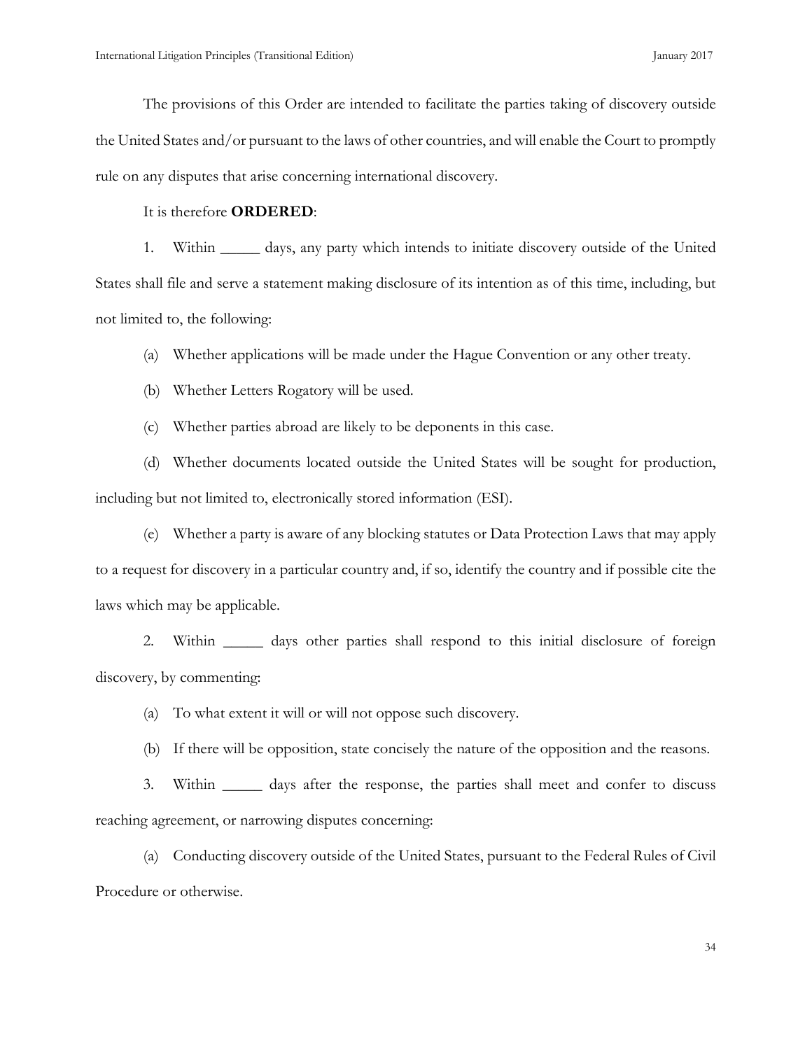The provisions of this Order are intended to facilitate the parties taking of discovery outside the United States and/or pursuant to the laws of other countries, and will enable the Court to promptly rule on any disputes that arise concerning international discovery.

It is therefore **ORDERED**:

1. Within _____ days, any party which intends to initiate discovery outside of the United States shall file and serve a statement making disclosure of its intention as of this time, including, but not limited to, the following:

   (a) Whether applications will be made under the Hague Convention or any other treaty.

   (b) Whether Letters Rogatory will be used.

   (c) Whether parties abroad are likely to be deponents in this case.

   (d) Whether documents located outside the United States will be sought for production, including but not limited to, electronically stored information (ESI).

   (e) Whether a party is aware of any blocking statutes or Data Protection Laws that may apply to a request for discovery in a particular country and, if so, identify the country and if possible cite the laws which may be applicable.

2. Within _____ days other parties shall respond to this initial disclosure of foreign discovery, by commenting:

   (a) To what extent it will or will not oppose such discovery.

   (b) If there will be opposition, state concisely the nature of the opposition and the reasons.

3. Within _____ days after the response, the parties shall meet and confer to discuss reaching agreement, or narrowing disputes concerning:

   (a) Conducting discovery outside of the United States, pursuant to the Federal Rules of Civil Procedure or otherwise.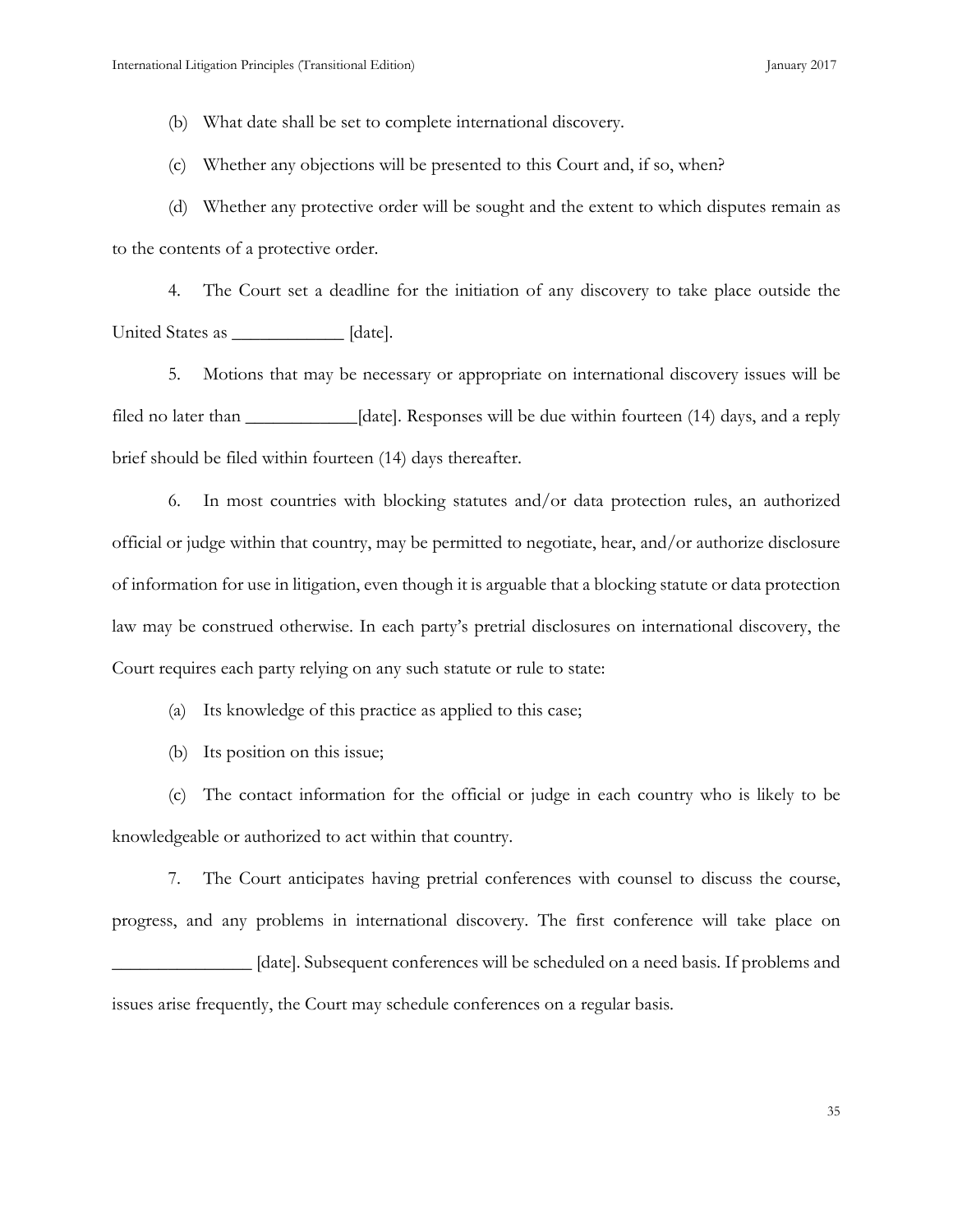(b) What date shall be set to complete international discovery.

(c) Whether any objections will be presented to this Court and, if so, when?

(d) Whether any protective order will be sought and the extent to which disputes remain as to the contents of a protective order.

4. The Court set a deadline for the initiation of any discovery to take place outside the United States as ____________ [date].

5. Motions that may be necessary or appropriate on international discovery issues will be filed no later than ____________[date]. Responses will be due within fourteen (14) days, and a reply brief should be filed within fourteen (14) days thereafter.

6. In most countries with blocking statutes and/or data protection rules, an authorized official or judge within that country, may be permitted to negotiate, hear, and/or authorize disclosure of information for use in litigation, even though it is arguable that a blocking statute or data protection law may be construed otherwise. In each party's pretrial disclosures on international discovery, the Court requires each party relying on any such statute or rule to state:

(a) Its knowledge of this practice as applied to this case;

(b) Its position on this issue;

(c) The contact information for the official or judge in each country who is likely to be knowledgeable or authorized to act within that country.

7. The Court anticipates having pretrial conferences with counsel to discuss the course, progress, and any problems in international discovery. The first conference will take place on _______________ [date]. Subsequent conferences will be scheduled on a need basis. If problems and issues arise frequently, the Court may schedule conferences on a regular basis.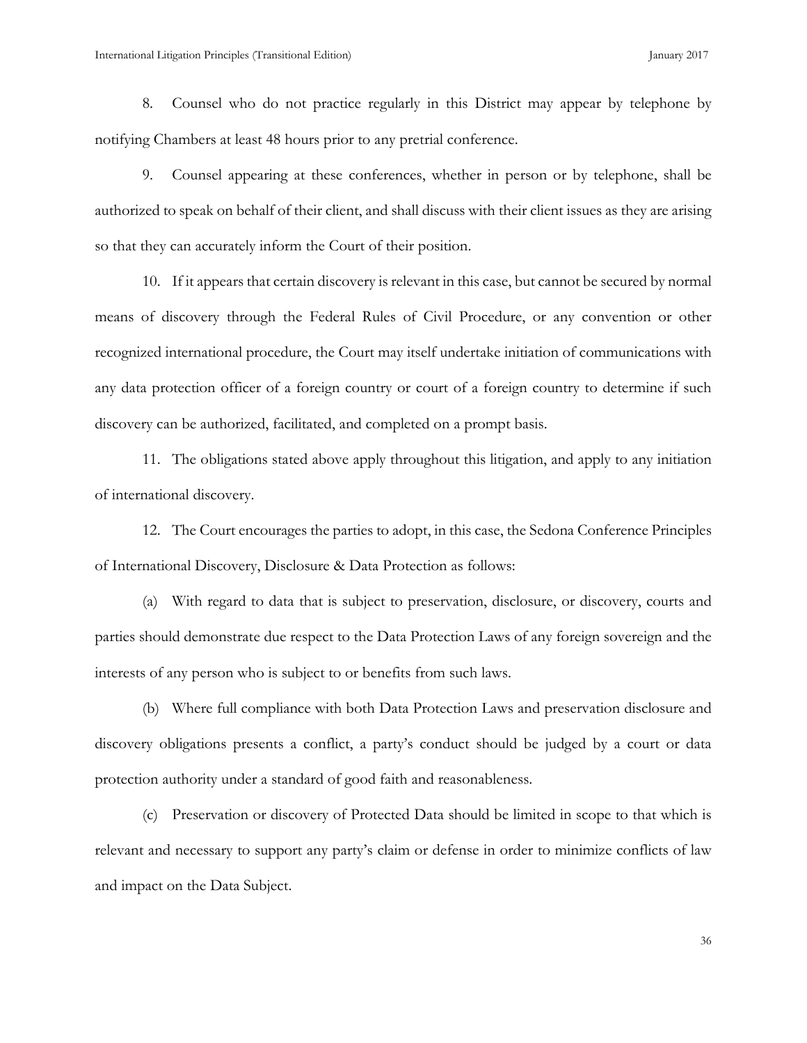8. Counsel who do not practice regularly in this District may appear by telephone by notifying Chambers at least 48 hours prior to any pretrial conference.

9. Counsel appearing at these conferences, whether in person or by telephone, shall be authorized to speak on behalf of their client, and shall discuss with their client issues as they are arising so that they can accurately inform the Court of their position.

10. If it appears that certain discovery is relevant in this case, but cannot be secured by normal means of discovery through the Federal Rules of Civil Procedure, or any convention or other recognized international procedure, the Court may itself undertake initiation of communications with any data protection officer of a foreign country or court of a foreign country to determine if such discovery can be authorized, facilitated, and completed on a prompt basis.

11. The obligations stated above apply throughout this litigation, and apply to any initiation of international discovery.

12. The Court encourages the parties to adopt, in this case, the Sedona Conference Principles of International Discovery, Disclosure & Data Protection as follows:

(a) With regard to data that is subject to preservation, disclosure, or discovery, courts and parties should demonstrate due respect to the Data Protection Laws of any foreign sovereign and the interests of any person who is subject to or benefits from such laws.

(b) Where full compliance with both Data Protection Laws and preservation disclosure and discovery obligations presents a conflict, a party's conduct should be judged by a court or data protection authority under a standard of good faith and reasonableness.

(c) Preservation or discovery of Protected Data should be limited in scope to that which is relevant and necessary to support any party's claim or defense in order to minimize conflicts of law and impact on the Data Subject.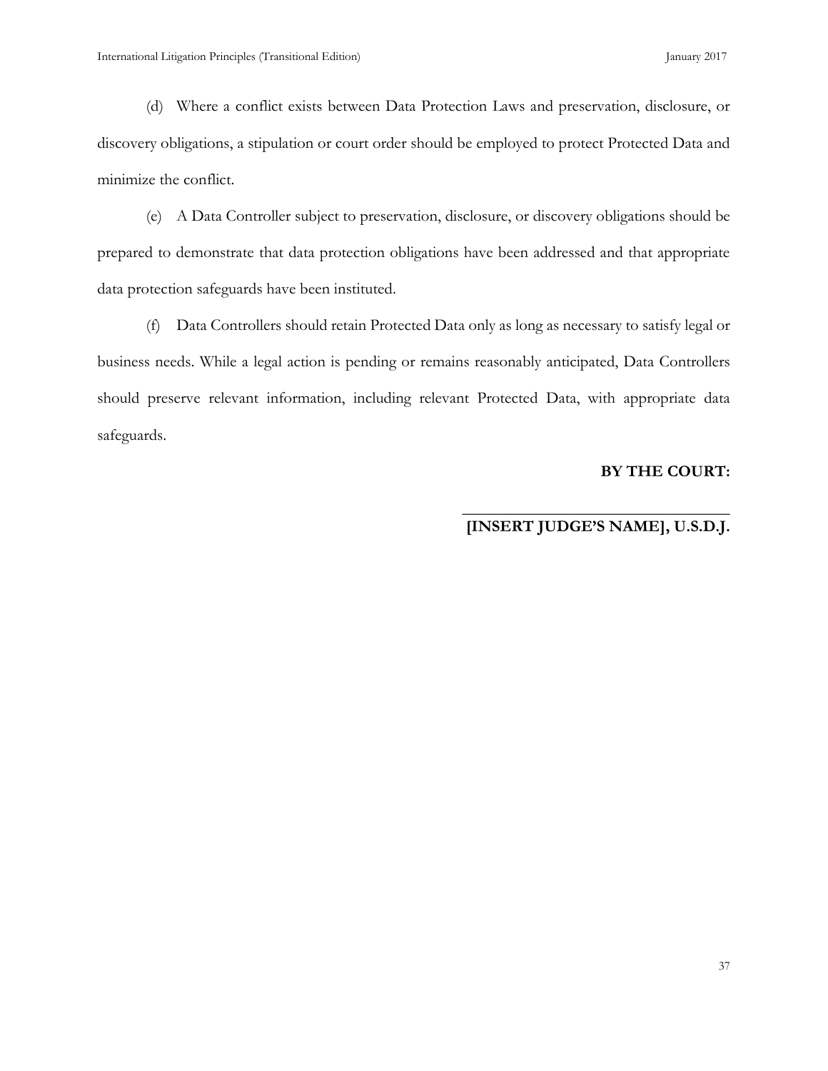(d) Where a conflict exists between Data Protection Laws and preservation, disclosure, or discovery obligations, a stipulation or court order should be employed to protect Protected Data and minimize the conflict.

(e) A Data Controller subject to preservation, disclosure, or discovery obligations should be prepared to demonstrate that data protection obligations have been addressed and that appropriate data protection safeguards have been instituted.

(f) Data Controllers should retain Protected Data only as long as necessary to satisfy legal or business needs. While a legal action is pending or remains reasonably anticipated, Data Controllers should preserve relevant information, including relevant Protected Data, with appropriate data safeguards.

**BY THE COURT:**

\_\_\_\_\_\_\_\_\_\_\_\_\_\_\_\_\_\_\_\_\_\_\_\_\_\_\_\_\_\_\_\_\_\_\_

**[INSERT JUDGE'S NAME], U.S.D.J.**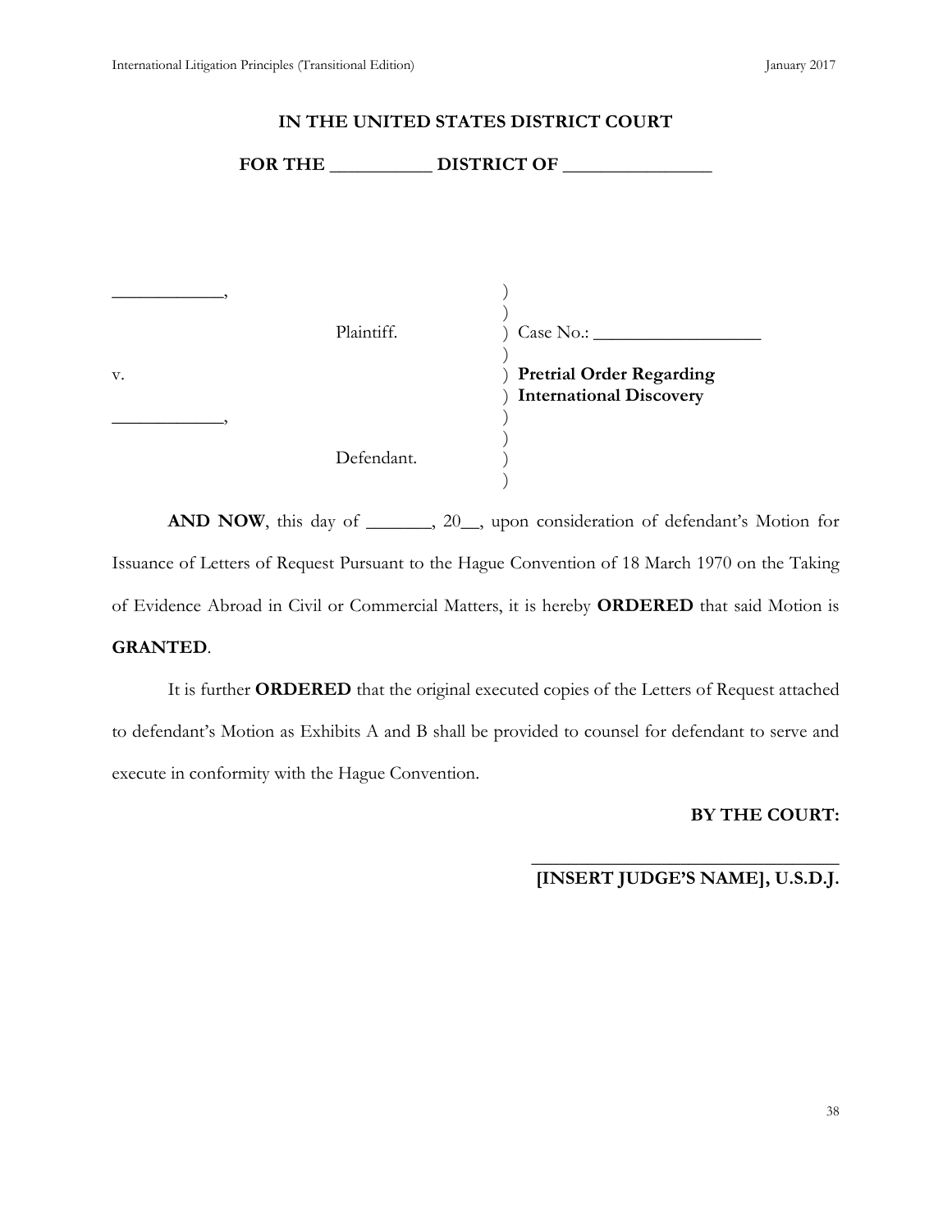**IN THE UNITED STATES DISTRICT COURT**

**FOR THE ___________ DISTRICT OF ________________**

| | | |
|---|---|---|
| ____________, | ) | |
| | ) | |
| Plaintiff. | ) | Case No.: __________________ |
| | ) | |
| v. | ) | **Pretrial Order Regarding** |
| | ) | **International Discovery** |
| ____________, | ) | |
| | ) | |
| Defendant. | ) | |
| | ) | |

**AND NOW**, this day of _______, 20__, upon consideration of defendant's Motion for Issuance of Letters of Request Pursuant to the Hague Convention of 18 March 1970 on the Taking of Evidence Abroad in Civil or Commercial Matters, it is hereby **ORDERED** that said Motion is **GRANTED**.

It is further **ORDERED** that the original executed copies of the Letters of Request attached to defendant's Motion as Exhibits A and B shall be provided to counsel for defendant to serve and execute in conformity with the Hague Convention.

**BY THE COURT:**

__________________________________

**[INSERT JUDGE'S NAME], U.S.D.J.**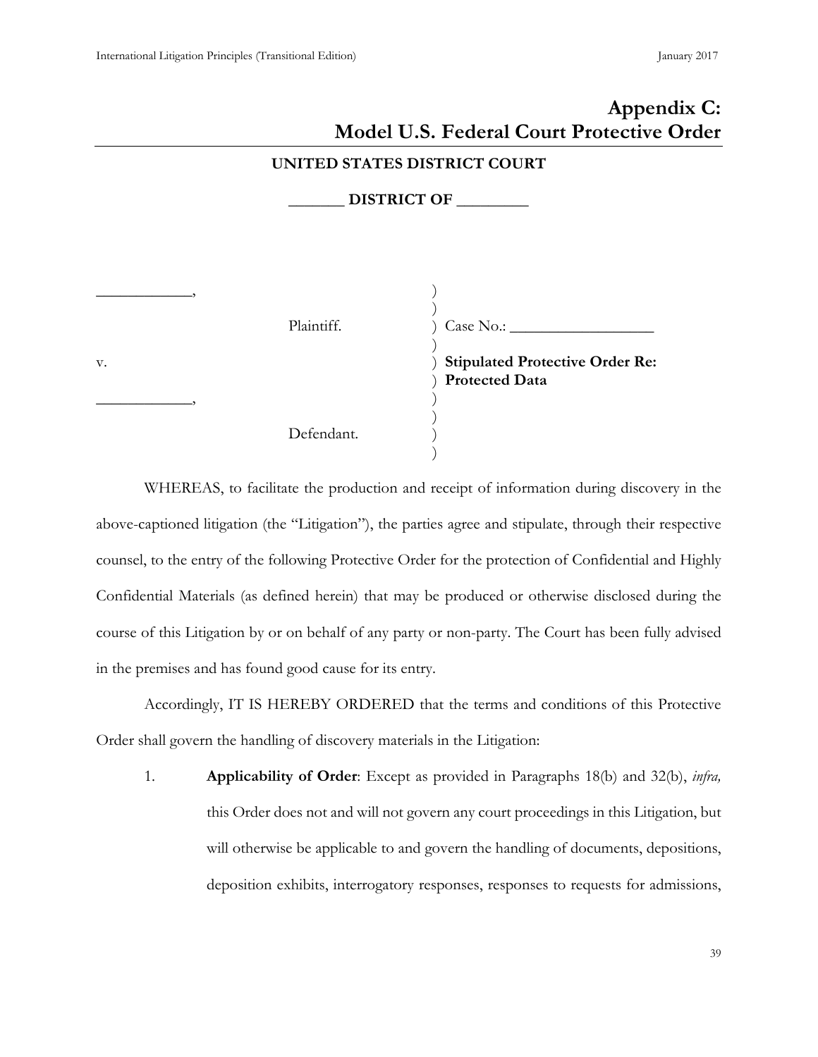# Appendix C: Model U.S. Federal Court Protective Order

**UNITED STATES DISTRICT COURT**

**_______ DISTRICT OF _________**

| | |
|---|---|
| ____________, | |
| Plaintiff. | Case No.: __________________ |
| v. | **Stipulated Protective Order Re: Protected Data** |
| ____________, | |
| Defendant. | |

WHEREAS, to facilitate the production and receipt of information during discovery in the above-captioned litigation (the "Litigation"), the parties agree and stipulate, through their respective counsel, to the entry of the following Protective Order for the protection of Confidential and Highly Confidential Materials (as defined herein) that may be produced or otherwise disclosed during the course of this Litigation by or on behalf of any party or non-party. The Court has been fully advised in the premises and has found good cause for its entry.

Accordingly, IT IS HEREBY ORDERED that the terms and conditions of this Protective Order shall govern the handling of discovery materials in the Litigation:

1. **Applicability of Order**: Except as provided in Paragraphs 18(b) and 32(b), *infra,* this Order does not and will not govern any court proceedings in this Litigation, but will otherwise be applicable to and govern the handling of documents, depositions, deposition exhibits, interrogatory responses, responses to requests for admissions,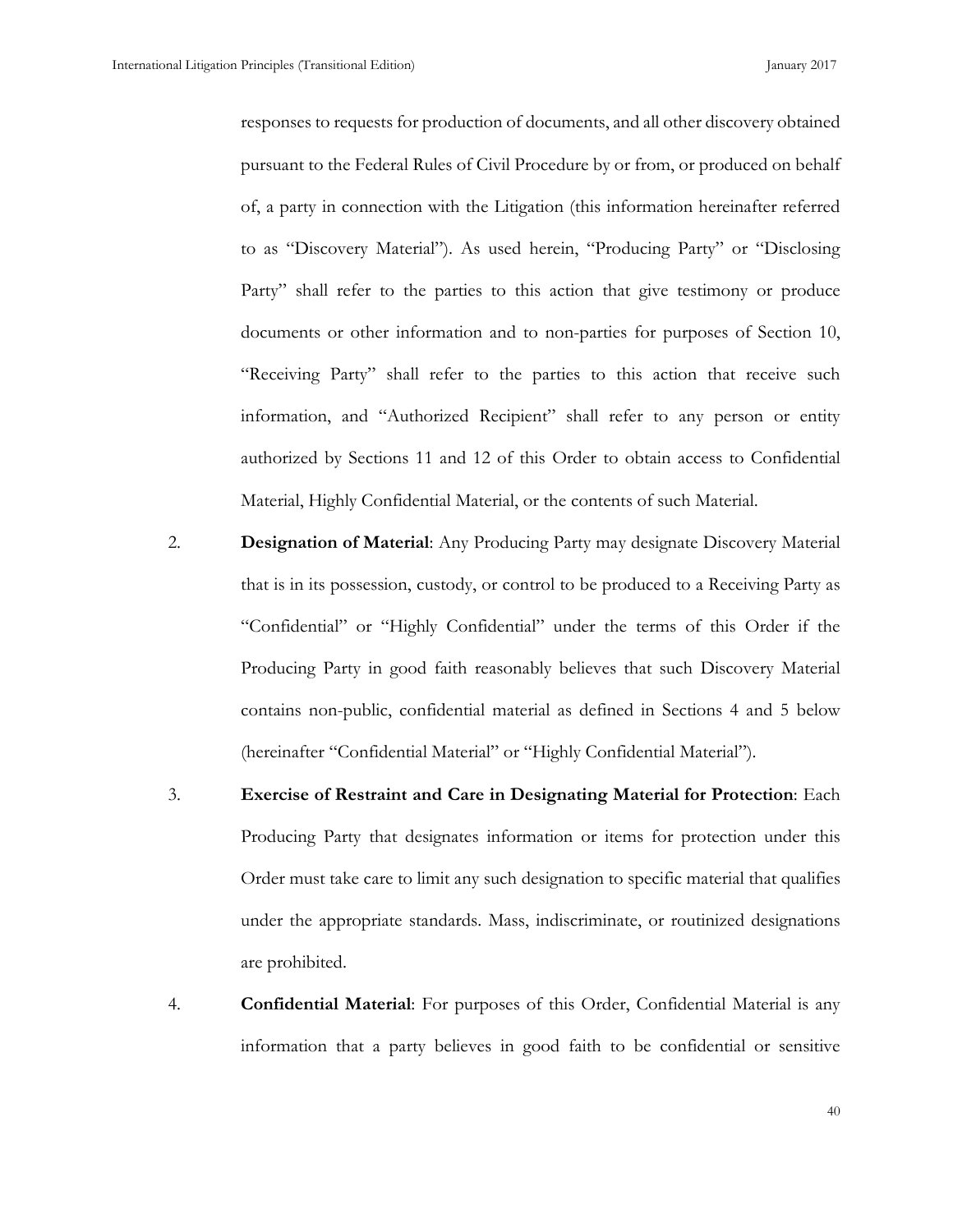responses to requests for production of documents, and all other discovery obtained pursuant to the Federal Rules of Civil Procedure by or from, or produced on behalf of, a party in connection with the Litigation (this information hereinafter referred to as "Discovery Material"). As used herein, "Producing Party" or "Disclosing Party" shall refer to the parties to this action that give testimony or produce documents or other information and to non-parties for purposes of Section 10, "Receiving Party" shall refer to the parties to this action that receive such information, and "Authorized Recipient" shall refer to any person or entity authorized by Sections 11 and 12 of this Order to obtain access to Confidential Material, Highly Confidential Material, or the contents of such Material.

2. **Designation of Material**: Any Producing Party may designate Discovery Material that is in its possession, custody, or control to be produced to a Receiving Party as "Confidential" or "Highly Confidential" under the terms of this Order if the Producing Party in good faith reasonably believes that such Discovery Material contains non-public, confidential material as defined in Sections 4 and 5 below (hereinafter "Confidential Material" or "Highly Confidential Material").

3. **Exercise of Restraint and Care in Designating Material for Protection**: Each Producing Party that designates information or items for protection under this Order must take care to limit any such designation to specific material that qualifies under the appropriate standards. Mass, indiscriminate, or routinized designations are prohibited.

4. **Confidential Material**: For purposes of this Order, Confidential Material is any information that a party believes in good faith to be confidential or sensitive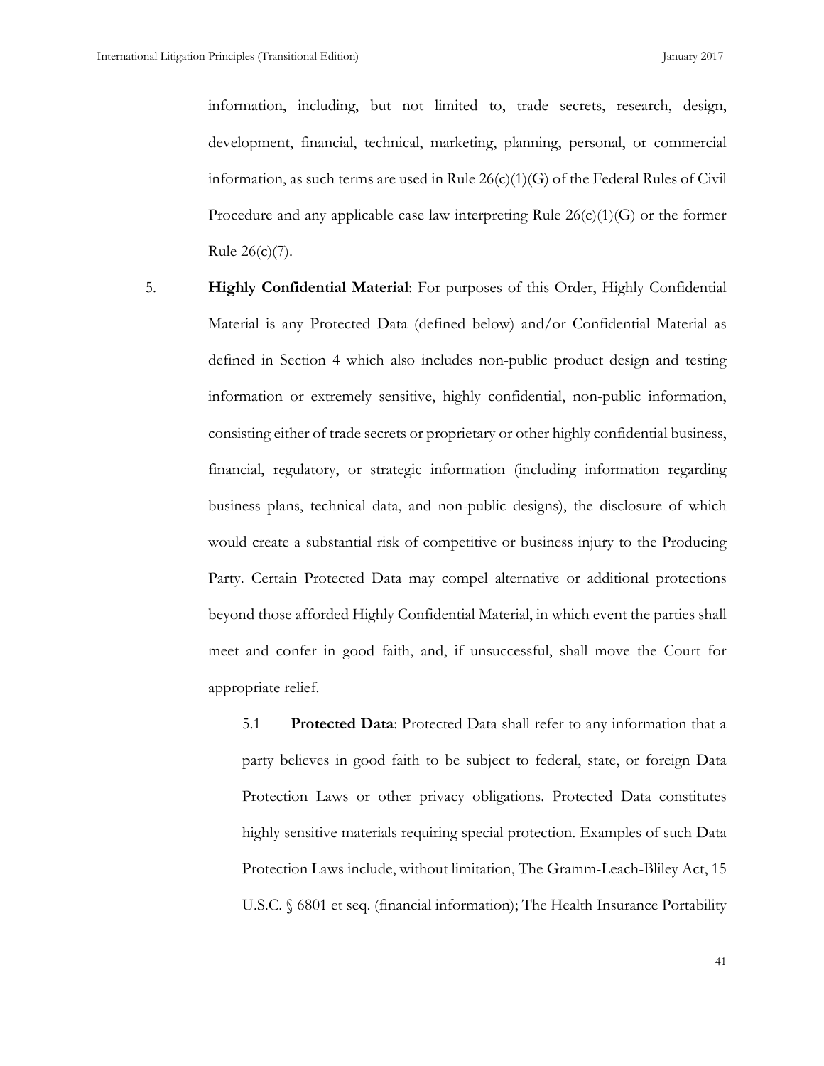information, including, but not limited to, trade secrets, research, design, development, financial, technical, marketing, planning, personal, or commercial information, as such terms are used in Rule 26(c)(1)(G) of the Federal Rules of Civil Procedure and any applicable case law interpreting Rule 26(c)(1)(G) or the former Rule 26(c)(7).

5. **Highly Confidential Material**: For purposes of this Order, Highly Confidential Material is any Protected Data (defined below) and/or Confidential Material as defined in Section 4 which also includes non-public product design and testing information or extremely sensitive, highly confidential, non-public information, consisting either of trade secrets or proprietary or other highly confidential business, financial, regulatory, or strategic information (including information regarding business plans, technical data, and non-public designs), the disclosure of which would create a substantial risk of competitive or business injury to the Producing Party. Certain Protected Data may compel alternative or additional protections beyond those afforded Highly Confidential Material, in which event the parties shall meet and confer in good faith, and, if unsuccessful, shall move the Court for appropriate relief.

   5.1 **Protected Data**: Protected Data shall refer to any information that a party believes in good faith to be subject to federal, state, or foreign Data Protection Laws or other privacy obligations. Protected Data constitutes highly sensitive materials requiring special protection. Examples of such Data Protection Laws include, without limitation, The Gramm-Leach-Bliley Act, 15 U.S.C. § 6801 et seq. (financial information); The Health Insurance Portability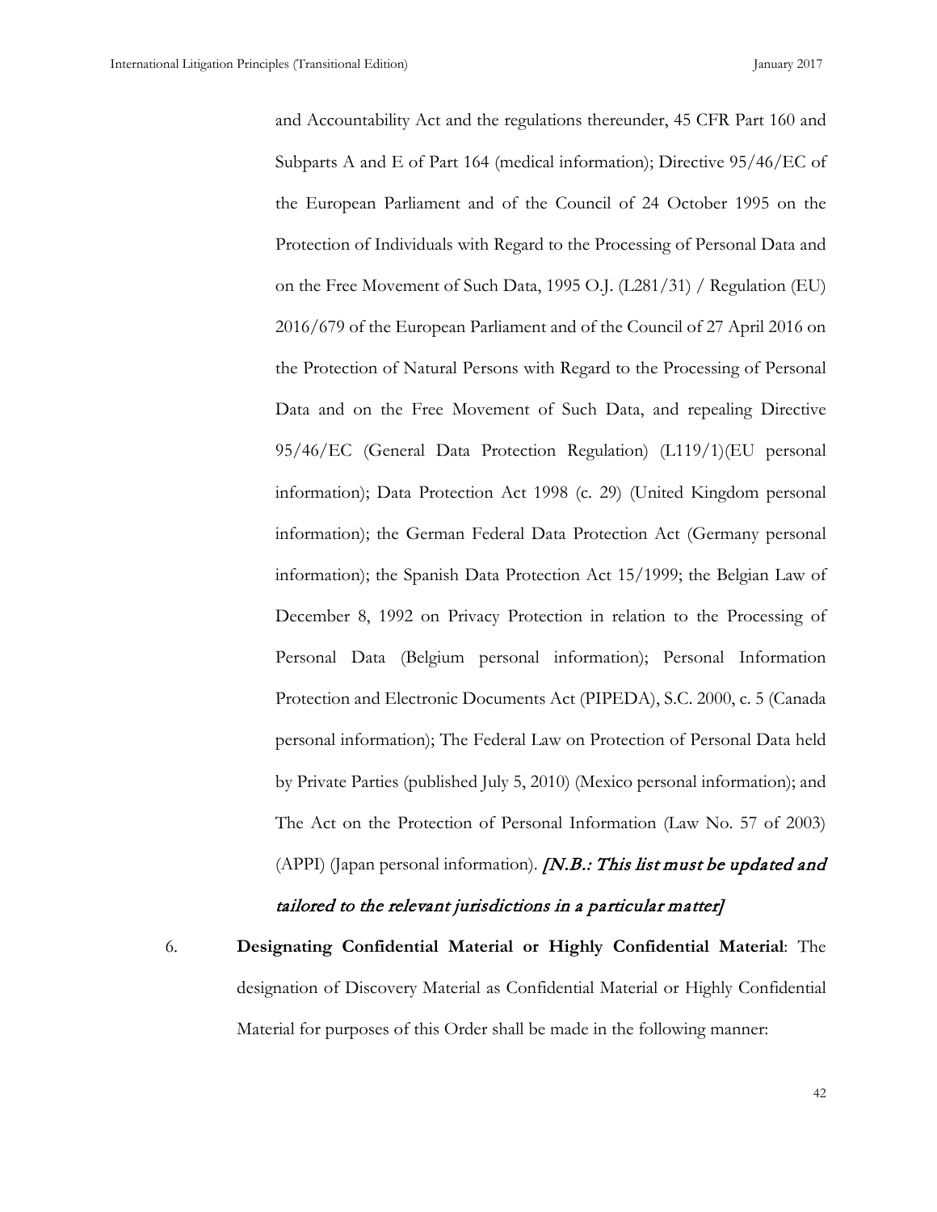and Accountability Act and the regulations thereunder, 45 CFR Part 160 and Subparts A and E of Part 164 (medical information); Directive 95/46/EC of the European Parliament and of the Council of 24 October 1995 on the Protection of Individuals with Regard to the Processing of Personal Data and on the Free Movement of Such Data, 1995 O.J. (L281/31) / Regulation (EU) 2016/679 of the European Parliament and of the Council of 27 April 2016 on the Protection of Natural Persons with Regard to the Processing of Personal Data and on the Free Movement of Such Data, and repealing Directive 95/46/EC (General Data Protection Regulation) (L119/1)(EU personal information); Data Protection Act 1998 (c. 29) (United Kingdom personal information); the German Federal Data Protection Act (Germany personal information); the Spanish Data Protection Act 15/1999; the Belgian Law of December 8, 1992 on Privacy Protection in relation to the Processing of Personal Data (Belgium personal information); Personal Information Protection and Electronic Documents Act (PIPEDA), S.C. 2000, c. 5 (Canada personal information); The Federal Law on Protection of Personal Data held by Private Parties (published July 5, 2010) (Mexico personal information); and The Act on the Protection of Personal Information (Law No. 57 of 2003) (APPI) (Japan personal information). ***[N.B.: This list must be updated and tailored to the relevant jurisdictions in a particular matter]***

6. **Designating Confidential Material or Highly Confidential Material**: The designation of Discovery Material as Confidential Material or Highly Confidential Material for purposes of this Order shall be made in the following manner: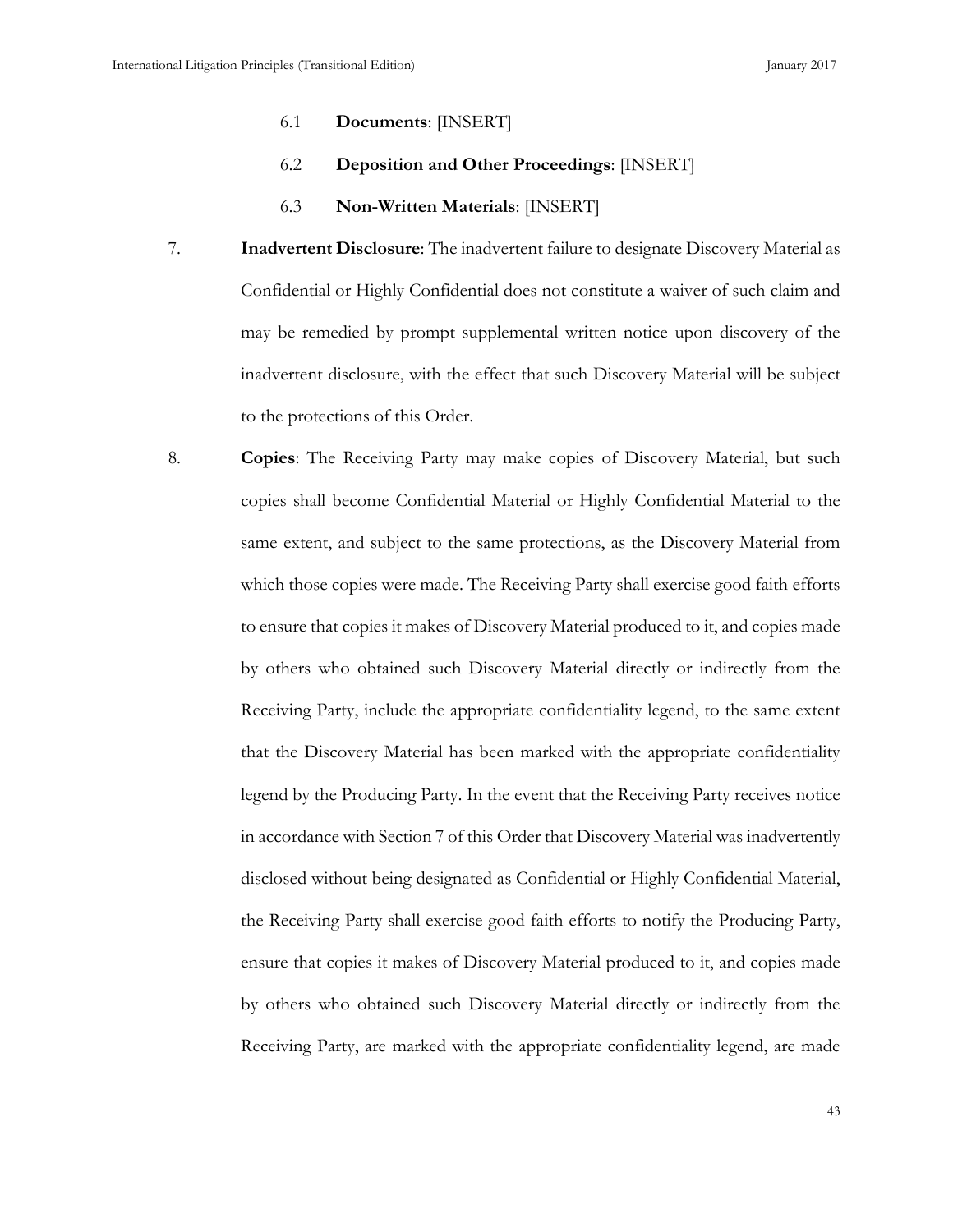6.1 **Documents**: [INSERT]

6.2 **Deposition and Other Proceedings**: [INSERT]

6.3 **Non-Written Materials**: [INSERT]

7. **Inadvertent Disclosure**: The inadvertent failure to designate Discovery Material as Confidential or Highly Confidential does not constitute a waiver of such claim and may be remedied by prompt supplemental written notice upon discovery of the inadvertent disclosure, with the effect that such Discovery Material will be subject to the protections of this Order.

8. **Copies**: The Receiving Party may make copies of Discovery Material, but such copies shall become Confidential Material or Highly Confidential Material to the same extent, and subject to the same protections, as the Discovery Material from which those copies were made. The Receiving Party shall exercise good faith efforts to ensure that copies it makes of Discovery Material produced to it, and copies made by others who obtained such Discovery Material directly or indirectly from the Receiving Party, include the appropriate confidentiality legend, to the same extent that the Discovery Material has been marked with the appropriate confidentiality legend by the Producing Party. In the event that the Receiving Party receives notice in accordance with Section 7 of this Order that Discovery Material was inadvertently disclosed without being designated as Confidential or Highly Confidential Material, the Receiving Party shall exercise good faith efforts to notify the Producing Party, ensure that copies it makes of Discovery Material produced to it, and copies made by others who obtained such Discovery Material directly or indirectly from the Receiving Party, are marked with the appropriate confidentiality legend, are made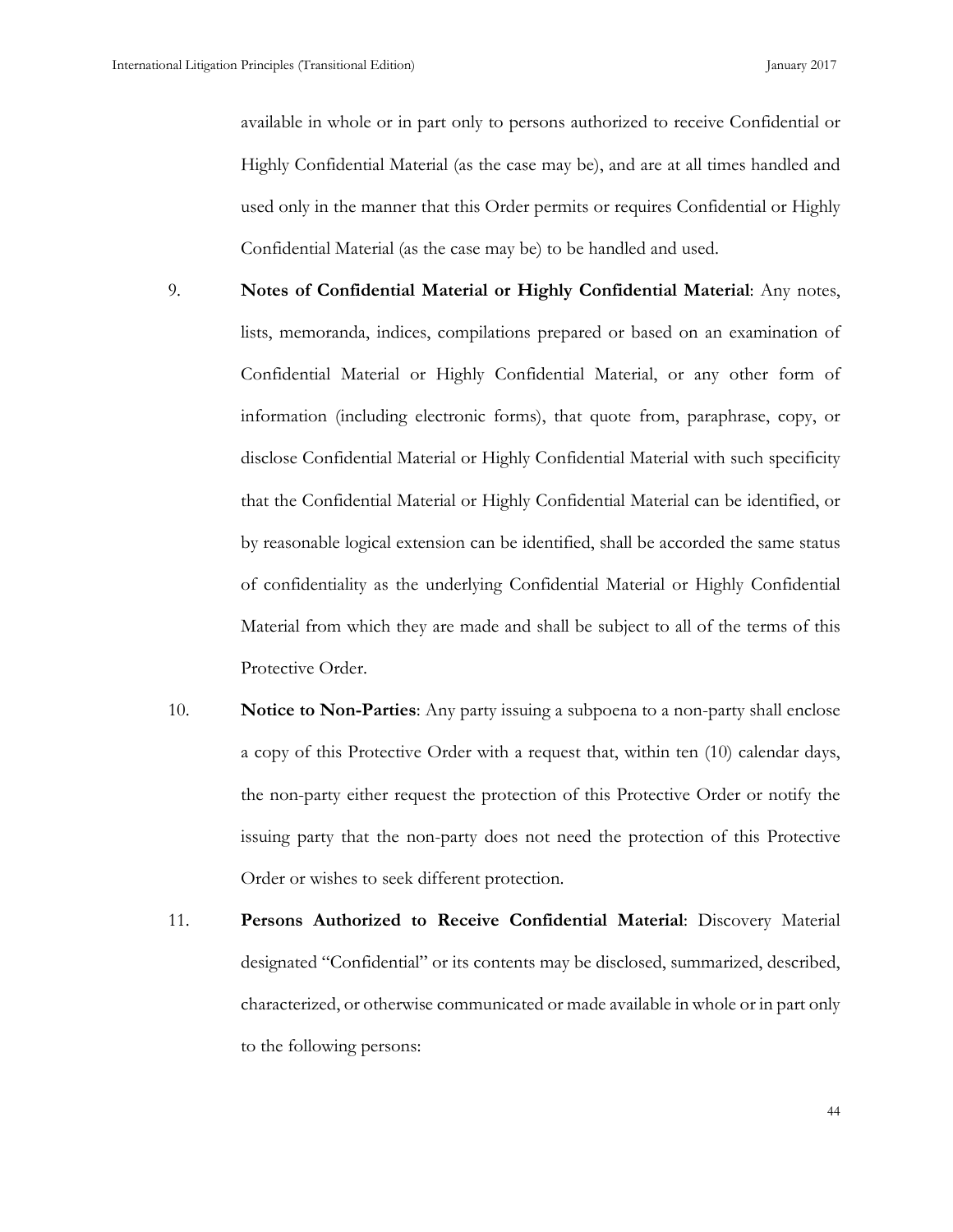available in whole or in part only to persons authorized to receive Confidential or Highly Confidential Material (as the case may be), and are at all times handled and used only in the manner that this Order permits or requires Confidential or Highly Confidential Material (as the case may be) to be handled and used.

9. **Notes of Confidential Material or Highly Confidential Material**: Any notes, lists, memoranda, indices, compilations prepared or based on an examination of Confidential Material or Highly Confidential Material, or any other form of information (including electronic forms), that quote from, paraphrase, copy, or disclose Confidential Material or Highly Confidential Material with such specificity that the Confidential Material or Highly Confidential Material can be identified, or by reasonable logical extension can be identified, shall be accorded the same status of confidentiality as the underlying Confidential Material or Highly Confidential Material from which they are made and shall be subject to all of the terms of this Protective Order.

10. **Notice to Non-Parties**: Any party issuing a subpoena to a non-party shall enclose a copy of this Protective Order with a request that, within ten (10) calendar days, the non-party either request the protection of this Protective Order or notify the issuing party that the non-party does not need the protection of this Protective Order or wishes to seek different protection.

11. **Persons Authorized to Receive Confidential Material**: Discovery Material designated "Confidential" or its contents may be disclosed, summarized, described, characterized, or otherwise communicated or made available in whole or in part only to the following persons: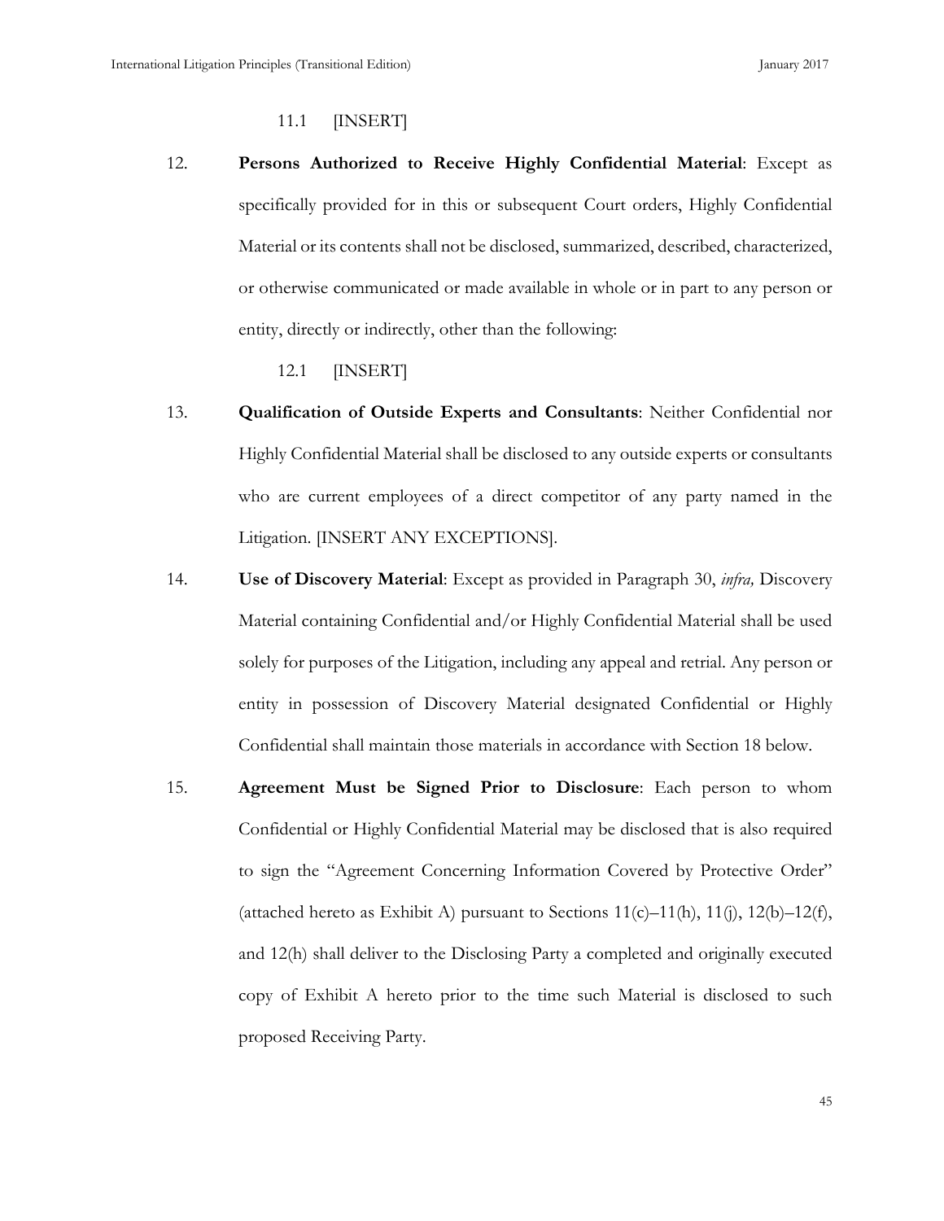11.1 [INSERT]

12. **Persons Authorized to Receive Highly Confidential Material**: Except as specifically provided for in this or subsequent Court orders, Highly Confidential Material or its contents shall not be disclosed, summarized, described, characterized, or otherwise communicated or made available in whole or in part to any person or entity, directly or indirectly, other than the following:

    12.1 [INSERT]

13. **Qualification of Outside Experts and Consultants**: Neither Confidential nor Highly Confidential Material shall be disclosed to any outside experts or consultants who are current employees of a direct competitor of any party named in the Litigation. [INSERT ANY EXCEPTIONS].

14. **Use of Discovery Material**: Except as provided in Paragraph 30, *infra,* Discovery Material containing Confidential and/or Highly Confidential Material shall be used solely for purposes of the Litigation, including any appeal and retrial. Any person or entity in possession of Discovery Material designated Confidential or Highly Confidential shall maintain those materials in accordance with Section 18 below.

15. **Agreement Must be Signed Prior to Disclosure**: Each person to whom Confidential or Highly Confidential Material may be disclosed that is also required to sign the "Agreement Concerning Information Covered by Protective Order" (attached hereto as Exhibit A) pursuant to Sections 11(c)–11(h), 11(j), 12(b)–12(f), and 12(h) shall deliver to the Disclosing Party a completed and originally executed copy of Exhibit A hereto prior to the time such Material is disclosed to such proposed Receiving Party.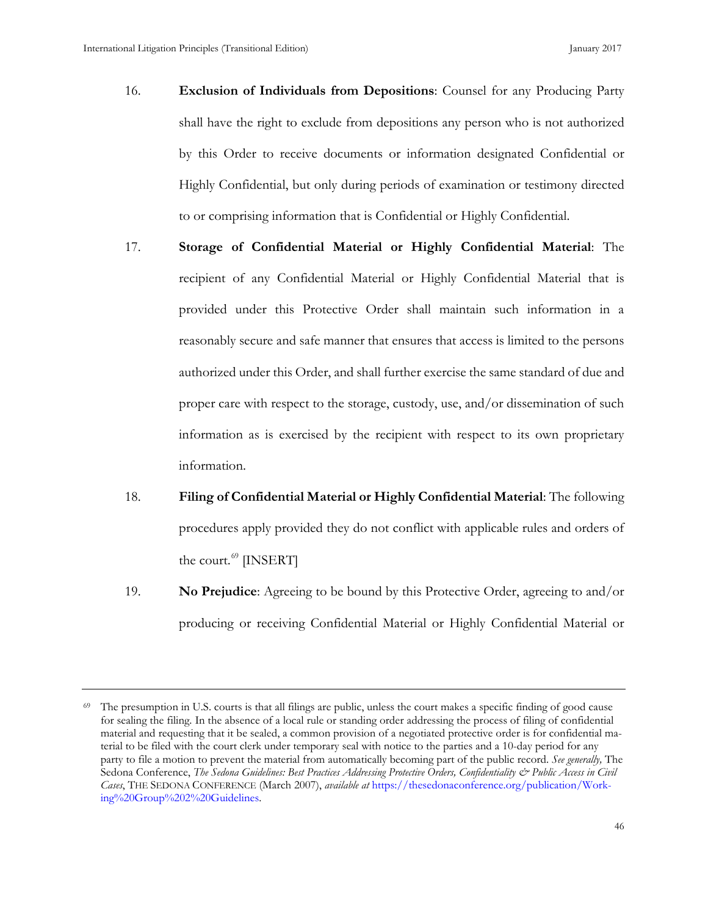16. **Exclusion of Individuals from Depositions**: Counsel for any Producing Party shall have the right to exclude from depositions any person who is not authorized by this Order to receive documents or information designated Confidential or Highly Confidential, but only during periods of examination or testimony directed to or comprising information that is Confidential or Highly Confidential.

17. **Storage of Confidential Material or Highly Confidential Material**: The recipient of any Confidential Material or Highly Confidential Material that is provided under this Protective Order shall maintain such information in a reasonably secure and safe manner that ensures that access is limited to the persons authorized under this Order, and shall further exercise the same standard of due and proper care with respect to the storage, custody, use, and/or dissemination of such information as is exercised by the recipient with respect to its own proprietary information.

18. **Filing of Confidential Material or Highly Confidential Material**: The following procedures apply provided they do not conflict with applicable rules and orders of the court.[69] [INSERT]

19. **No Prejudice**: Agreeing to be bound by this Protective Order, agreeing to and/or producing or receiving Confidential Material or Highly Confidential Material or

---

[69] The presumption in U.S. courts is that all filings are public, unless the court makes a specific finding of good cause for sealing the filing. In the absence of a local rule or standing order addressing the process of filing of confidential material and requesting that it be sealed, a common provision of a negotiated protective order is for confidential material to be filed with the court clerk under temporary seal with notice to the parties and a 10-day period for any party to file a motion to prevent the material from automatically becoming part of the public record. *See generally,* The Sedona Conference, *The Sedona Guidelines: Best Practices Addressing Protective Orders, Confidentiality & Public Access in Civil Cases*, THE SEDONA CONFERENCE (March 2007), *available at* https://thesedonaconference.org/publication/Working%20Group%202%20Guidelines.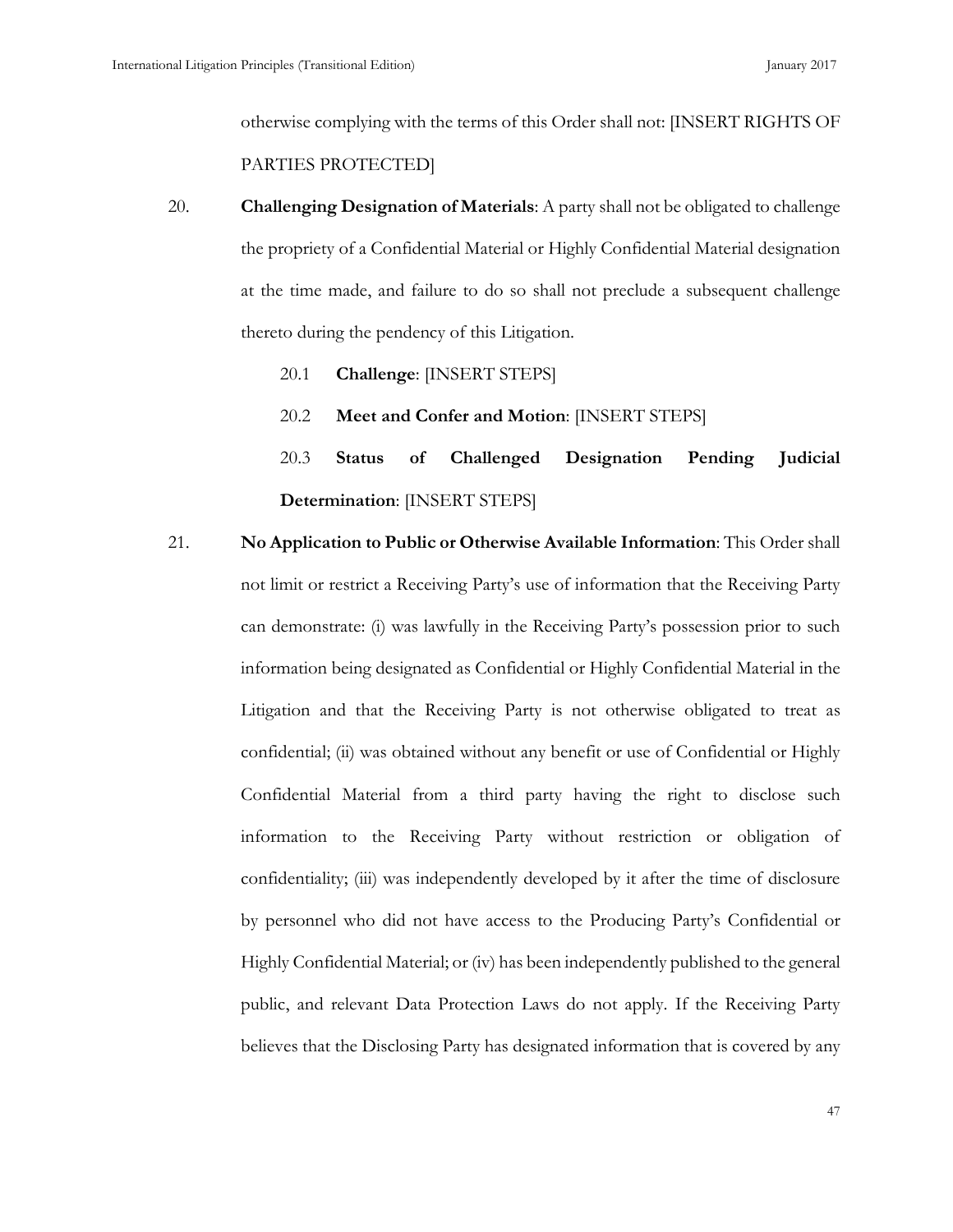otherwise complying with the terms of this Order shall not: [INSERT RIGHTS OF PARTIES PROTECTED]

20. **Challenging Designation of Materials**: A party shall not be obligated to challenge the propriety of a Confidential Material or Highly Confidential Material designation at the time made, and failure to do so shall not preclude a subsequent challenge thereto during the pendency of this Litigation.

    20.1 **Challenge**: [INSERT STEPS]

    20.2 **Meet and Confer and Motion**: [INSERT STEPS]

    20.3 **Status of Challenged Designation Pending Judicial Determination**: [INSERT STEPS]

21. **No Application to Public or Otherwise Available Information**: This Order shall not limit or restrict a Receiving Party's use of information that the Receiving Party can demonstrate: (i) was lawfully in the Receiving Party's possession prior to such information being designated as Confidential or Highly Confidential Material in the Litigation and that the Receiving Party is not otherwise obligated to treat as confidential; (ii) was obtained without any benefit or use of Confidential or Highly Confidential Material from a third party having the right to disclose such information to the Receiving Party without restriction or obligation of confidentiality; (iii) was independently developed by it after the time of disclosure by personnel who did not have access to the Producing Party's Confidential or Highly Confidential Material; or (iv) has been independently published to the general public, and relevant Data Protection Laws do not apply. If the Receiving Party believes that the Disclosing Party has designated information that is covered by any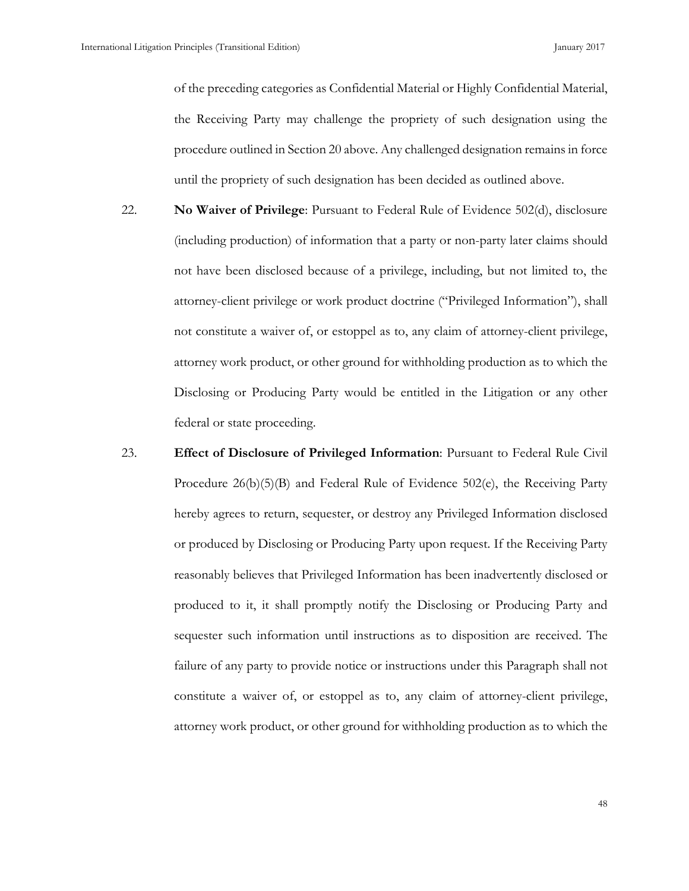of the preceding categories as Confidential Material or Highly Confidential Material, the Receiving Party may challenge the propriety of such designation using the procedure outlined in Section 20 above. Any challenged designation remains in force until the propriety of such designation has been decided as outlined above.

22. **No Waiver of Privilege**: Pursuant to Federal Rule of Evidence 502(d), disclosure (including production) of information that a party or non-party later claims should not have been disclosed because of a privilege, including, but not limited to, the attorney-client privilege or work product doctrine ("Privileged Information"), shall not constitute a waiver of, or estoppel as to, any claim of attorney-client privilege, attorney work product, or other ground for withholding production as to which the Disclosing or Producing Party would be entitled in the Litigation or any other federal or state proceeding.

23. **Effect of Disclosure of Privileged Information**: Pursuant to Federal Rule Civil Procedure 26(b)(5)(B) and Federal Rule of Evidence 502(e), the Receiving Party hereby agrees to return, sequester, or destroy any Privileged Information disclosed or produced by Disclosing or Producing Party upon request. If the Receiving Party reasonably believes that Privileged Information has been inadvertently disclosed or produced to it, it shall promptly notify the Disclosing or Producing Party and sequester such information until instructions as to disposition are received. The failure of any party to provide notice or instructions under this Paragraph shall not constitute a waiver of, or estoppel as to, any claim of attorney-client privilege, attorney work product, or other ground for withholding production as to which the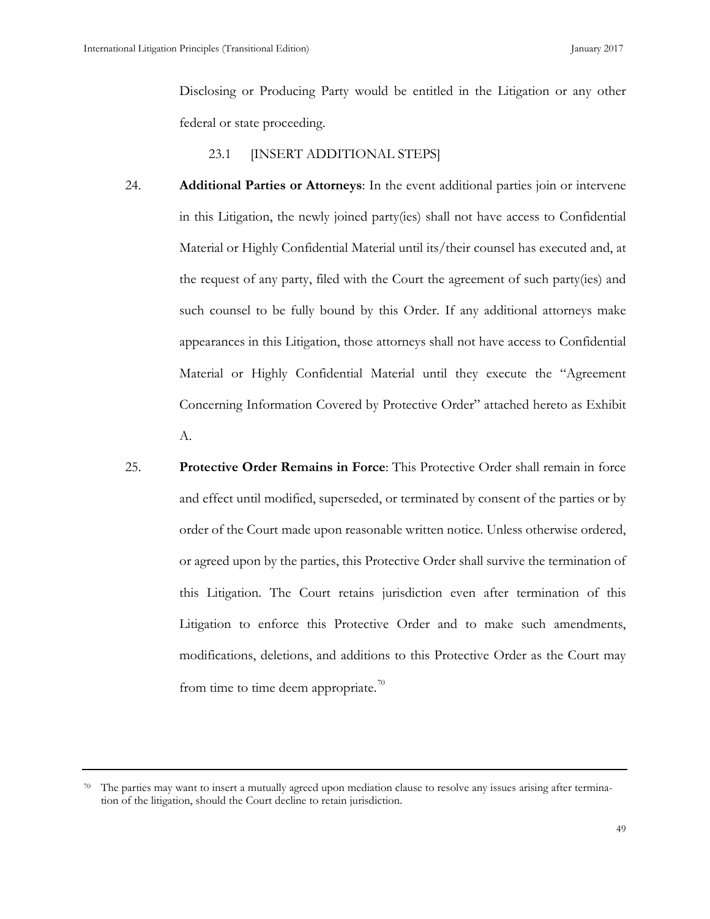Disclosing or Producing Party would be entitled in the Litigation or any other federal or state proceeding.

23.1 [INSERT ADDITIONAL STEPS]

24. **Additional Parties or Attorneys**: In the event additional parties join or intervene in this Litigation, the newly joined party(ies) shall not have access to Confidential Material or Highly Confidential Material until its/their counsel has executed and, at the request of any party, filed with the Court the agreement of such party(ies) and such counsel to be fully bound by this Order. If any additional attorneys make appearances in this Litigation, those attorneys shall not have access to Confidential Material or Highly Confidential Material until they execute the "Agreement Concerning Information Covered by Protective Order" attached hereto as Exhibit A.

25. **Protective Order Remains in Force**: This Protective Order shall remain in force and effect until modified, superseded, or terminated by consent of the parties or by order of the Court made upon reasonable written notice. Unless otherwise ordered, or agreed upon by the parties, this Protective Order shall survive the termination of this Litigation. The Court retains jurisdiction even after termination of this Litigation to enforce this Protective Order and to make such amendments, modifications, deletions, and additions to this Protective Order as the Court may from time to time deem appropriate.[70]

---

[70] The parties may want to insert a mutually agreed upon mediation clause to resolve any issues arising after termination of the litigation, should the Court decline to retain jurisdiction.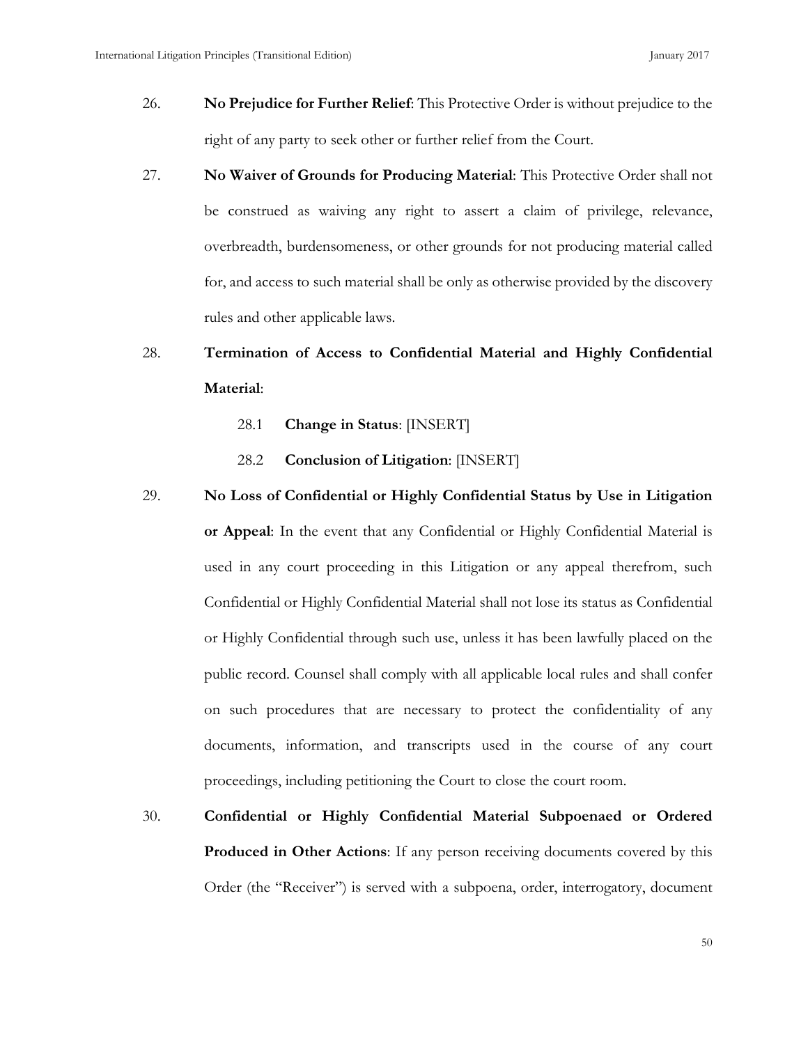26. **No Prejudice for Further Relief**: This Protective Order is without prejudice to the right of any party to seek other or further relief from the Court.

27. **No Waiver of Grounds for Producing Material**: This Protective Order shall not be construed as waiving any right to assert a claim of privilege, relevance, overbreadth, burdensomeness, or other grounds for not producing material called for, and access to such material shall be only as otherwise provided by the discovery rules and other applicable laws.

28. **Termination of Access to Confidential Material and Highly Confidential Material**:

    28.1 **Change in Status**: [INSERT]

    28.2 **Conclusion of Litigation**: [INSERT]

29. **No Loss of Confidential or Highly Confidential Status by Use in Litigation or Appeal**: In the event that any Confidential or Highly Confidential Material is used in any court proceeding in this Litigation or any appeal therefrom, such Confidential or Highly Confidential Material shall not lose its status as Confidential or Highly Confidential through such use, unless it has been lawfully placed on the public record. Counsel shall comply with all applicable local rules and shall confer on such procedures that are necessary to protect the confidentiality of any documents, information, and transcripts used in the course of any court proceedings, including petitioning the Court to close the court room.

30. **Confidential or Highly Confidential Material Subpoenaed or Ordered Produced in Other Actions**: If any person receiving documents covered by this Order (the "Receiver") is served with a subpoena, order, interrogatory, document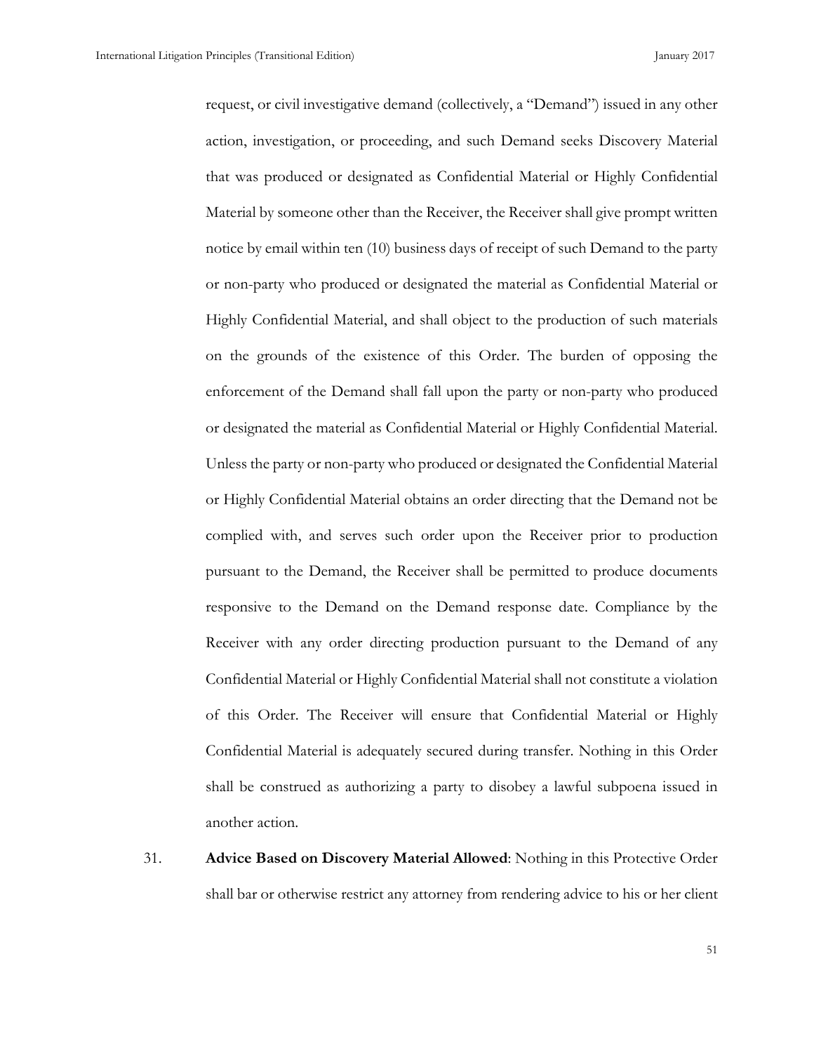request, or civil investigative demand (collectively, a "Demand") issued in any other action, investigation, or proceeding, and such Demand seeks Discovery Material that was produced or designated as Confidential Material or Highly Confidential Material by someone other than the Receiver, the Receiver shall give prompt written notice by email within ten (10) business days of receipt of such Demand to the party or non-party who produced or designated the material as Confidential Material or Highly Confidential Material, and shall object to the production of such materials on the grounds of the existence of this Order. The burden of opposing the enforcement of the Demand shall fall upon the party or non-party who produced or designated the material as Confidential Material or Highly Confidential Material. Unless the party or non-party who produced or designated the Confidential Material or Highly Confidential Material obtains an order directing that the Demand not be complied with, and serves such order upon the Receiver prior to production pursuant to the Demand, the Receiver shall be permitted to produce documents responsive to the Demand on the Demand response date. Compliance by the Receiver with any order directing production pursuant to the Demand of any Confidential Material or Highly Confidential Material shall not constitute a violation of this Order. The Receiver will ensure that Confidential Material or Highly Confidential Material is adequately secured during transfer. Nothing in this Order shall be construed as authorizing a party to disobey a lawful subpoena issued in another action.

31. **Advice Based on Discovery Material Allowed**: Nothing in this Protective Order shall bar or otherwise restrict any attorney from rendering advice to his or her client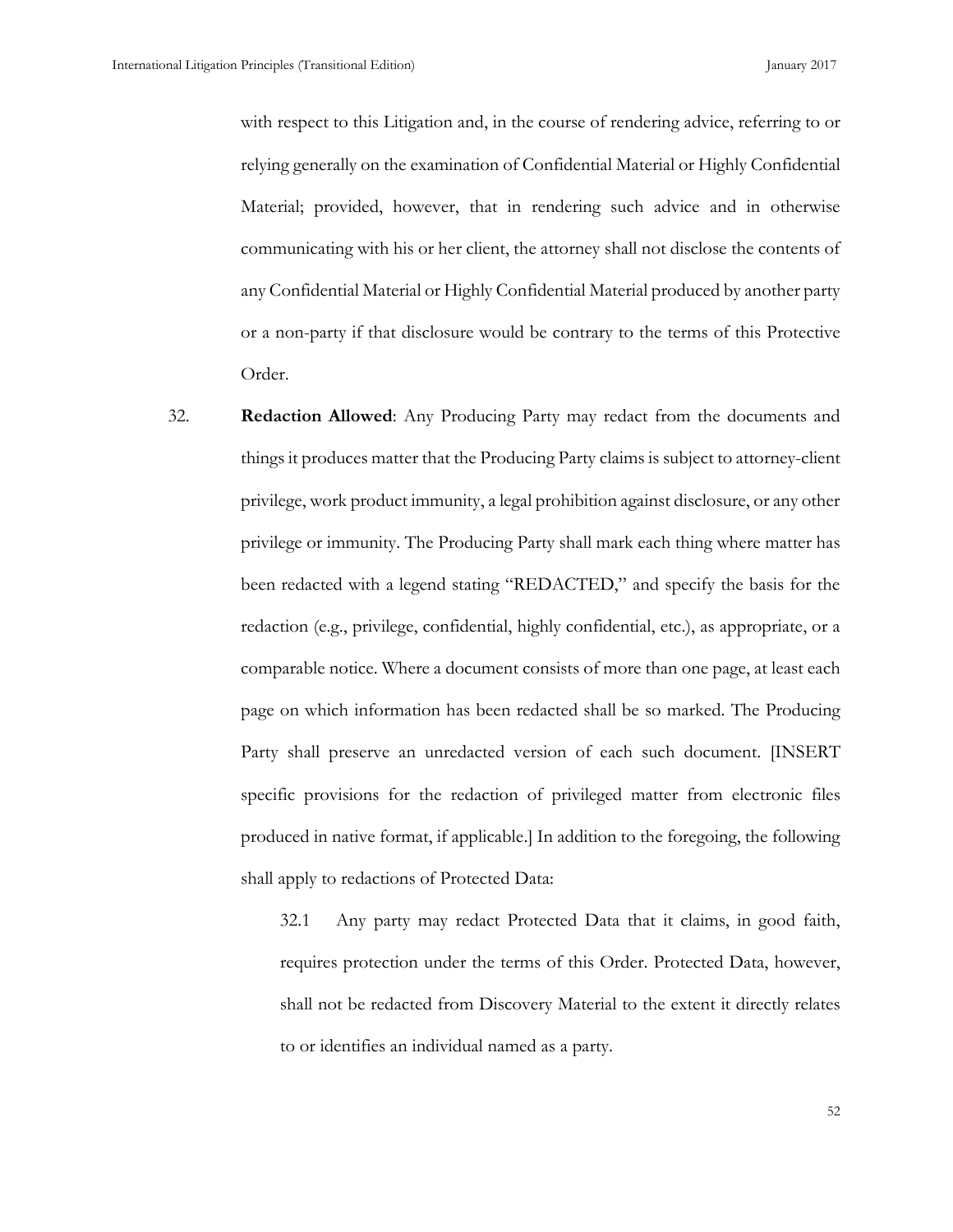with respect to this Litigation and, in the course of rendering advice, referring to or relying generally on the examination of Confidential Material or Highly Confidential Material; provided, however, that in rendering such advice and in otherwise communicating with his or her client, the attorney shall not disclose the contents of any Confidential Material or Highly Confidential Material produced by another party or a non-party if that disclosure would be contrary to the terms of this Protective Order.

32. **Redaction Allowed**: Any Producing Party may redact from the documents and things it produces matter that the Producing Party claims is subject to attorney-client privilege, work product immunity, a legal prohibition against disclosure, or any other privilege or immunity. The Producing Party shall mark each thing where matter has been redacted with a legend stating "REDACTED," and specify the basis for the redaction (e.g., privilege, confidential, highly confidential, etc.), as appropriate, or a comparable notice. Where a document consists of more than one page, at least each page on which information has been redacted shall be so marked. The Producing Party shall preserve an unredacted version of each such document. [INSERT specific provisions for the redaction of privileged matter from electronic files produced in native format, if applicable.] In addition to the foregoing, the following shall apply to redactions of Protected Data:

    32.1 Any party may redact Protected Data that it claims, in good faith, requires protection under the terms of this Order. Protected Data, however, shall not be redacted from Discovery Material to the extent it directly relates to or identifies an individual named as a party.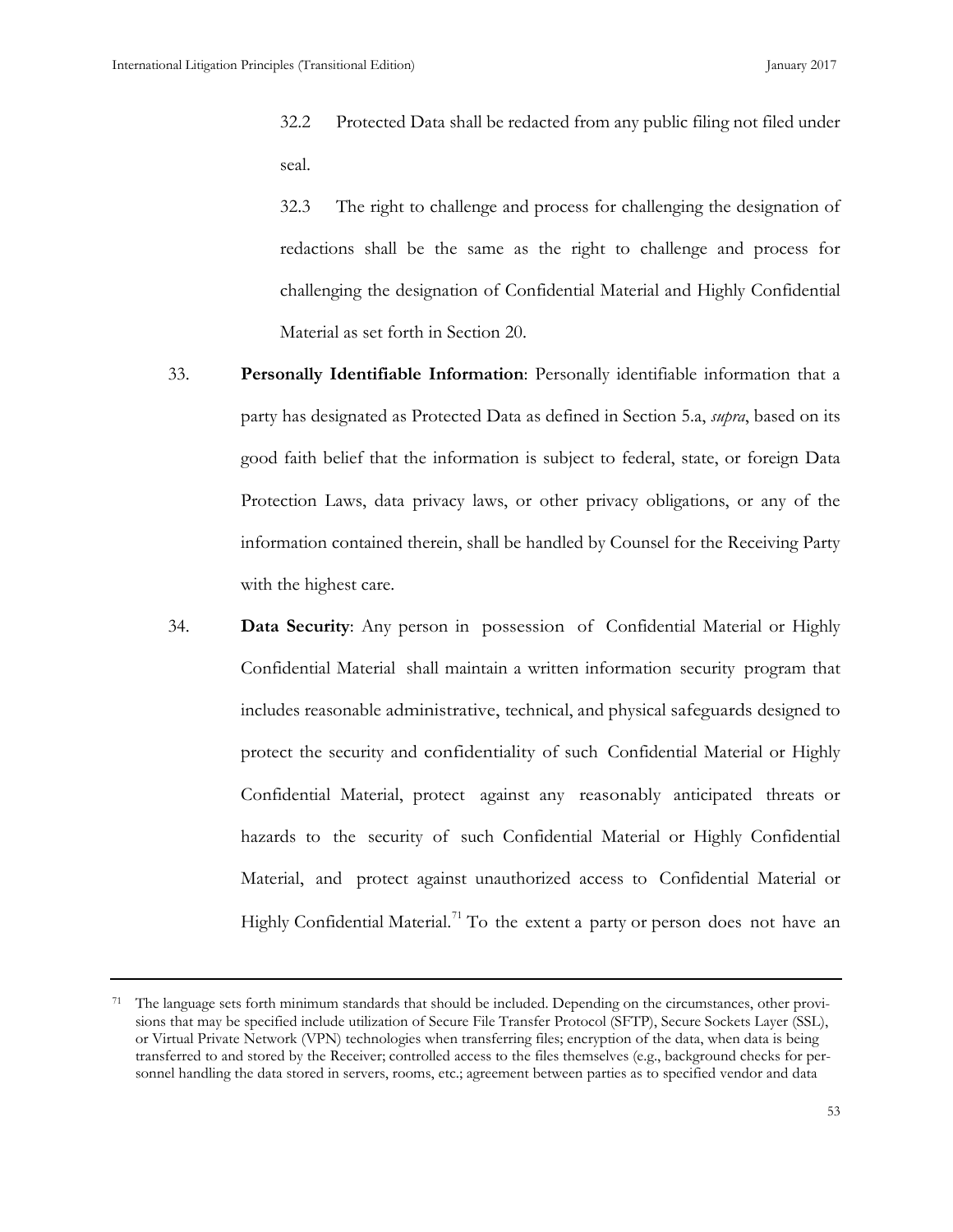32.2 Protected Data shall be redacted from any public filing not filed under seal.

32.3 The right to challenge and process for challenging the designation of redactions shall be the same as the right to challenge and process for challenging the designation of Confidential Material and Highly Confidential Material as set forth in Section 20.

33. **Personally Identifiable Information**: Personally identifiable information that a party has designated as Protected Data as defined in Section 5.a, *supra*, based on its good faith belief that the information is subject to federal, state, or foreign Data Protection Laws, data privacy laws, or other privacy obligations, or any of the information contained therein, shall be handled by Counsel for the Receiving Party with the highest care.

34. **Data Security**: Any person in possession of Confidential Material or Highly Confidential Material shall maintain a written information security program that includes reasonable administrative, technical, and physical safeguards designed to protect the security and confidentiality of such Confidential Material or Highly Confidential Material, protect against any reasonably anticipated threats or hazards to the security of such Confidential Material or Highly Confidential Material, and protect against unauthorized access to Confidential Material or Highly Confidential Material.[71] To the extent a party or person does not have an

---

[71] The language sets forth minimum standards that should be included. Depending on the circumstances, other provisions that may be specified include utilization of Secure File Transfer Protocol (SFTP), Secure Sockets Layer (SSL), or Virtual Private Network (VPN) technologies when transferring files; encryption of the data, when data is being transferred to and stored by the Receiver; controlled access to the files themselves (e.g., background checks for personnel handling the data stored in servers, rooms, etc.; agreement between parties as to specified vendor and data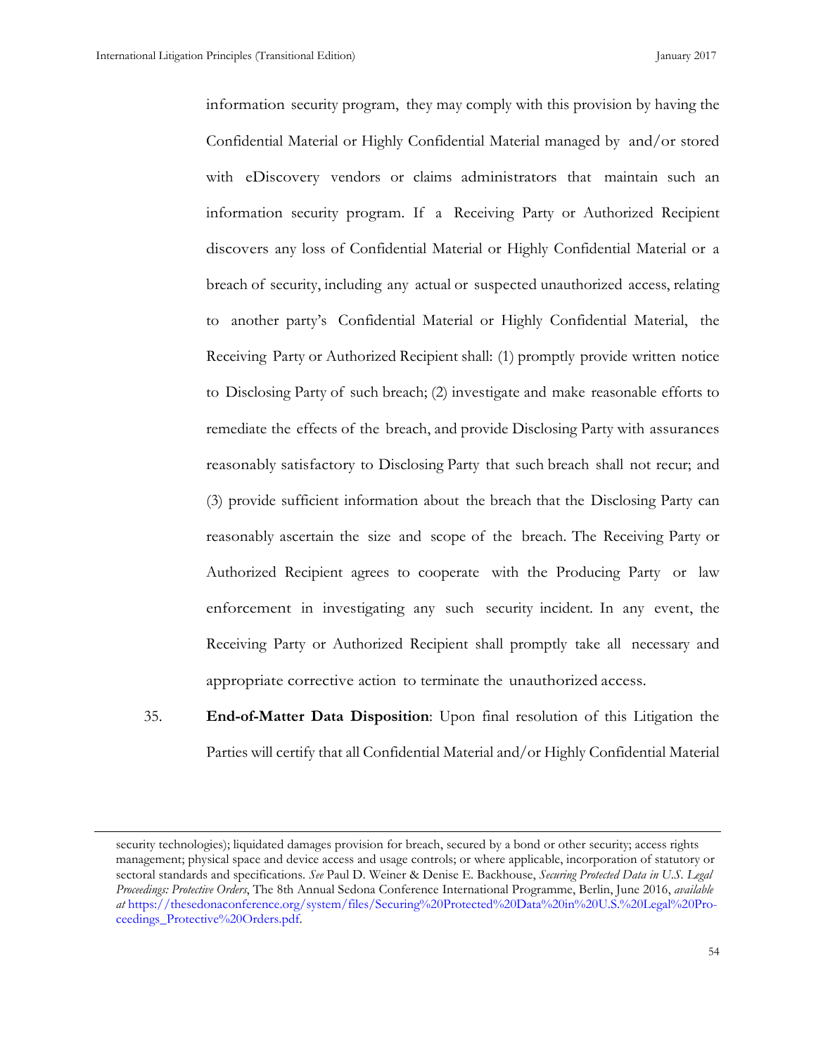information security program, they may comply with this provision by having the Confidential Material or Highly Confidential Material managed by and/or stored with eDiscovery vendors or claims administrators that maintain such an information security program. If a Receiving Party or Authorized Recipient discovers any loss of Confidential Material or Highly Confidential Material or a breach of security, including any actual or suspected unauthorized access, relating to another party's Confidential Material or Highly Confidential Material, the Receiving Party or Authorized Recipient shall: (1) promptly provide written notice to Disclosing Party of such breach; (2) investigate and make reasonable efforts to remediate the effects of the breach, and provide Disclosing Party with assurances reasonably satisfactory to Disclosing Party that such breach shall not recur; and (3) provide sufficient information about the breach that the Disclosing Party can reasonably ascertain the size and scope of the breach. The Receiving Party or Authorized Recipient agrees to cooperate with the Producing Party or law enforcement in investigating any such security incident. In any event, the Receiving Party or Authorized Recipient shall promptly take all necessary and appropriate corrective action to terminate the unauthorized access.

35. **End-of-Matter Data Disposition**: Upon final resolution of this Litigation the Parties will certify that all Confidential Material and/or Highly Confidential Material

---

security technologies); liquidated damages provision for breach, secured by a bond or other security; access rights management; physical space and device access and usage controls; or where applicable, incorporation of statutory or sectoral standards and specifications. *See* Paul D. Weiner & Denise E. Backhouse, *Securing Protected Data in U.S. Legal Proceedings: Protective Orders*, The 8th Annual Sedona Conference International Programme, Berlin, June 2016, *available at* https://thesedonaconference.org/system/files/Securing%20Protected%20Data%20in%20U.S.%20Legal%20Proceedings_Protective%20Orders.pdf.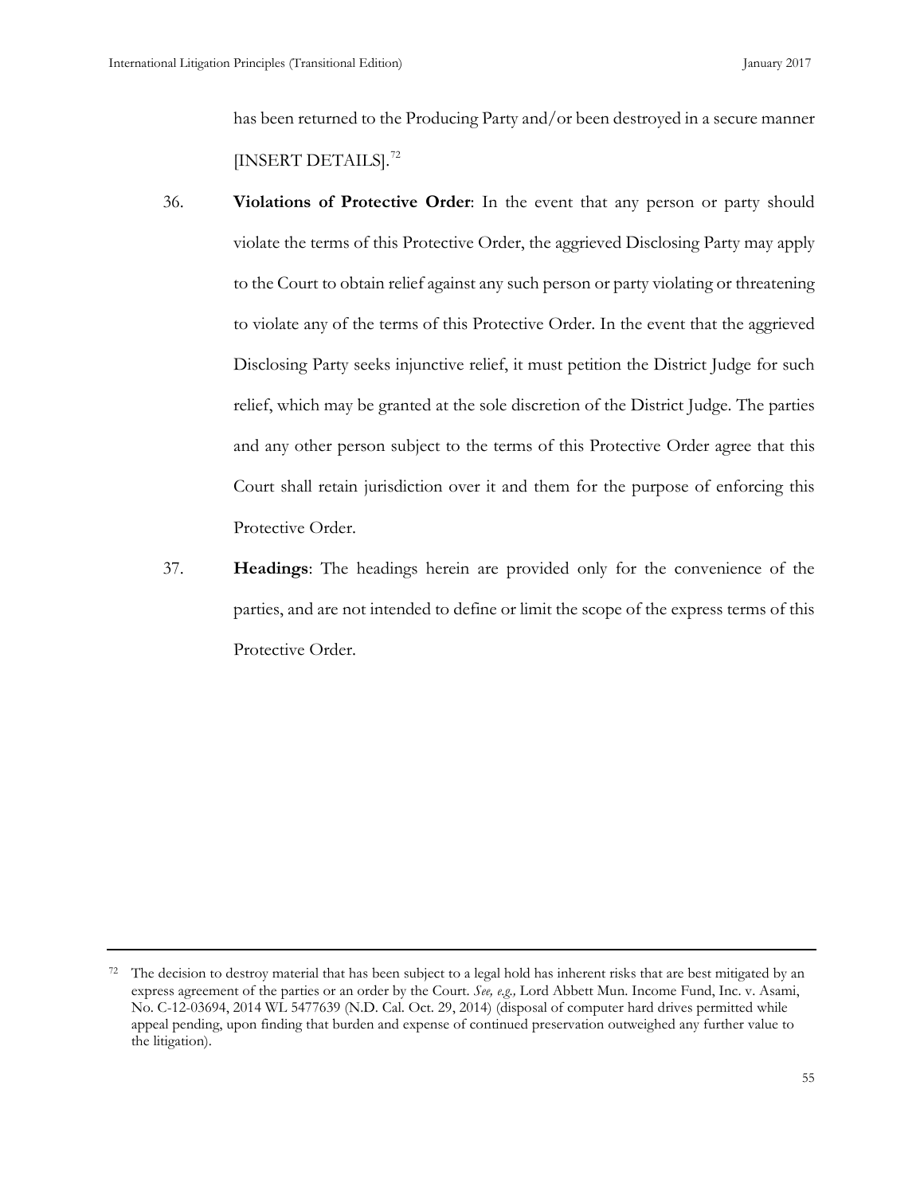has been returned to the Producing Party and/or been destroyed in a secure manner [INSERT DETAILS].[72]

36. **Violations of Protective Order**: In the event that any person or party should violate the terms of this Protective Order, the aggrieved Disclosing Party may apply to the Court to obtain relief against any such person or party violating or threatening to violate any of the terms of this Protective Order. In the event that the aggrieved Disclosing Party seeks injunctive relief, it must petition the District Judge for such relief, which may be granted at the sole discretion of the District Judge. The parties and any other person subject to the terms of this Protective Order agree that this Court shall retain jurisdiction over it and them for the purpose of enforcing this Protective Order.

37. **Headings**: The headings herein are provided only for the convenience of the parties, and are not intended to define or limit the scope of the express terms of this Protective Order.

---

[72] The decision to destroy material that has been subject to a legal hold has inherent risks that are best mitigated by an express agreement of the parties or an order by the Court. *See, e.g.,* Lord Abbett Mun. Income Fund, Inc. v. Asami, No. C-12-03694, 2014 WL 5477639 (N.D. Cal. Oct. 29, 2014) (disposal of computer hard drives permitted while appeal pending, upon finding that burden and expense of continued preservation outweighed any further value to the litigation).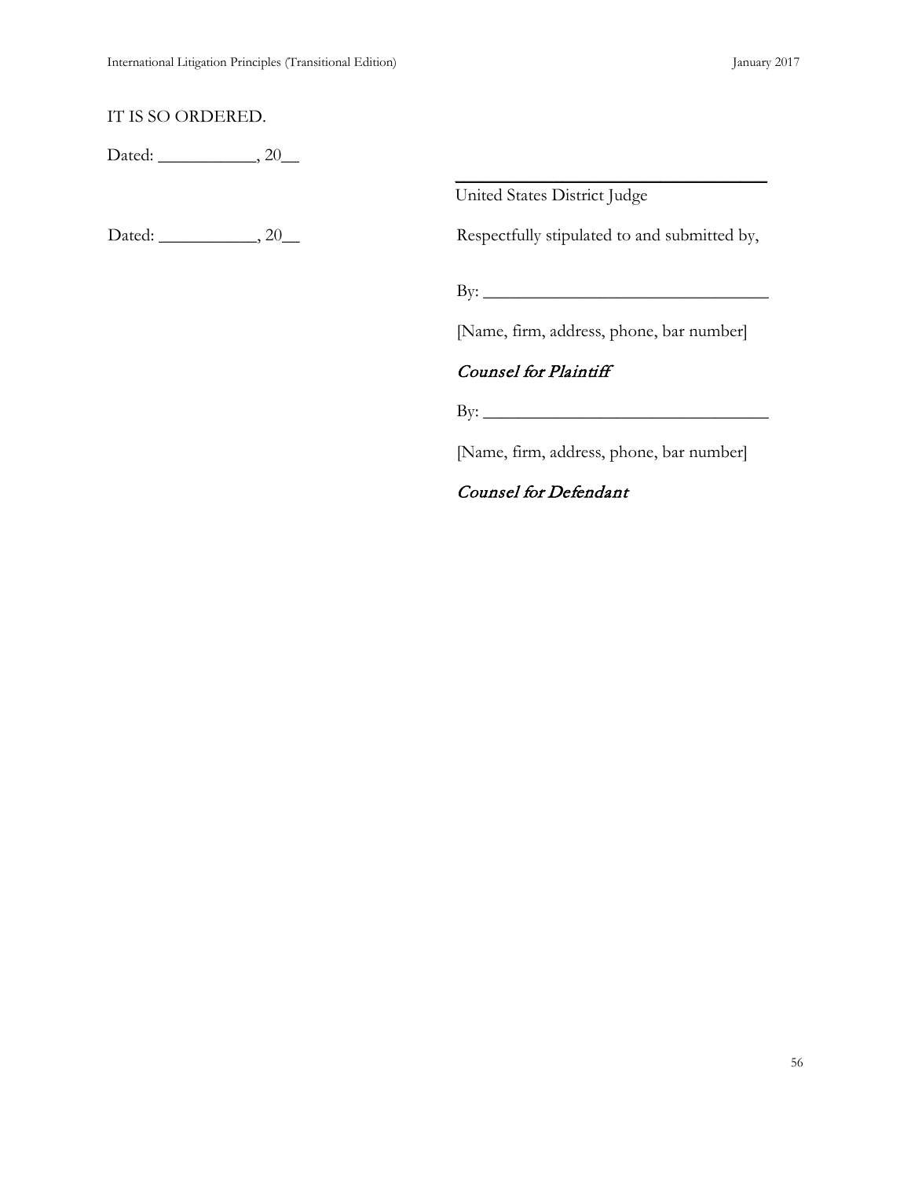IT IS SO ORDERED.

Dated: ___________, 20__

___________________________________

United States District Judge

Dated: ___________, 20__

Respectfully stipulated to and submitted by,

By: ________________________________

[Name, firm, address, phone, bar number]

*Counsel for Plaintiff*

By: ________________________________

[Name, firm, address, phone, bar number]

*Counsel for Defendant*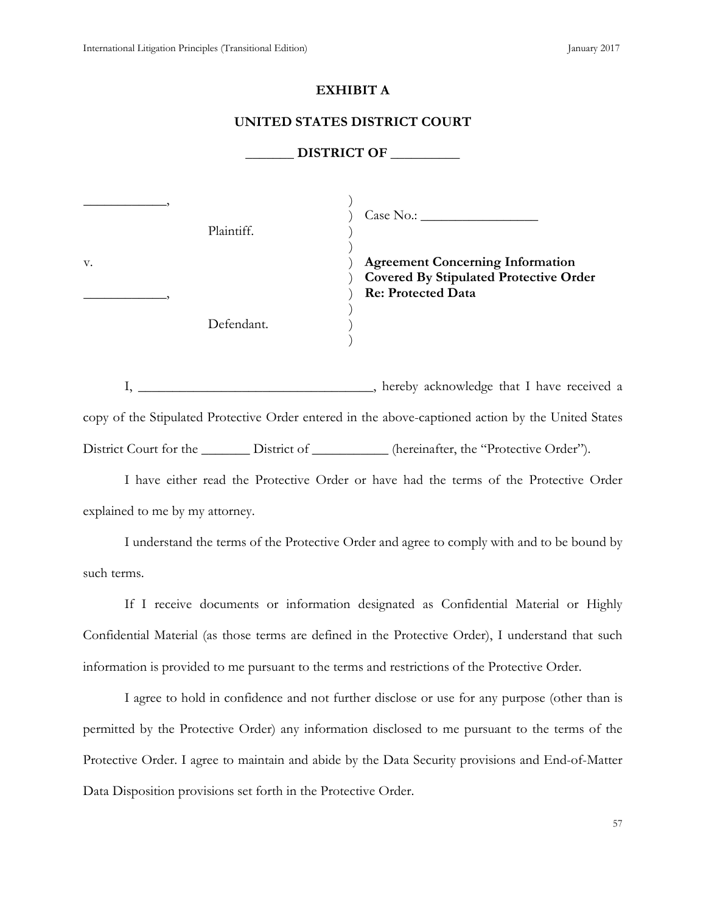**EXHIBIT A**

**UNITED STATES DISTRICT COURT**

**_______ DISTRICT OF __________**

| | |
|---|---|
| ____________, | |
| Plaintiff. | Case No.: _________________ |
| v. | **Agreement Concerning Information Covered By Stipulated Protective Order Re: Protected Data** |
| ____________, | |
| Defendant. | |

I, __________________________________, hereby acknowledge that I have received a copy of the Stipulated Protective Order entered in the above-captioned action by the United States District Court for the _______ District of ___________ (hereinafter, the "Protective Order").

I have either read the Protective Order or have had the terms of the Protective Order explained to me by my attorney.

I understand the terms of the Protective Order and agree to comply with and to be bound by such terms.

If I receive documents or information designated as Confidential Material or Highly Confidential Material (as those terms are defined in the Protective Order), I understand that such information is provided to me pursuant to the terms and restrictions of the Protective Order.

I agree to hold in confidence and not further disclose or use for any purpose (other than is permitted by the Protective Order) any information disclosed to me pursuant to the terms of the Protective Order. I agree to maintain and abide by the Data Security provisions and End-of-Matter Data Disposition provisions set forth in the Protective Order.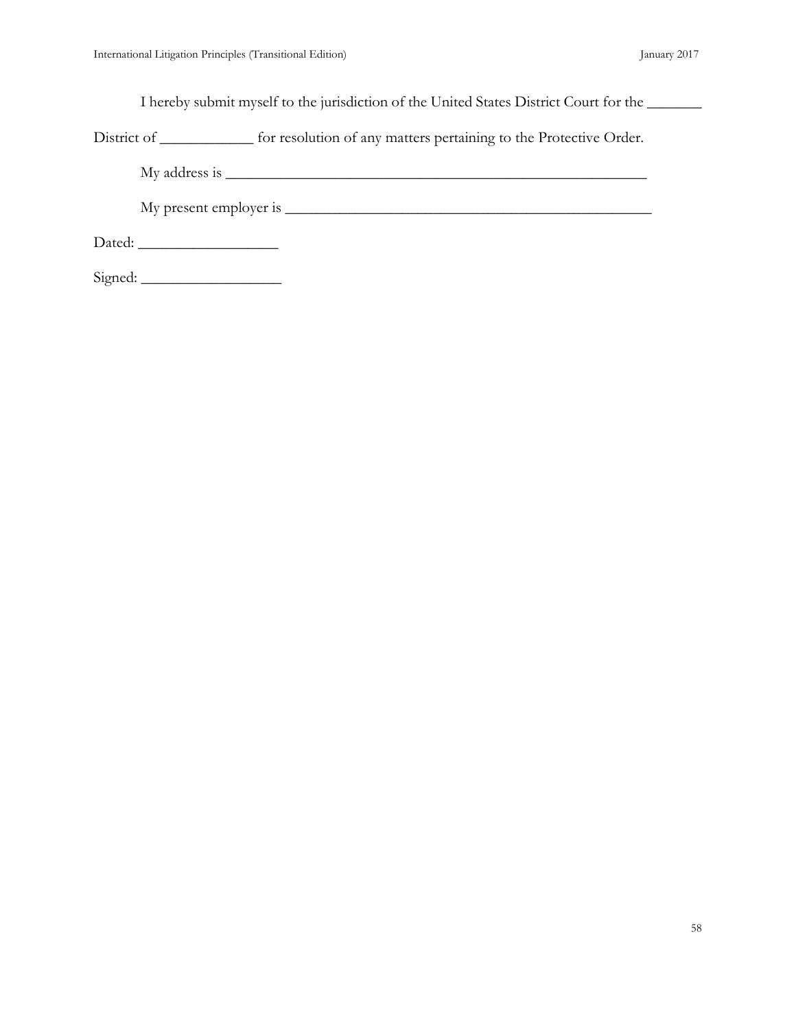I hereby submit myself to the jurisdiction of the United States District Court for the _______ District of ____________ for resolution of any matters pertaining to the Protective Order.

My address is ________________________________________________________

My present employer is ___________________________________________________

Dated: __________________

Signed: __________________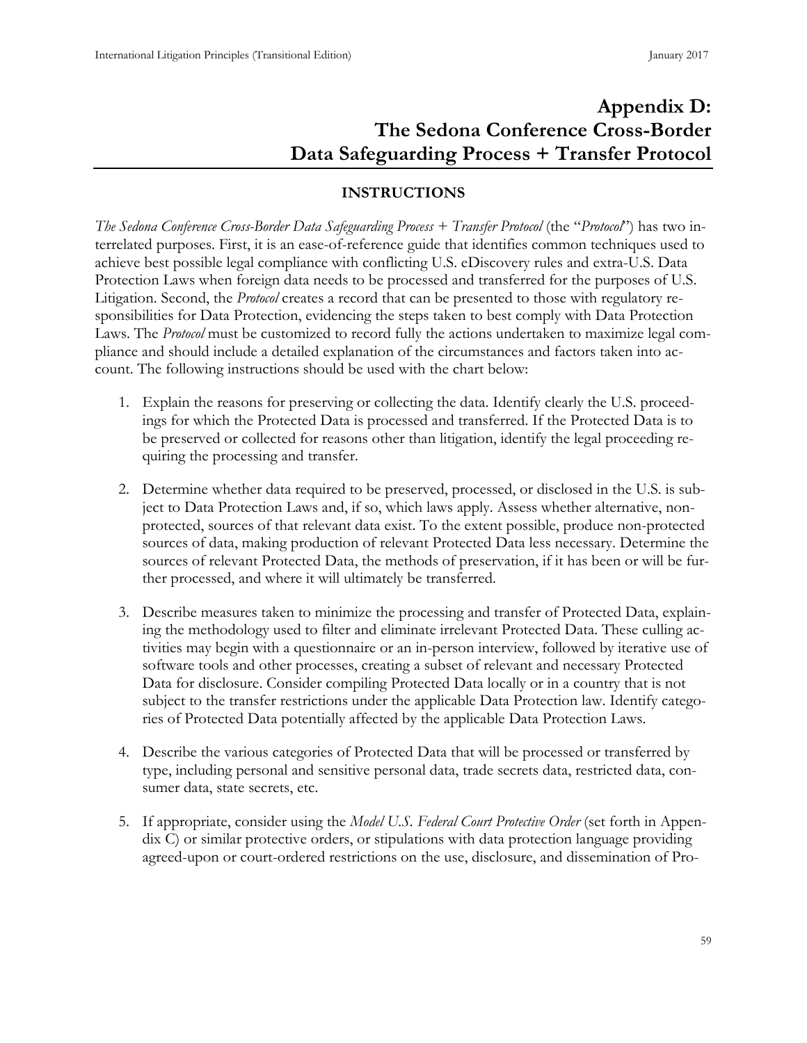# Appendix D: The Sedona Conference Cross-Border Data Safeguarding Process + Transfer Protocol

## INSTRUCTIONS

*The Sedona Conference Cross-Border Data Safeguarding Process + Transfer Protocol* (the "*Protocol*") has two interrelated purposes. First, it is an ease-of-reference guide that identifies common techniques used to achieve best possible legal compliance with conflicting U.S. eDiscovery rules and extra-U.S. Data Protection Laws when foreign data needs to be processed and transferred for the purposes of U.S. Litigation. Second, the *Protocol* creates a record that can be presented to those with regulatory responsibilities for Data Protection, evidencing the steps taken to best comply with Data Protection Laws. The *Protocol* must be customized to record fully the actions undertaken to maximize legal compliance and should include a detailed explanation of the circumstances and factors taken into account. The following instructions should be used with the chart below:

1. Explain the reasons for preserving or collecting the data. Identify clearly the U.S. proceedings for which the Protected Data is processed and transferred. If the Protected Data is to be preserved or collected for reasons other than litigation, identify the legal proceeding requiring the processing and transfer.

2. Determine whether data required to be preserved, processed, or disclosed in the U.S. is subject to Data Protection Laws and, if so, which laws apply. Assess whether alternative, non-protected, sources of that relevant data exist. To the extent possible, produce non-protected sources of data, making production of relevant Protected Data less necessary. Determine the sources of relevant Protected Data, the methods of preservation, if it has been or will be further processed, and where it will ultimately be transferred.

3. Describe measures taken to minimize the processing and transfer of Protected Data, explaining the methodology used to filter and eliminate irrelevant Protected Data. These culling activities may begin with a questionnaire or an in-person interview, followed by iterative use of software tools and other processes, creating a subset of relevant and necessary Protected Data for disclosure. Consider compiling Protected Data locally or in a country that is not subject to the transfer restrictions under the applicable Data Protection law. Identify categories of Protected Data potentially affected by the applicable Data Protection Laws.

4. Describe the various categories of Protected Data that will be processed or transferred by type, including personal and sensitive personal data, trade secrets data, restricted data, consumer data, state secrets, etc.

5. If appropriate, consider using the *Model U.S. Federal Court Protective Order* (set forth in Appendix C) or similar protective orders, or stipulations with data protection language providing agreed-upon or court-ordered restrictions on the use, disclosure, and dissemination of Pro-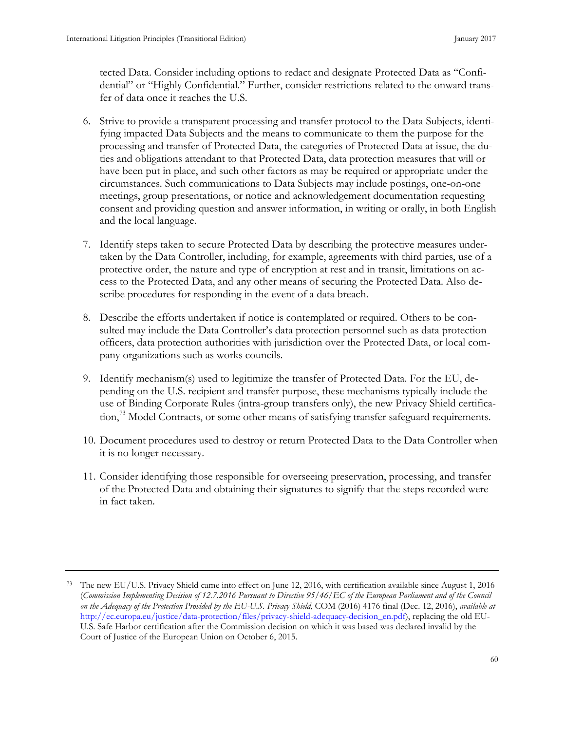tected Data. Consider including options to redact and designate Protected Data as "Confidential" or "Highly Confidential." Further, consider restrictions related to the onward transfer of data once it reaches the U.S.

6. Strive to provide a transparent processing and transfer protocol to the Data Subjects, identifying impacted Data Subjects and the means to communicate to them the purpose for the processing and transfer of Protected Data, the categories of Protected Data at issue, the duties and obligations attendant to that Protected Data, data protection measures that will or have been put in place, and such other factors as may be required or appropriate under the circumstances. Such communications to Data Subjects may include postings, one-on-one meetings, group presentations, or notice and acknowledgement documentation requesting consent and providing question and answer information, in writing or orally, in both English and the local language.

7. Identify steps taken to secure Protected Data by describing the protective measures undertaken by the Data Controller, including, for example, agreements with third parties, use of a protective order, the nature and type of encryption at rest and in transit, limitations on access to the Protected Data, and any other means of securing the Protected Data. Also describe procedures for responding in the event of a data breach.

8. Describe the efforts undertaken if notice is contemplated or required. Others to be consulted may include the Data Controller's data protection personnel such as data protection officers, data protection authorities with jurisdiction over the Protected Data, or local company organizations such as works councils.

9. Identify mechanism(s) used to legitimize the transfer of Protected Data. For the EU, depending on the U.S. recipient and transfer purpose, these mechanisms typically include the use of Binding Corporate Rules (intra-group transfers only), the new Privacy Shield certification,[73] Model Contracts, or some other means of satisfying transfer safeguard requirements.

10. Document procedures used to destroy or return Protected Data to the Data Controller when it is no longer necessary.

11. Consider identifying those responsible for overseeing preservation, processing, and transfer of the Protected Data and obtaining their signatures to signify that the steps recorded were in fact taken.

---

[73] The new EU/U.S. Privacy Shield came into effect on June 12, 2016, with certification available since August 1, 2016 (*Commission Implementing Decision of 12.7.2016 Pursuant to Directive 95/46/EC of the European Parliament and of the Council on the Adequacy of the Protection Provided by the EU-U.S. Privacy Shield*, COM (2016) 4176 final (Dec. 12, 2016), *available at* http://ec.europa.eu/justice/data-protection/files/privacy-shield-adequacy-decision_en.pdf), replacing the old EU-U.S. Safe Harbor certification after the Commission decision on which it was based was declared invalid by the Court of Justice of the European Union on October 6, 2015.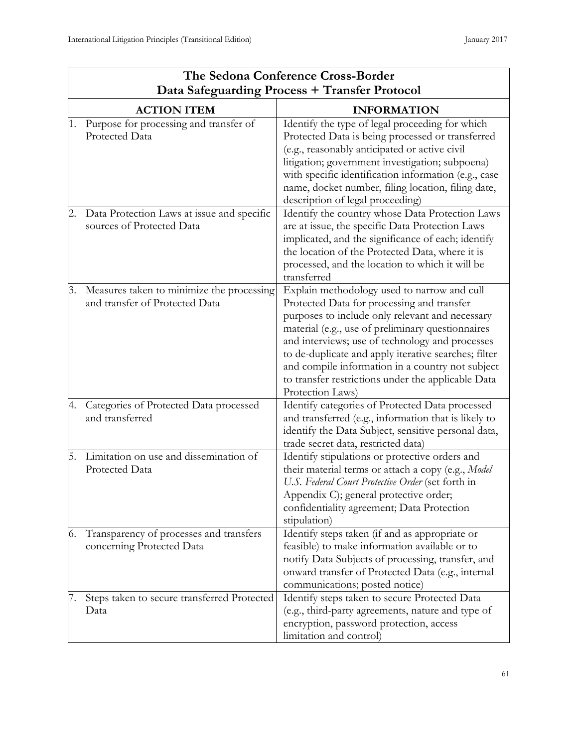| The Sedona Conference Cross-Border Data Safeguarding Process + Transfer Protocol | |
|---|---|
| **ACTION ITEM** | **INFORMATION** |
| 1. Purpose for processing and transfer of Protected Data | Identify the type of legal proceeding for which Protected Data is being processed or transferred (e.g., reasonably anticipated or active civil litigation; government investigation; subpoena) with specific identification information (e.g., case name, docket number, filing location, filing date, description of legal proceeding) |
| 2. Data Protection Laws at issue and specific sources of Protected Data | Identify the country whose Data Protection Laws are at issue, the specific Data Protection Laws implicated, and the significance of each; identify the location of the Protected Data, where it is processed, and the location to which it will be transferred |
| 3. Measures taken to minimize the processing and transfer of Protected Data | Explain methodology used to narrow and cull Protected Data for processing and transfer purposes to include only relevant and necessary material (e.g., use of preliminary questionnaires and interviews; use of technology and processes to de-duplicate and apply iterative searches; filter and compile information in a country not subject to transfer restrictions under the applicable Data Protection Laws) |
| 4. Categories of Protected Data processed and transferred | Identify categories of Protected Data processed and transferred (e.g., information that is likely to identify the Data Subject, sensitive personal data, trade secret data, restricted data) |
| 5. Limitation on use and dissemination of Protected Data | Identify stipulations or protective orders and their material terms or attach a copy (e.g., *Model U.S. Federal Court Protective Order* (set forth in Appendix C); general protective order; confidentiality agreement; Data Protection stipulation) |
| 6. Transparency of processes and transfers concerning Protected Data | Identify steps taken (if and as appropriate or feasible) to make information available or to notify Data Subjects of processing, transfer, and onward transfer of Protected Data (e.g., internal communications; posted notice) |
| 7. Steps taken to secure transferred Protected Data | Identify steps taken to secure Protected Data (e.g., third-party agreements, nature and type of encryption, password protection, access limitation and control) |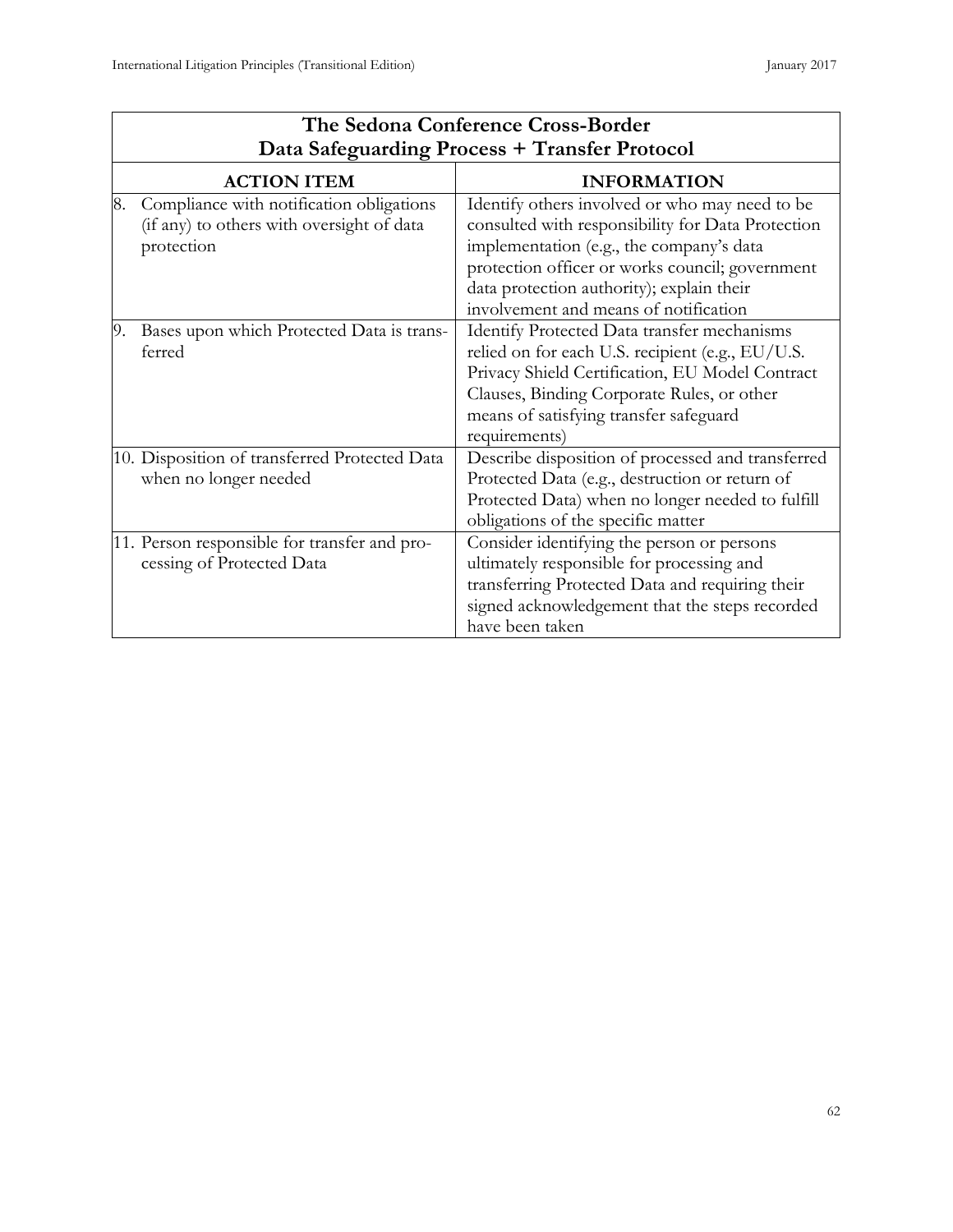| The Sedona Conference Cross-Border Data Safeguarding Process + Transfer Protocol | |
|---|---|
| **ACTION ITEM** | **INFORMATION** |
| 8. Compliance with notification obligations (if any) to others with oversight of data protection | Identify others involved or who may need to be consulted with responsibility for Data Protection implementation (e.g., the company's data protection officer or works council; government data protection authority); explain their involvement and means of notification |
| 9. Bases upon which Protected Data is transferred | Identify Protected Data transfer mechanisms relied on for each U.S. recipient (e.g., EU/U.S. Privacy Shield Certification, EU Model Contract Clauses, Binding Corporate Rules, or other means of satisfying transfer safeguard requirements) |
| 10. Disposition of transferred Protected Data when no longer needed | Describe disposition of processed and transferred Protected Data (e.g., destruction or return of Protected Data) when no longer needed to fulfill obligations of the specific matter |
| 11. Person responsible for transfer and processing of Protected Data | Consider identifying the person or persons ultimately responsible for processing and transferring Protected Data and requiring their signed acknowledgement that the steps recorded have been taken |